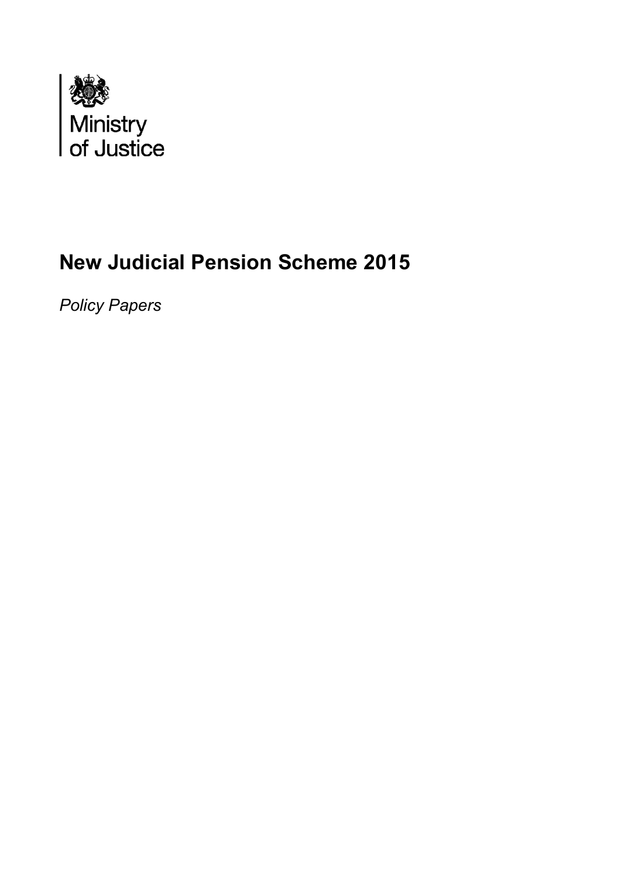Ministry of Justice

# New Judicial Pension Scheme 2015

*Policy Papers*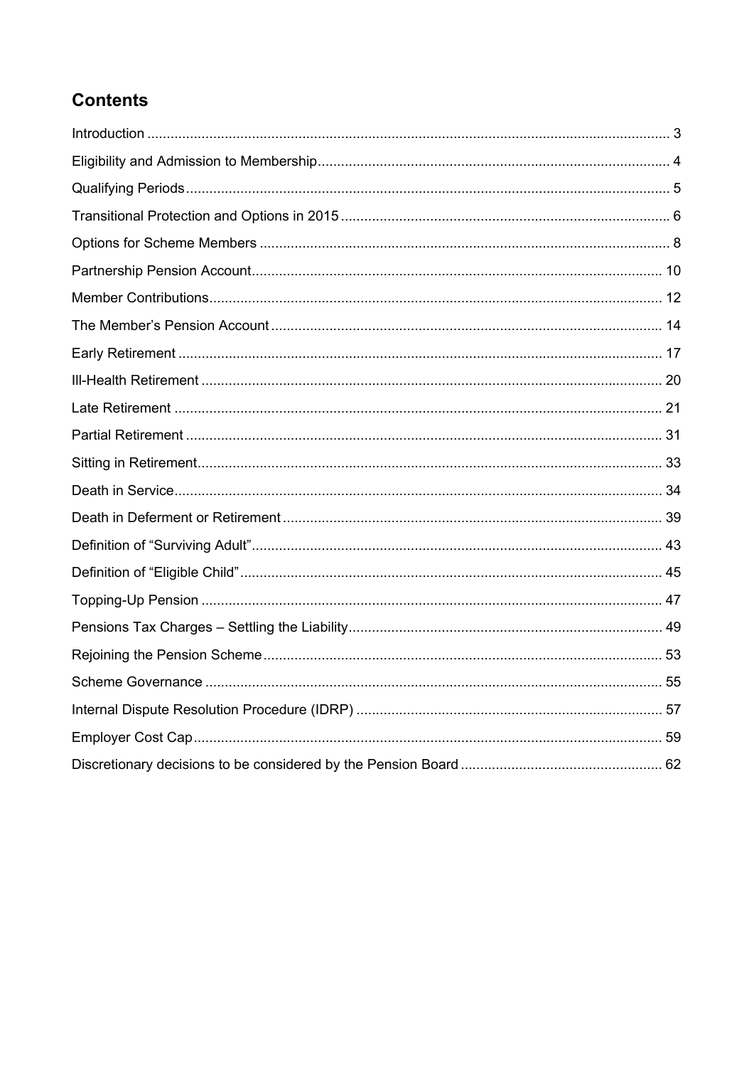## Contents

| | |
|---|---|
| Introduction | 3 |
| Eligibility and Admission to Membership | 4 |
| Qualifying Periods | 5 |
| Transitional Protection and Options in 2015 | 6 |
| Options for Scheme Members | 8 |
| Partnership Pension Account | 10 |
| Member Contributions | 12 |
| The Member's Pension Account | 14 |
| Early Retirement | 17 |
| Ill-Health Retirement | 20 |
| Late Retirement | 21 |
| Partial Retirement | 31 |
| Sitting in Retirement | 33 |
| Death in Service | 34 |
| Death in Deferment or Retirement | 39 |
| Definition of "Surviving Adult" | 43 |
| Definition of "Eligible Child" | 45 |
| Topping-Up Pension | 47 |
| Pensions Tax Charges – Settling the Liability | 49 |
| Rejoining the Pension Scheme | 53 |
| Scheme Governance | 55 |
| Internal Dispute Resolution Procedure (IDRP) | 57 |
| Employer Cost Cap | 59 |
| Discretionary decisions to be considered by the Pension Board | 62 |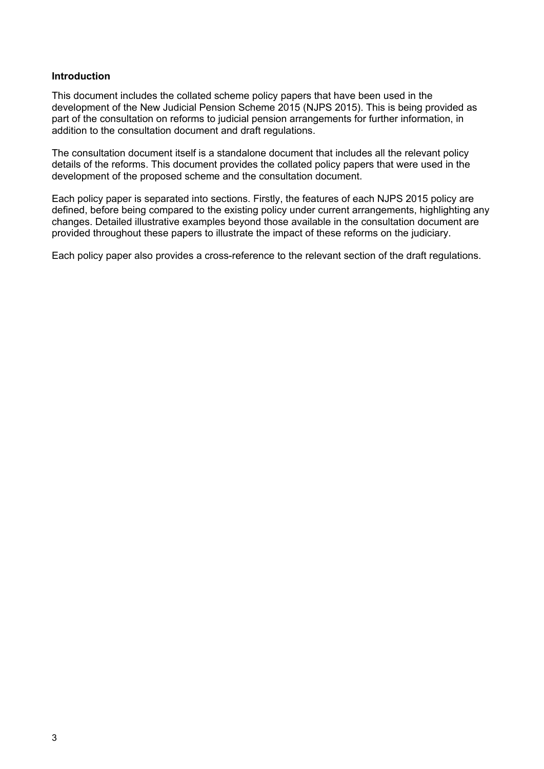**Introduction**

This document includes the collated scheme policy papers that have been used in the development of the New Judicial Pension Scheme 2015 (NJPS 2015). This is being provided as part of the consultation on reforms to judicial pension arrangements for further information, in addition to the consultation document and draft regulations.

The consultation document itself is a standalone document that includes all the relevant policy details of the reforms. This document provides the collated policy papers that were used in the development of the proposed scheme and the consultation document.

Each policy paper is separated into sections. Firstly, the features of each NJPS 2015 policy are defined, before being compared to the existing policy under current arrangements, highlighting any changes. Detailed illustrative examples beyond those available in the consultation document are provided throughout these papers to illustrate the impact of these reforms on the judiciary.

Each policy paper also provides a cross-reference to the relevant section of the draft regulations.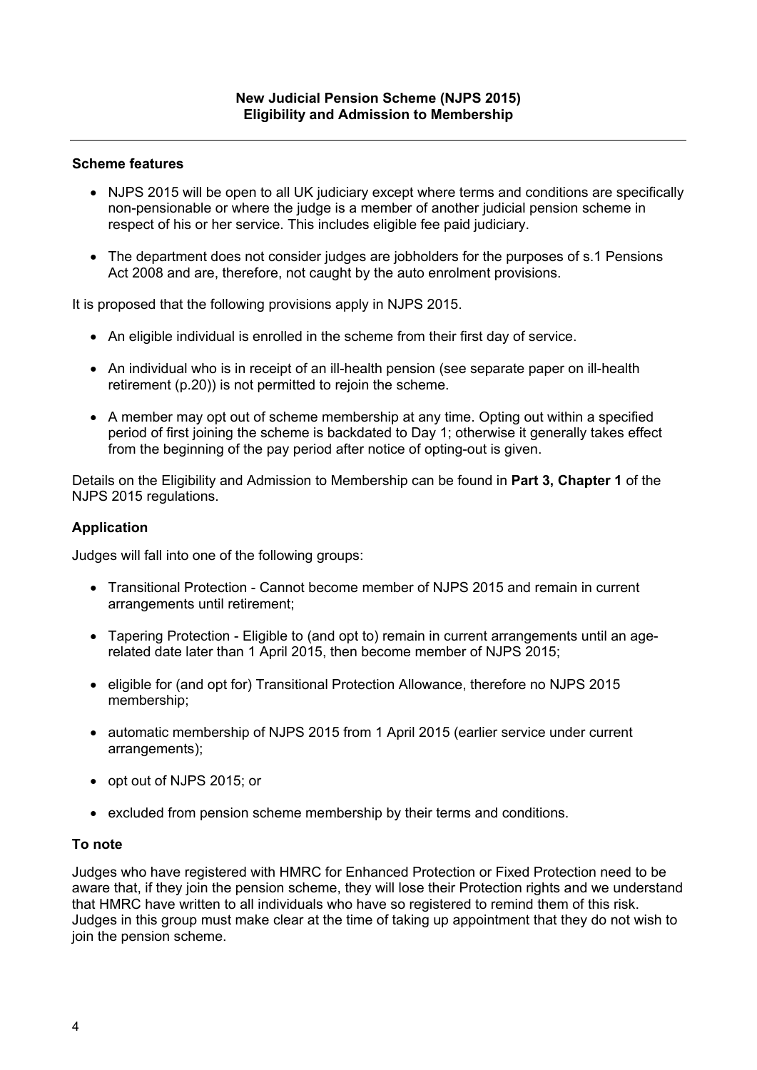**New Judicial Pension Scheme (NJPS 2015)**
**Eligibility and Admission to Membership**

---

**Scheme features**

- NJPS 2015 will be open to all UK judiciary except where terms and conditions are specifically non-pensionable or where the judge is a member of another judicial pension scheme in respect of his or her service. This includes eligible fee paid judiciary.
- The department does not consider judges are jobholders for the purposes of s.1 Pensions Act 2008 and are, therefore, not caught by the auto enrolment provisions.

It is proposed that the following provisions apply in NJPS 2015.

- An eligible individual is enrolled in the scheme from their first day of service.
- An individual who is in receipt of an ill-health pension (see separate paper on ill-health retirement (p.20)) is not permitted to rejoin the scheme.
- A member may opt out of scheme membership at any time. Opting out within a specified period of first joining the scheme is backdated to Day 1; otherwise it generally takes effect from the beginning of the pay period after notice of opting-out is given.

Details on the Eligibility and Admission to Membership can be found in **Part 3, Chapter 1** of the NJPS 2015 regulations.

**Application**

Judges will fall into one of the following groups:

- Transitional Protection - Cannot become member of NJPS 2015 and remain in current arrangements until retirement;
- Tapering Protection - Eligible to (and opt to) remain in current arrangements until an age-related date later than 1 April 2015, then become member of NJPS 2015;
- eligible for (and opt for) Transitional Protection Allowance, therefore no NJPS 2015 membership;
- automatic membership of NJPS 2015 from 1 April 2015 (earlier service under current arrangements);
- opt out of NJPS 2015; or
- excluded from pension scheme membership by their terms and conditions.

**To note**

Judges who have registered with HMRC for Enhanced Protection or Fixed Protection need to be aware that, if they join the pension scheme, they will lose their Protection rights and we understand that HMRC have written to all individuals who have so registered to remind them of this risk. Judges in this group must make clear at the time of taking up appointment that they do not wish to join the pension scheme.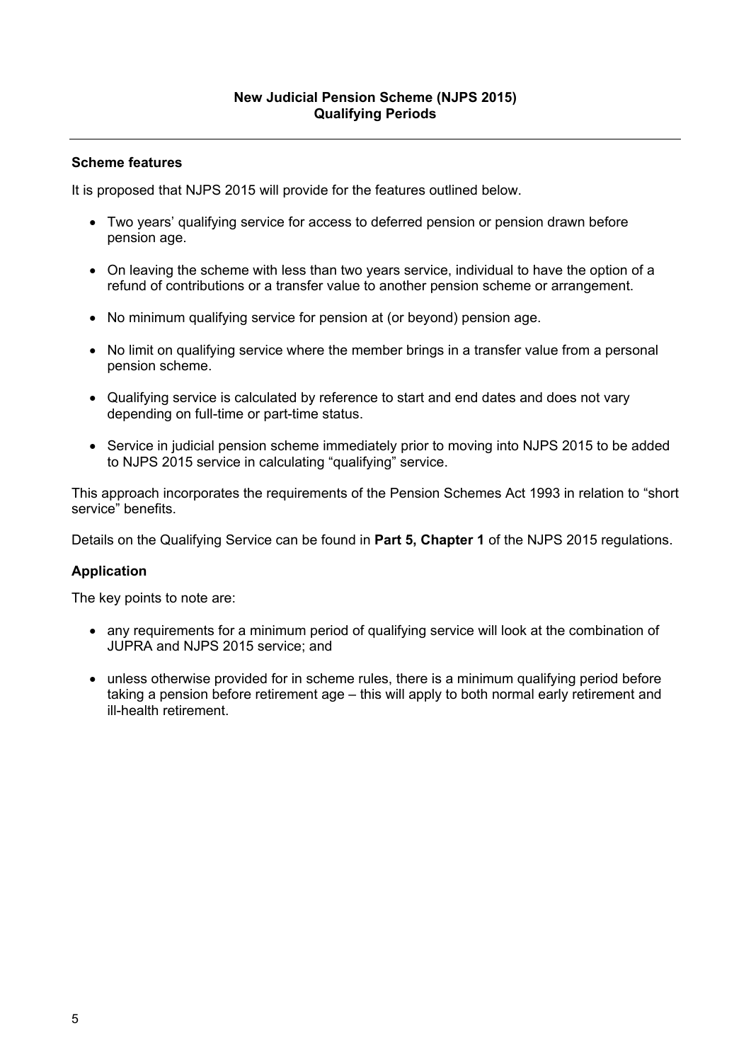## New Judicial Pension Scheme (NJPS 2015)
## Qualifying Periods

---

### Scheme features

It is proposed that NJPS 2015 will provide for the features outlined below.

- Two years' qualifying service for access to deferred pension or pension drawn before pension age.
- On leaving the scheme with less than two years service, individual to have the option of a refund of contributions or a transfer value to another pension scheme or arrangement.
- No minimum qualifying service for pension at (or beyond) pension age.
- No limit on qualifying service where the member brings in a transfer value from a personal pension scheme.
- Qualifying service is calculated by reference to start and end dates and does not vary depending on full-time or part-time status.
- Service in judicial pension scheme immediately prior to moving into NJPS 2015 to be added to NJPS 2015 service in calculating "qualifying" service.

This approach incorporates the requirements of the Pension Schemes Act 1993 in relation to "short service" benefits.

Details on the Qualifying Service can be found in **Part 5, Chapter 1** of the NJPS 2015 regulations.

### Application

The key points to note are:

- any requirements for a minimum period of qualifying service will look at the combination of JUPRA and NJPS 2015 service; and
- unless otherwise provided for in scheme rules, there is a minimum qualifying period before taking a pension before retirement age – this will apply to both normal early retirement and ill-health retirement.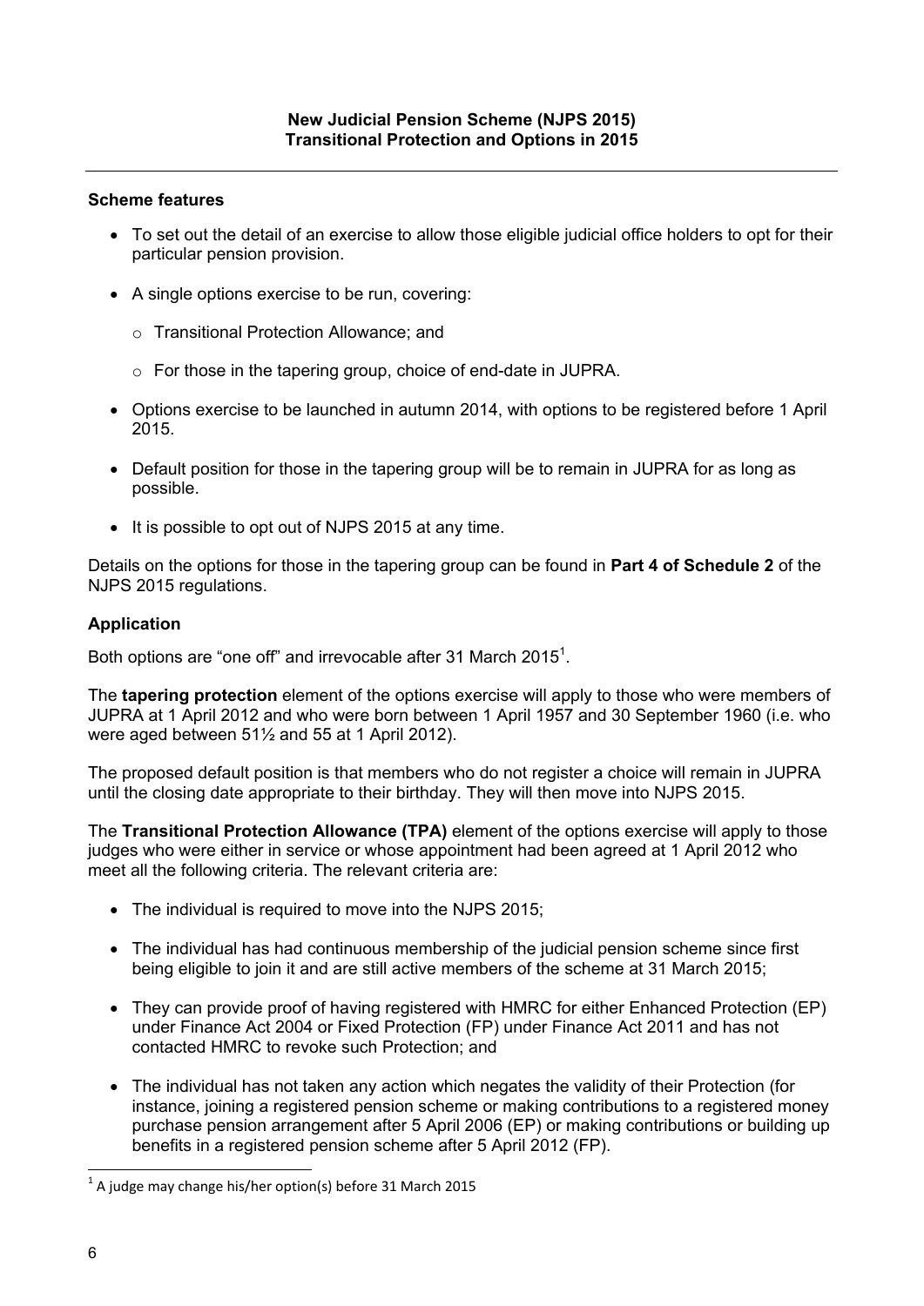**New Judicial Pension Scheme (NJPS 2015)**
**Transitional Protection and Options in 2015**

---

**Scheme features**

- To set out the detail of an exercise to allow those eligible judicial office holders to opt for their particular pension provision.
- A single options exercise to be run, covering:
    - Transitional Protection Allowance; and
    - For those in the tapering group, choice of end-date in JUPRA.
- Options exercise to be launched in autumn 2014, with options to be registered before 1 April 2015.
- Default position for those in the tapering group will be to remain in JUPRA for as long as possible.
- It is possible to opt out of NJPS 2015 at any time.

Details on the options for those in the tapering group can be found in **Part 4 of Schedule 2** of the NJPS 2015 regulations.

**Application**

Both options are "one off" and irrevocable after 31 March 2015[1].

The **tapering protection** element of the options exercise will apply to those who were members of JUPRA at 1 April 2012 and who were born between 1 April 1957 and 30 September 1960 (i.e. who were aged between 51½ and 55 at 1 April 2012).

The proposed default position is that members who do not register a choice will remain in JUPRA until the closing date appropriate to their birthday. They will then move into NJPS 2015.

The **Transitional Protection Allowance (TPA)** element of the options exercise will apply to those judges who were either in service or whose appointment had been agreed at 1 April 2012 who meet all the following criteria. The relevant criteria are:

- The individual is required to move into the NJPS 2015;
- The individual has had continuous membership of the judicial pension scheme since first being eligible to join it and are still active members of the scheme at 31 March 2015;
- They can provide proof of having registered with HMRC for either Enhanced Protection (EP) under Finance Act 2004 or Fixed Protection (FP) under Finance Act 2011 and has not contacted HMRC to revoke such Protection; and
- The individual has not taken any action which negates the validity of their Protection (for instance, joining a registered pension scheme or making contributions to a registered money purchase pension arrangement after 5 April 2006 (EP) or making contributions or building up benefits in a registered pension scheme after 5 April 2012 (FP).

---

[1] A judge may change his/her option(s) before 31 March 2015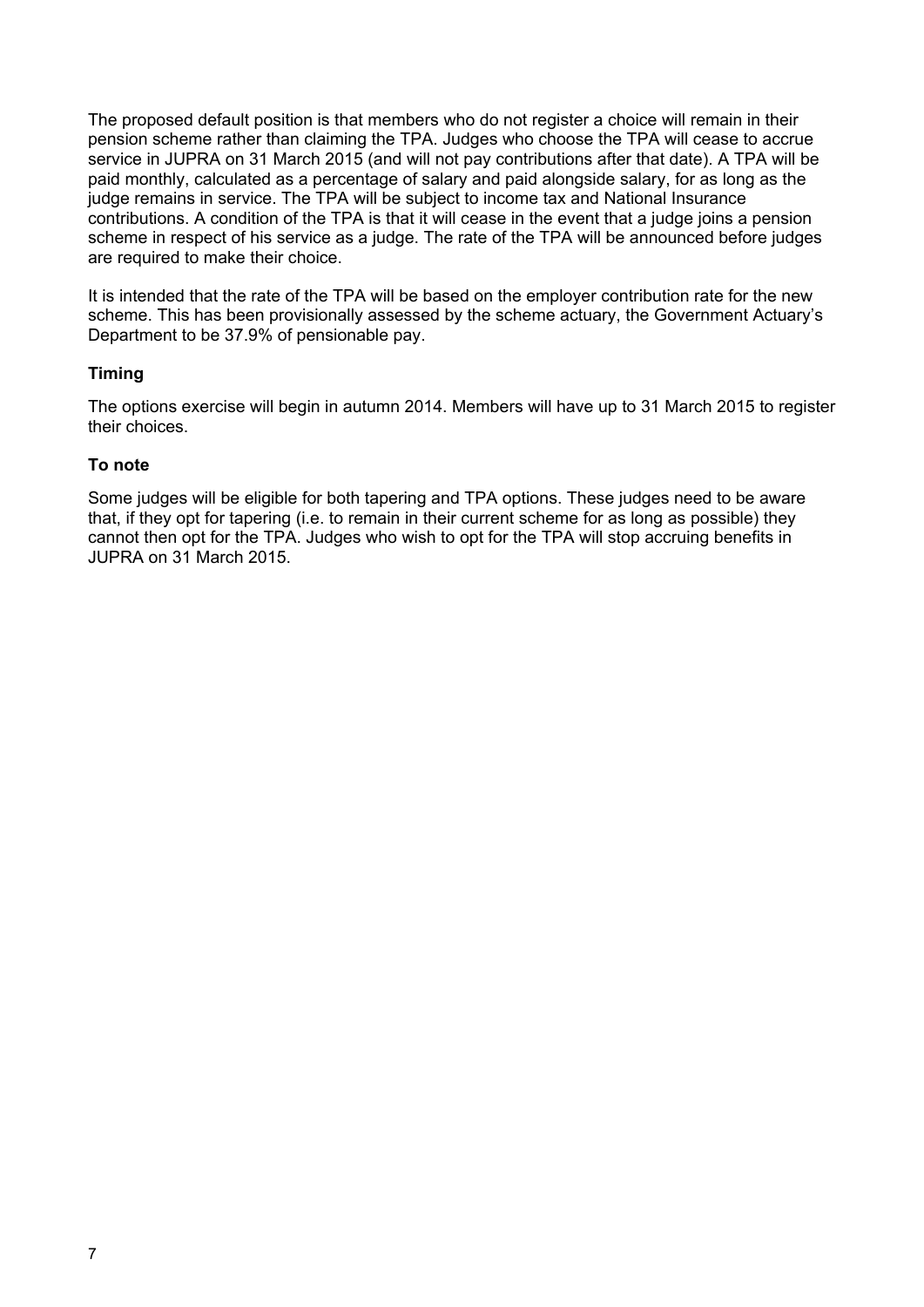The proposed default position is that members who do not register a choice will remain in their pension scheme rather than claiming the TPA. Judges who choose the TPA will cease to accrue service in JUPRA on 31 March 2015 (and will not pay contributions after that date). A TPA will be paid monthly, calculated as a percentage of salary and paid alongside salary, for as long as the judge remains in service. The TPA will be subject to income tax and National Insurance contributions. A condition of the TPA is that it will cease in the event that a judge joins a pension scheme in respect of his service as a judge. The rate of the TPA will be announced before judges are required to make their choice.

It is intended that the rate of the TPA will be based on the employer contribution rate for the new scheme. This has been provisionally assessed by the scheme actuary, the Government Actuary's Department to be 37.9% of pensionable pay.

**Timing**

The options exercise will begin in autumn 2014. Members will have up to 31 March 2015 to register their choices.

**To note**

Some judges will be eligible for both tapering and TPA options. These judges need to be aware that, if they opt for tapering (i.e. to remain in their current scheme for as long as possible) they cannot then opt for the TPA. Judges who wish to opt for the TPA will stop accruing benefits in JUPRA on 31 March 2015.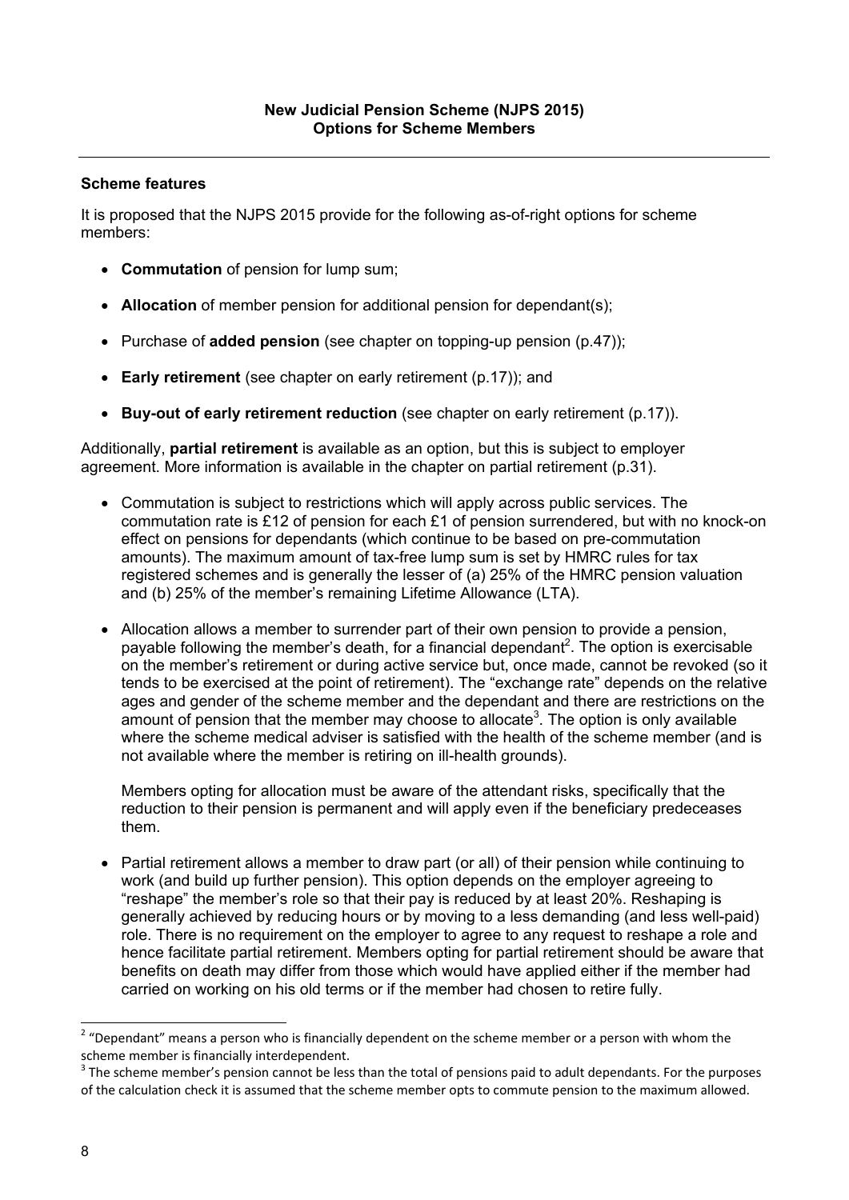**New Judicial Pension Scheme (NJPS 2015)**
**Options for Scheme Members**

### Scheme features

It is proposed that the NJPS 2015 provide for the following as-of-right options for scheme members:

- **Commutation** of pension for lump sum;
- **Allocation** of member pension for additional pension for dependant(s);
- Purchase of **added pension** (see chapter on topping-up pension (p.47));
- **Early retirement** (see chapter on early retirement (p.17)); and
- **Buy-out of early retirement reduction** (see chapter on early retirement (p.17)).

Additionally, **partial retirement** is available as an option, but this is subject to employer agreement. More information is available in the chapter on partial retirement (p.31).

- Commutation is subject to restrictions which will apply across public services. The commutation rate is £12 of pension for each £1 of pension surrendered, but with no knock-on effect on pensions for dependants (which continue to be based on pre-commutation amounts). The maximum amount of tax-free lump sum is set by HMRC rules for tax registered schemes and is generally the lesser of (a) 25% of the HMRC pension valuation and (b) 25% of the member's remaining Lifetime Allowance (LTA).

- Allocation allows a member to surrender part of their own pension to provide a pension, payable following the member's death, for a financial dependant[2]. The option is exercisable on the member's retirement or during active service but, once made, cannot be revoked (so it tends to be exercised at the point of retirement). The "exchange rate" depends on the relative ages and gender of the scheme member and the dependant and there are restrictions on the amount of pension that the member may choose to allocate[3]. The option is only available where the scheme medical adviser is satisfied with the health of the scheme member (and is not available where the member is retiring on ill-health grounds).

  Members opting for allocation must be aware of the attendant risks, specifically that the reduction to their pension is permanent and will apply even if the beneficiary predeceases them.

- Partial retirement allows a member to draw part (or all) of their pension while continuing to work (and build up further pension). This option depends on the employer agreeing to "reshape" the member's role so that their pay is reduced by at least 20%. Reshaping is generally achieved by reducing hours or by moving to a less demanding (and less well-paid) role. There is no requirement on the employer to agree to any request to reshape a role and hence facilitate partial retirement. Members opting for partial retirement should be aware that benefits on death may differ from those which would have applied either if the member had carried on working on his old terms or if the member had chosen to retire fully.

---

[2] "Dependant" means a person who is financially dependent on the scheme member or a person with whom the scheme member is financially interdependent.

[3] The scheme member's pension cannot be less than the total of pensions paid to adult dependants. For the purposes of the calculation check it is assumed that the scheme member opts to commute pension to the maximum allowed.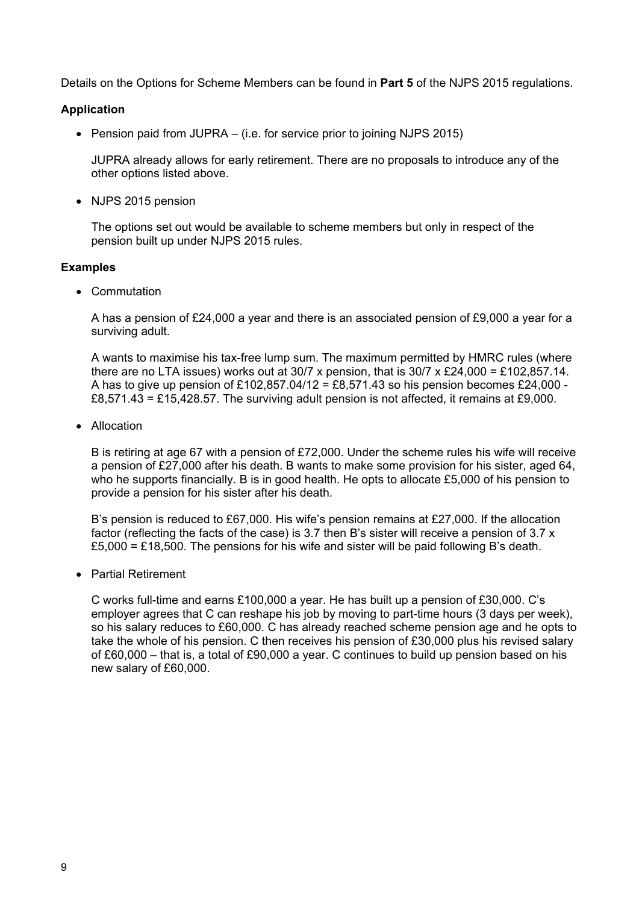Details on the Options for Scheme Members can be found in **Part 5** of the NJPS 2015 regulations.

**Application**

- Pension paid from JUPRA – (i.e. for service prior to joining NJPS 2015)

  JUPRA already allows for early retirement. There are no proposals to introduce any of the other options listed above.

- NJPS 2015 pension

  The options set out would be available to scheme members but only in respect of the pension built up under NJPS 2015 rules.

**Examples**

- Commutation

  A has a pension of £24,000 a year and there is an associated pension of £9,000 a year for a surviving adult.

  A wants to maximise his tax-free lump sum. The maximum permitted by HMRC rules (where there are no LTA issues) works out at 30/7 x pension, that is 30/7 x £24,000 = £102,857.14. A has to give up pension of £102,857.04/12 = £8,571.43 so his pension becomes £24,000 - £8,571.43 = £15,428.57. The surviving adult pension is not affected, it remains at £9,000.

- Allocation

  B is retiring at age 67 with a pension of £72,000. Under the scheme rules his wife will receive a pension of £27,000 after his death. B wants to make some provision for his sister, aged 64, who he supports financially. B is in good health. He opts to allocate £5,000 of his pension to provide a pension for his sister after his death.

  B's pension is reduced to £67,000. His wife's pension remains at £27,000. If the allocation factor (reflecting the facts of the case) is 3.7 then B's sister will receive a pension of 3.7 x £5,000 = £18,500. The pensions for his wife and sister will be paid following B's death.

- Partial Retirement

  C works full-time and earns £100,000 a year. He has built up a pension of £30,000. C's employer agrees that C can reshape his job by moving to part-time hours (3 days per week), so his salary reduces to £60,000. C has already reached scheme pension age and he opts to take the whole of his pension. C then receives his pension of £30,000 plus his revised salary of £60,000 – that is, a total of £90,000 a year. C continues to build up pension based on his new salary of £60,000.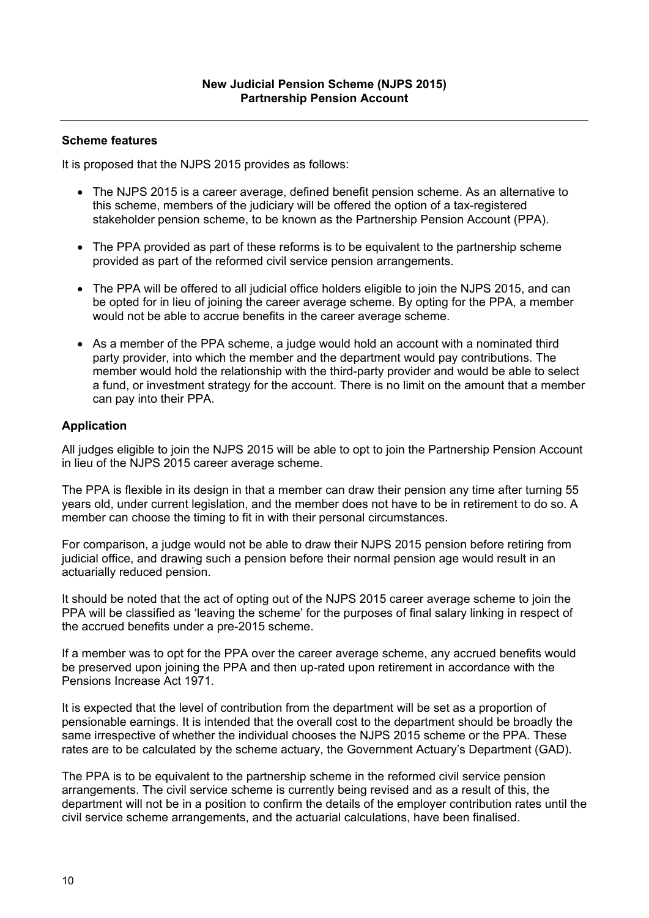**New Judicial Pension Scheme (NJPS 2015)**
**Partnership Pension Account**

---

### Scheme features

It is proposed that the NJPS 2015 provides as follows:

- The NJPS 2015 is a career average, defined benefit pension scheme. As an alternative to this scheme, members of the judiciary will be offered the option of a tax-registered stakeholder pension scheme, to be known as the Partnership Pension Account (PPA).
- The PPA provided as part of these reforms is to be equivalent to the partnership scheme provided as part of the reformed civil service pension arrangements.
- The PPA will be offered to all judicial office holders eligible to join the NJPS 2015, and can be opted for in lieu of joining the career average scheme. By opting for the PPA, a member would not be able to accrue benefits in the career average scheme.
- As a member of the PPA scheme, a judge would hold an account with a nominated third party provider, into which the member and the department would pay contributions. The member would hold the relationship with the third-party provider and would be able to select a fund, or investment strategy for the account. There is no limit on the amount that a member can pay into their PPA.

### Application

All judges eligible to join the NJPS 2015 will be able to opt to join the Partnership Pension Account in lieu of the NJPS 2015 career average scheme.

The PPA is flexible in its design in that a member can draw their pension any time after turning 55 years old, under current legislation, and the member does not have to be in retirement to do so. A member can choose the timing to fit in with their personal circumstances.

For comparison, a judge would not be able to draw their NJPS 2015 pension before retiring from judicial office, and drawing such a pension before their normal pension age would result in an actuarially reduced pension.

It should be noted that the act of opting out of the NJPS 2015 career average scheme to join the PPA will be classified as 'leaving the scheme' for the purposes of final salary linking in respect of the accrued benefits under a pre-2015 scheme.

If a member was to opt for the PPA over the career average scheme, any accrued benefits would be preserved upon joining the PPA and then up-rated upon retirement in accordance with the Pensions Increase Act 1971.

It is expected that the level of contribution from the department will be set as a proportion of pensionable earnings. It is intended that the overall cost to the department should be broadly the same irrespective of whether the individual chooses the NJPS 2015 scheme or the PPA. These rates are to be calculated by the scheme actuary, the Government Actuary's Department (GAD).

The PPA is to be equivalent to the partnership scheme in the reformed civil service pension arrangements. The civil service scheme is currently being revised and as a result of this, the department will not be in a position to confirm the details of the employer contribution rates until the civil service scheme arrangements, and the actuarial calculations, have been finalised.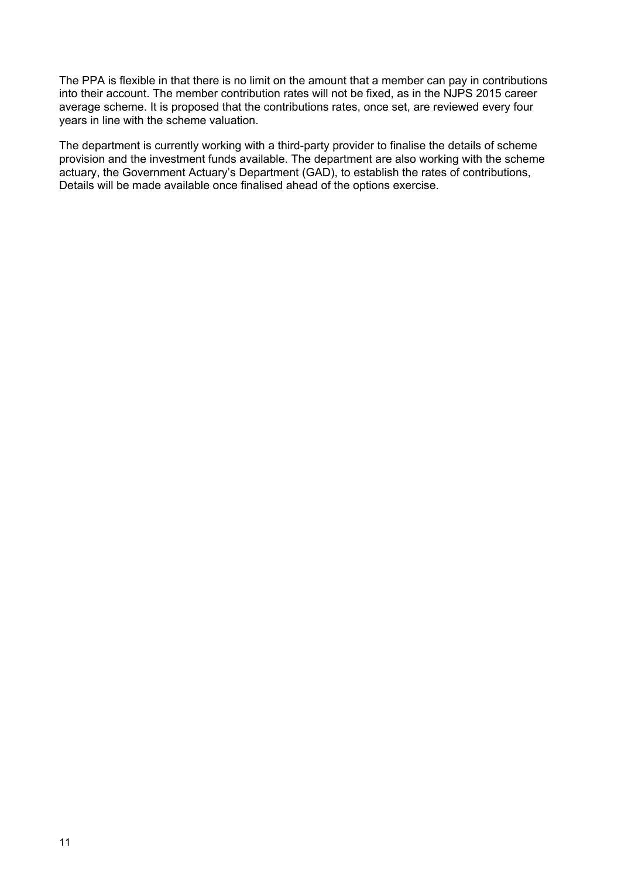The PPA is flexible in that there is no limit on the amount that a member can pay in contributions into their account. The member contribution rates will not be fixed, as in the NJPS 2015 career average scheme. It is proposed that the contributions rates, once set, are reviewed every four years in line with the scheme valuation.

The department is currently working with a third-party provider to finalise the details of scheme provision and the investment funds available. The department are also working with the scheme actuary, the Government Actuary's Department (GAD), to establish the rates of contributions, Details will be made available once finalised ahead of the options exercise.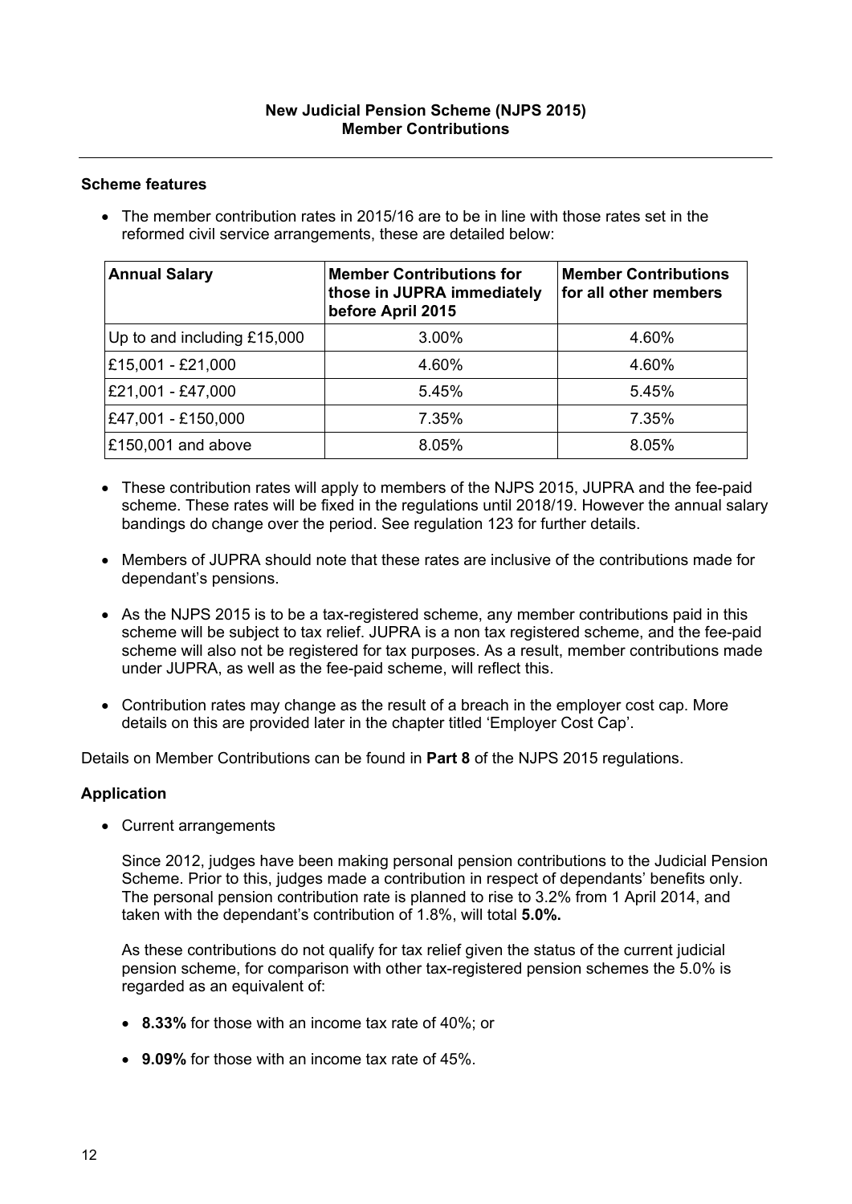**New Judicial Pension Scheme (NJPS 2015)**
**Member Contributions**

---

**Scheme features**

- The member contribution rates in 2015/16 are to be in line with those rates set in the reformed civil service arrangements, these are detailed below:

| Annual Salary | Member Contributions for those in JUPRA immediately before April 2015 | Member Contributions for all other members |
|---|---|---|
| Up to and including £15,000 | 3.00% | 4.60% |
| £15,001 - £21,000 | 4.60% | 4.60% |
| £21,001 - £47,000 | 5.45% | 5.45% |
| £47,001 - £150,000 | 7.35% | 7.35% |
| £150,001 and above | 8.05% | 8.05% |

- These contribution rates will apply to members of the NJPS 2015, JUPRA and the fee-paid scheme. These rates will be fixed in the regulations until 2018/19. However the annual salary bandings do change over the period. See regulation 123 for further details.

- Members of JUPRA should note that these rates are inclusive of the contributions made for dependant's pensions.

- As the NJPS 2015 is to be a tax-registered scheme, any member contributions paid in this scheme will be subject to tax relief. JUPRA is a non tax registered scheme, and the fee-paid scheme will also not be registered for tax purposes. As a result, member contributions made under JUPRA, as well as the fee-paid scheme, will reflect this.

- Contribution rates may change as the result of a breach in the employer cost cap. More details on this are provided later in the chapter titled 'Employer Cost Cap'.

Details on Member Contributions can be found in **Part 8** of the NJPS 2015 regulations.

**Application**

- Current arrangements

  Since 2012, judges have been making personal pension contributions to the Judicial Pension Scheme. Prior to this, judges made a contribution in respect of dependants' benefits only. The personal pension contribution rate is planned to rise to 3.2% from 1 April 2014, and taken with the dependant's contribution of 1.8%, will total **5.0%.**

  As these contributions do not qualify for tax relief given the status of the current judicial pension scheme, for comparison with other tax-registered pension schemes the 5.0% is regarded as an equivalent of:

- **8.33%** for those with an income tax rate of 40%; or

- **9.09%** for those with an income tax rate of 45%.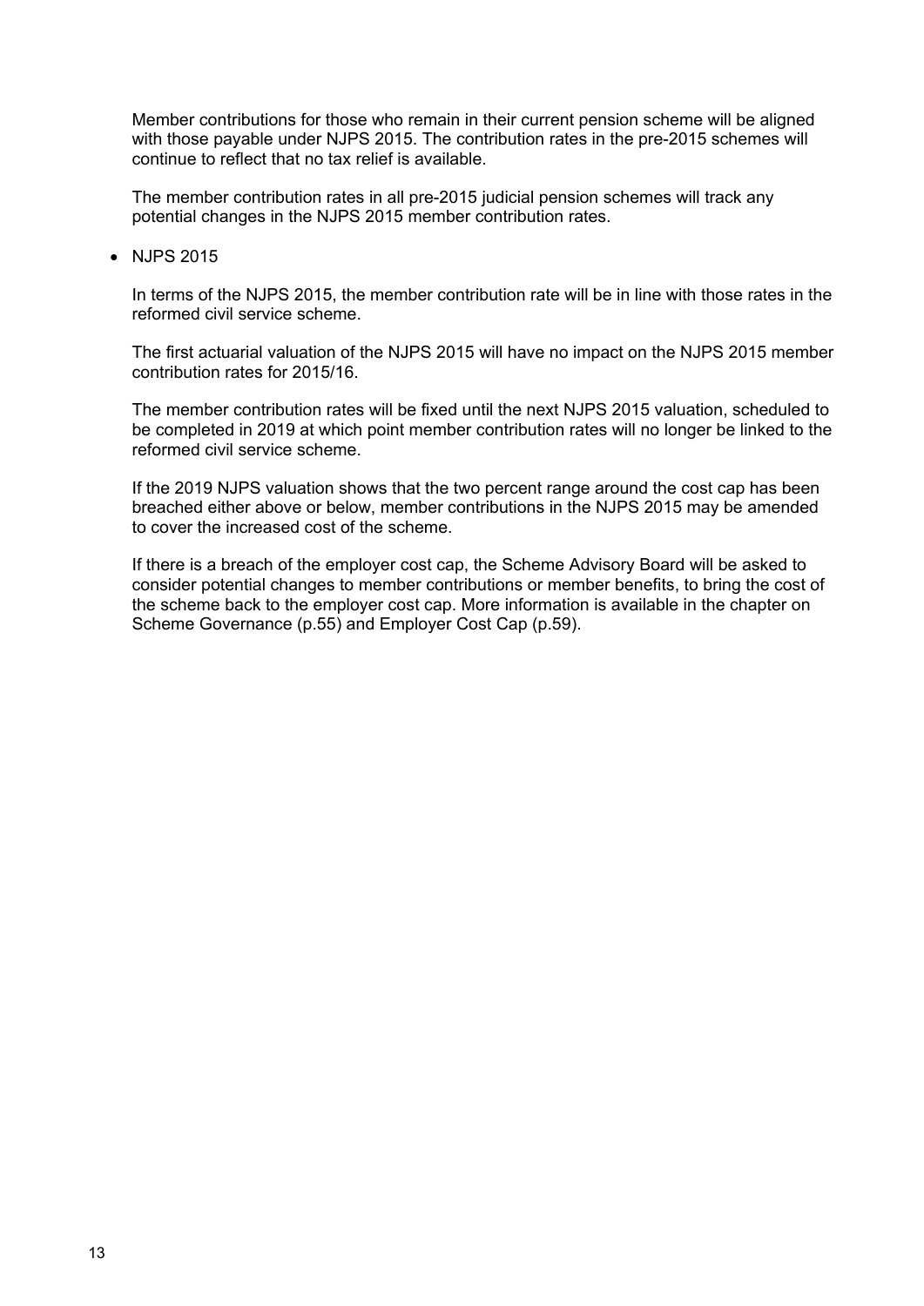Member contributions for those who remain in their current pension scheme will be aligned with those payable under NJPS 2015. The contribution rates in the pre-2015 schemes will continue to reflect that no tax relief is available.

The member contribution rates in all pre-2015 judicial pension schemes will track any potential changes in the NJPS 2015 member contribution rates.

- NJPS 2015

  In terms of the NJPS 2015, the member contribution rate will be in line with those rates in the reformed civil service scheme.

  The first actuarial valuation of the NJPS 2015 will have no impact on the NJPS 2015 member contribution rates for 2015/16.

  The member contribution rates will be fixed until the next NJPS 2015 valuation, scheduled to be completed in 2019 at which point member contribution rates will no longer be linked to the reformed civil service scheme.

  If the 2019 NJPS valuation shows that the two percent range around the cost cap has been breached either above or below, member contributions in the NJPS 2015 may be amended to cover the increased cost of the scheme.

  If there is a breach of the employer cost cap, the Scheme Advisory Board will be asked to consider potential changes to member contributions or member benefits, to bring the cost of the scheme back to the employer cost cap. More information is available in the chapter on Scheme Governance (p.55) and Employer Cost Cap (p.59).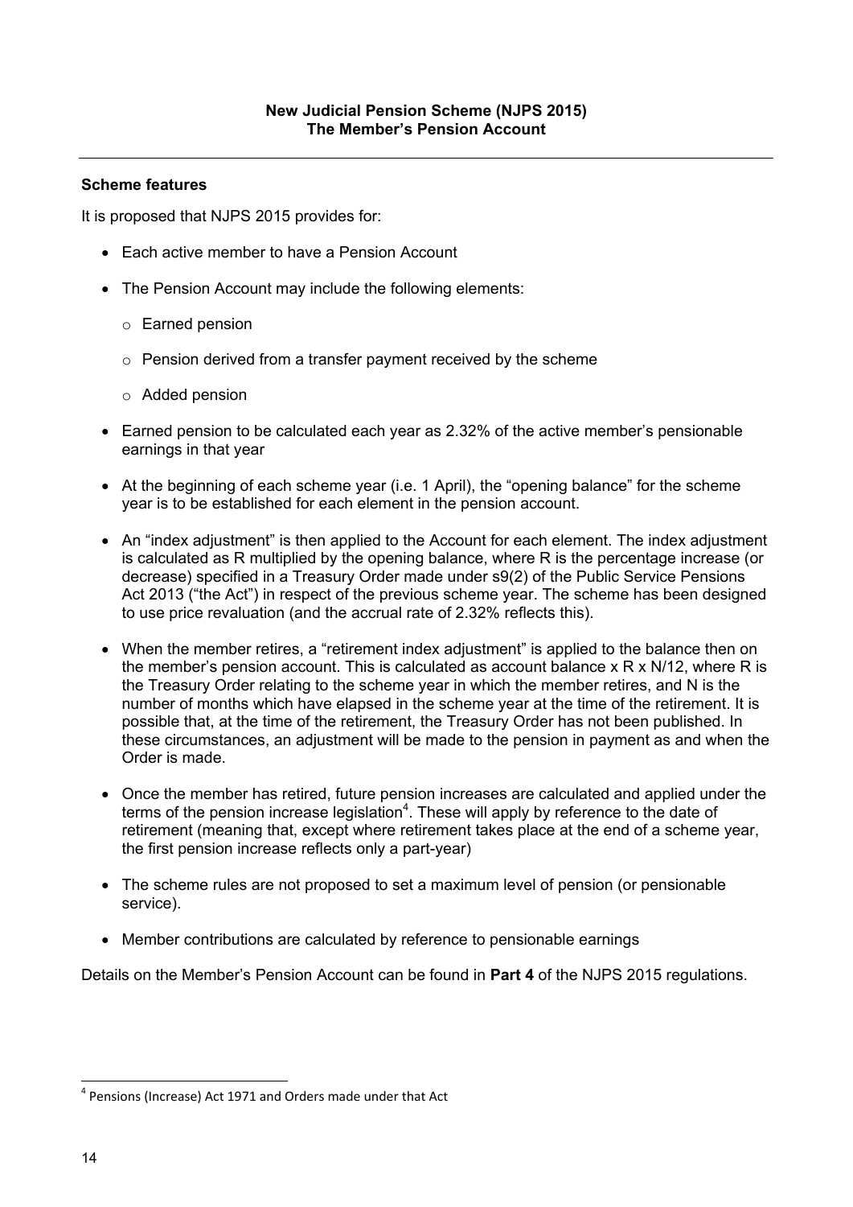**New Judicial Pension Scheme (NJPS 2015)**
**The Member's Pension Account**

---

**Scheme features**

It is proposed that NJPS 2015 provides for:

- Each active member to have a Pension Account
- The Pension Account may include the following elements:
  - Earned pension
  - Pension derived from a transfer payment received by the scheme
  - Added pension
- Earned pension to be calculated each year as 2.32% of the active member's pensionable earnings in that year
- At the beginning of each scheme year (i.e. 1 April), the "opening balance" for the scheme year is to be established for each element in the pension account.
- An "index adjustment" is then applied to the Account for each element. The index adjustment is calculated as R multiplied by the opening balance, where R is the percentage increase (or decrease) specified in a Treasury Order made under s9(2) of the Public Service Pensions Act 2013 ("the Act") in respect of the previous scheme year. The scheme has been designed to use price revaluation (and the accrual rate of 2.32% reflects this).
- When the member retires, a "retirement index adjustment" is applied to the balance then on the member's pension account. This is calculated as account balance x R x N/12, where R is the Treasury Order relating to the scheme year in which the member retires, and N is the number of months which have elapsed in the scheme year at the time of the retirement. It is possible that, at the time of the retirement, the Treasury Order has not been published. In these circumstances, an adjustment will be made to the pension in payment as and when the Order is made.
- Once the member has retired, future pension increases are calculated and applied under the terms of the pension increase legislation[4]. These will apply by reference to the date of retirement (meaning that, except where retirement takes place at the end of a scheme year, the first pension increase reflects only a part-year)
- The scheme rules are not proposed to set a maximum level of pension (or pensionable service).
- Member contributions are calculated by reference to pensionable earnings

Details on the Member's Pension Account can be found in **Part 4** of the NJPS 2015 regulations.

---

[4] Pensions (Increase) Act 1971 and Orders made under that Act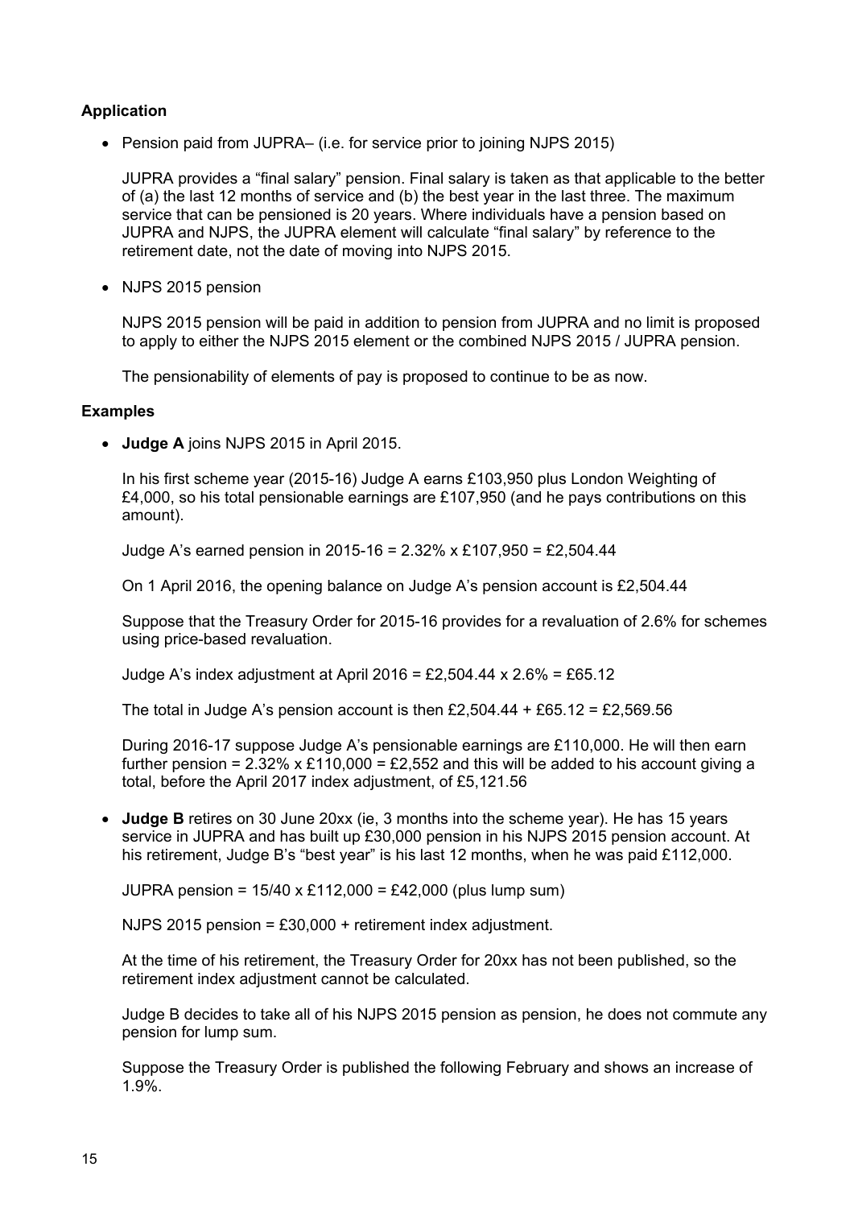### Application

- Pension paid from JUPRA– (i.e. for service prior to joining NJPS 2015)

  JUPRA provides a "final salary" pension. Final salary is taken as that applicable to the better of (a) the last 12 months of service and (b) the best year in the last three. The maximum service that can be pensioned is 20 years. Where individuals have a pension based on JUPRA and NJPS, the JUPRA element will calculate "final salary" by reference to the retirement date, not the date of moving into NJPS 2015.

- NJPS 2015 pension

  NJPS 2015 pension will be paid in addition to pension from JUPRA and no limit is proposed to apply to either the NJPS 2015 element or the combined NJPS 2015 / JUPRA pension.

  The pensionability of elements of pay is proposed to continue to be as now.

### Examples

- **Judge A** joins NJPS 2015 in April 2015.

  In his first scheme year (2015-16) Judge A earns £103,950 plus London Weighting of £4,000, so his total pensionable earnings are £107,950 (and he pays contributions on this amount).

  Judge A's earned pension in 2015-16 = 2.32% x £107,950 = £2,504.44

  On 1 April 2016, the opening balance on Judge A's pension account is £2,504.44

  Suppose that the Treasury Order for 2015-16 provides for a revaluation of 2.6% for schemes using price-based revaluation.

  Judge A's index adjustment at April 2016 = £2,504.44 x 2.6% = £65.12

  The total in Judge A's pension account is then £2,504.44 + £65.12 = £2,569.56

  During 2016-17 suppose Judge A's pensionable earnings are £110,000. He will then earn further pension = 2.32% x £110,000 = £2,552 and this will be added to his account giving a total, before the April 2017 index adjustment, of £5,121.56

- **Judge B** retires on 30 June 20xx (ie, 3 months into the scheme year). He has 15 years service in JUPRA and has built up £30,000 pension in his NJPS 2015 pension account. At his retirement, Judge B's "best year" is his last 12 months, when he was paid £112,000.

  JUPRA pension = 15/40 x £112,000 = £42,000 (plus lump sum)

  NJPS 2015 pension = £30,000 + retirement index adjustment.

  At the time of his retirement, the Treasury Order for 20xx has not been published, so the retirement index adjustment cannot be calculated.

  Judge B decides to take all of his NJPS 2015 pension as pension, he does not commute any pension for lump sum.

  Suppose the Treasury Order is published the following February and shows an increase of 1.9%.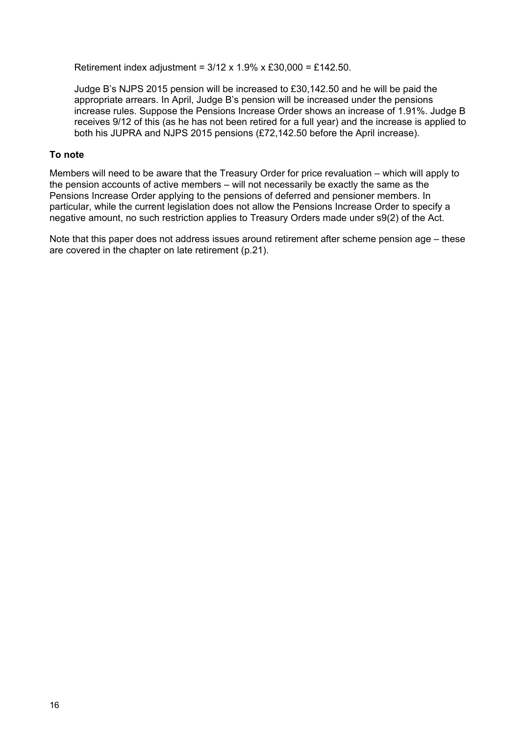Retirement index adjustment = 3/12 x 1.9% x £30,000 = £142.50.

Judge B's NJPS 2015 pension will be increased to £30,142.50 and he will be paid the appropriate arrears. In April, Judge B's pension will be increased under the pensions increase rules. Suppose the Pensions Increase Order shows an increase of 1.91%. Judge B receives 9/12 of this (as he has not been retired for a full year) and the increase is applied to both his JUPRA and NJPS 2015 pensions (£72,142.50 before the April increase).

**To note**

Members will need to be aware that the Treasury Order for price revaluation – which will apply to the pension accounts of active members – will not necessarily be exactly the same as the Pensions Increase Order applying to the pensions of deferred and pensioner members. In particular, while the current legislation does not allow the Pensions Increase Order to specify a negative amount, no such restriction applies to Treasury Orders made under s9(2) of the Act.

Note that this paper does not address issues around retirement after scheme pension age – these are covered in the chapter on late retirement (p.21).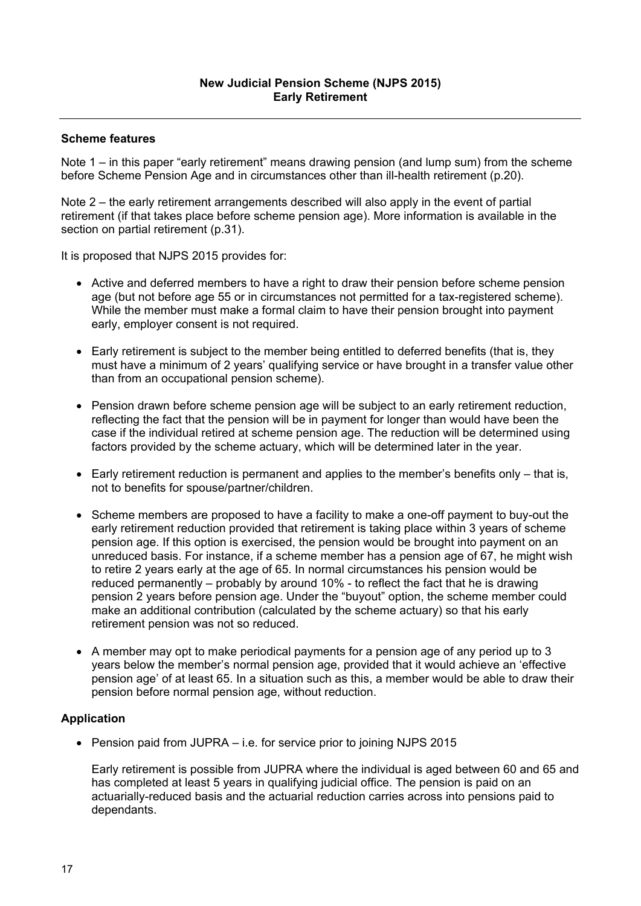**New Judicial Pension Scheme (NJPS 2015)**
**Early Retirement**

---

### Scheme features

Note 1 – in this paper "early retirement" means drawing pension (and lump sum) from the scheme before Scheme Pension Age and in circumstances other than ill-health retirement (p.20).

Note 2 – the early retirement arrangements described will also apply in the event of partial retirement (if that takes place before scheme pension age). More information is available in the section on partial retirement (p.31).

It is proposed that NJPS 2015 provides for:

- Active and deferred members to have a right to draw their pension before scheme pension age (but not before age 55 or in circumstances not permitted for a tax-registered scheme). While the member must make a formal claim to have their pension brought into payment early, employer consent is not required.

- Early retirement is subject to the member being entitled to deferred benefits (that is, they must have a minimum of 2 years' qualifying service or have brought in a transfer value other than from an occupational pension scheme).

- Pension drawn before scheme pension age will be subject to an early retirement reduction, reflecting the fact that the pension will be in payment for longer than would have been the case if the individual retired at scheme pension age. The reduction will be determined using factors provided by the scheme actuary, which will be determined later in the year.

- Early retirement reduction is permanent and applies to the member's benefits only – that is, not to benefits for spouse/partner/children.

- Scheme members are proposed to have a facility to make a one-off payment to buy-out the early retirement reduction provided that retirement is taking place within 3 years of scheme pension age. If this option is exercised, the pension would be brought into payment on an unreduced basis. For instance, if a scheme member has a pension age of 67, he might wish to retire 2 years early at the age of 65. In normal circumstances his pension would be reduced permanently – probably by around 10% - to reflect the fact that he is drawing pension 2 years before pension age. Under the "buyout" option, the scheme member could make an additional contribution (calculated by the scheme actuary) so that his early retirement pension was not so reduced.

- A member may opt to make periodical payments for a pension age of any period up to 3 years below the member's normal pension age, provided that it would achieve an 'effective pension age' of at least 65. In a situation such as this, a member would be able to draw their pension before normal pension age, without reduction.

### Application

- Pension paid from JUPRA – i.e. for service prior to joining NJPS 2015

  Early retirement is possible from JUPRA where the individual is aged between 60 and 65 and has completed at least 5 years in qualifying judicial office. The pension is paid on an actuarially-reduced basis and the actuarial reduction carries across into pensions paid to dependants.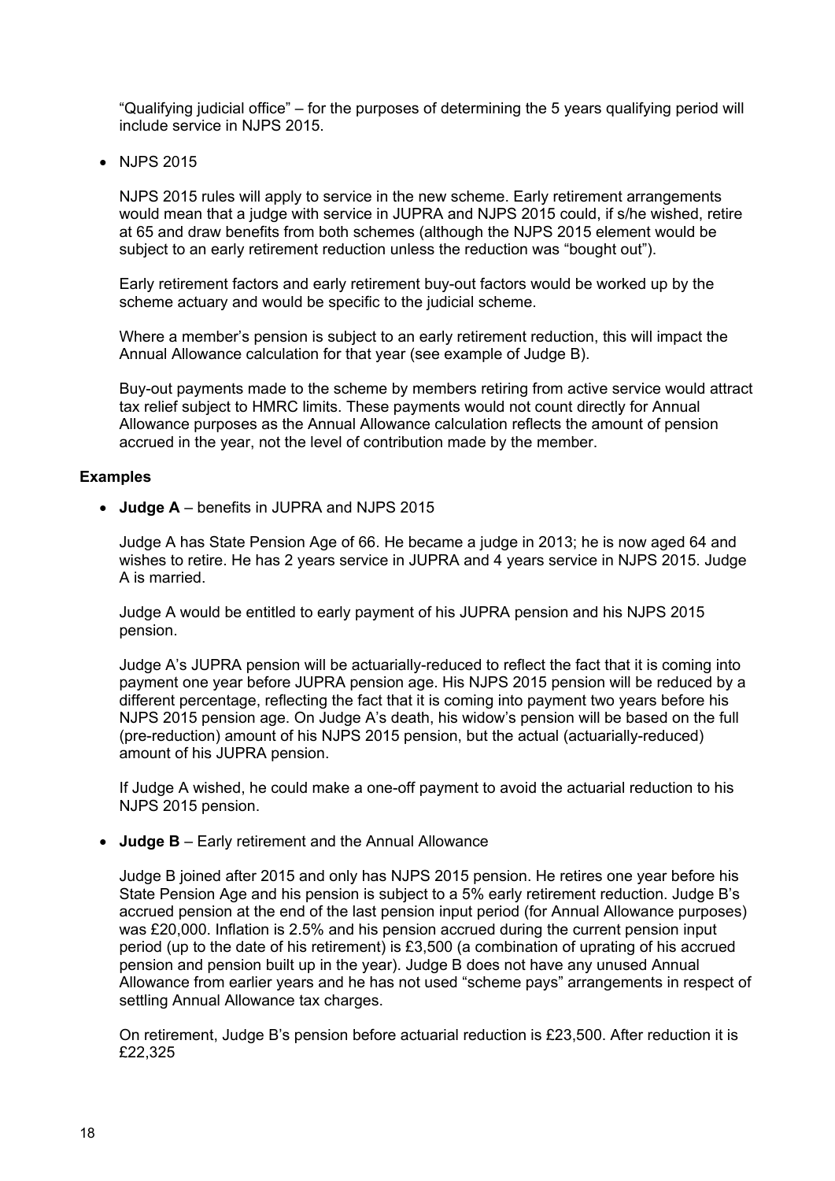"Qualifying judicial office" – for the purposes of determining the 5 years qualifying period will include service in NJPS 2015.

- NJPS 2015

  NJPS 2015 rules will apply to service in the new scheme. Early retirement arrangements would mean that a judge with service in JUPRA and NJPS 2015 could, if s/he wished, retire at 65 and draw benefits from both schemes (although the NJPS 2015 element would be subject to an early retirement reduction unless the reduction was "bought out").

  Early retirement factors and early retirement buy-out factors would be worked up by the scheme actuary and would be specific to the judicial scheme.

  Where a member's pension is subject to an early retirement reduction, this will impact the Annual Allowance calculation for that year (see example of Judge B).

  Buy-out payments made to the scheme by members retiring from active service would attract tax relief subject to HMRC limits. These payments would not count directly for Annual Allowance purposes as the Annual Allowance calculation reflects the amount of pension accrued in the year, not the level of contribution made by the member.

**Examples**

- **Judge A** – benefits in JUPRA and NJPS 2015

  Judge A has State Pension Age of 66. He became a judge in 2013; he is now aged 64 and wishes to retire. He has 2 years service in JUPRA and 4 years service in NJPS 2015. Judge A is married.

  Judge A would be entitled to early payment of his JUPRA pension and his NJPS 2015 pension.

  Judge A's JUPRA pension will be actuarially-reduced to reflect the fact that it is coming into payment one year before JUPRA pension age. His NJPS 2015 pension will be reduced by a different percentage, reflecting the fact that it is coming into payment two years before his NJPS 2015 pension age. On Judge A's death, his widow's pension will be based on the full (pre-reduction) amount of his NJPS 2015 pension, but the actual (actuarially-reduced) amount of his JUPRA pension.

  If Judge A wished, he could make a one-off payment to avoid the actuarial reduction to his NJPS 2015 pension.

- **Judge B** – Early retirement and the Annual Allowance

  Judge B joined after 2015 and only has NJPS 2015 pension. He retires one year before his State Pension Age and his pension is subject to a 5% early retirement reduction. Judge B's accrued pension at the end of the last pension input period (for Annual Allowance purposes) was £20,000. Inflation is 2.5% and his pension accrued during the current pension input period (up to the date of his retirement) is £3,500 (a combination of uprating of his accrued pension and pension built up in the year). Judge B does not have any unused Annual Allowance from earlier years and he has not used "scheme pays" arrangements in respect of settling Annual Allowance tax charges.

  On retirement, Judge B's pension before actuarial reduction is £23,500. After reduction it is £22,325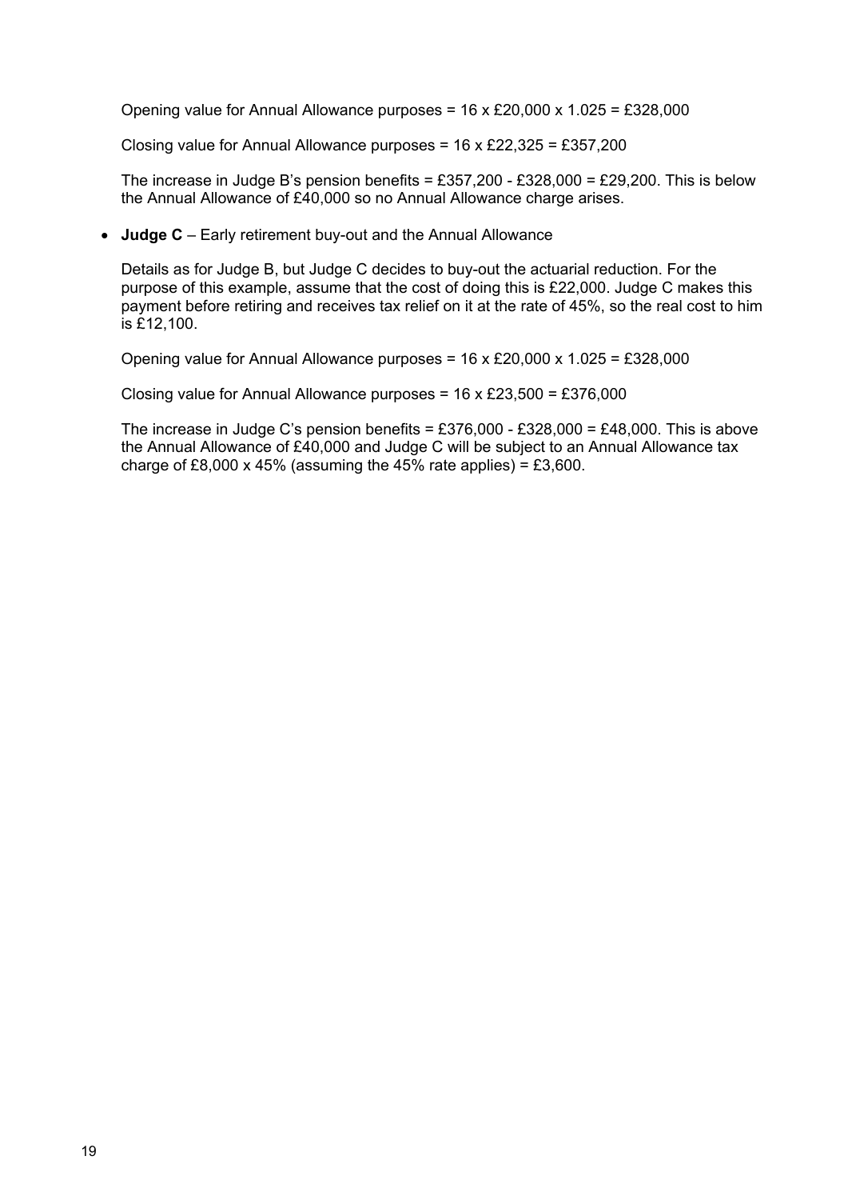Opening value for Annual Allowance purposes = 16 x £20,000 x 1.025 = £328,000

Closing value for Annual Allowance purposes = 16 x £22,325 = £357,200

The increase in Judge B's pension benefits = £357,200 - £328,000 = £29,200. This is below the Annual Allowance of £40,000 so no Annual Allowance charge arises.

- **Judge C** – Early retirement buy-out and the Annual Allowance

  Details as for Judge B, but Judge C decides to buy-out the actuarial reduction. For the purpose of this example, assume that the cost of doing this is £22,000. Judge C makes this payment before retiring and receives tax relief on it at the rate of 45%, so the real cost to him is £12,100.

  Opening value for Annual Allowance purposes = 16 x £20,000 x 1.025 = £328,000

  Closing value for Annual Allowance purposes = 16 x £23,500 = £376,000

  The increase in Judge C's pension benefits = £376,000 - £328,000 = £48,000. This is above the Annual Allowance of £40,000 and Judge C will be subject to an Annual Allowance tax charge of £8,000 x 45% (assuming the 45% rate applies) = £3,600.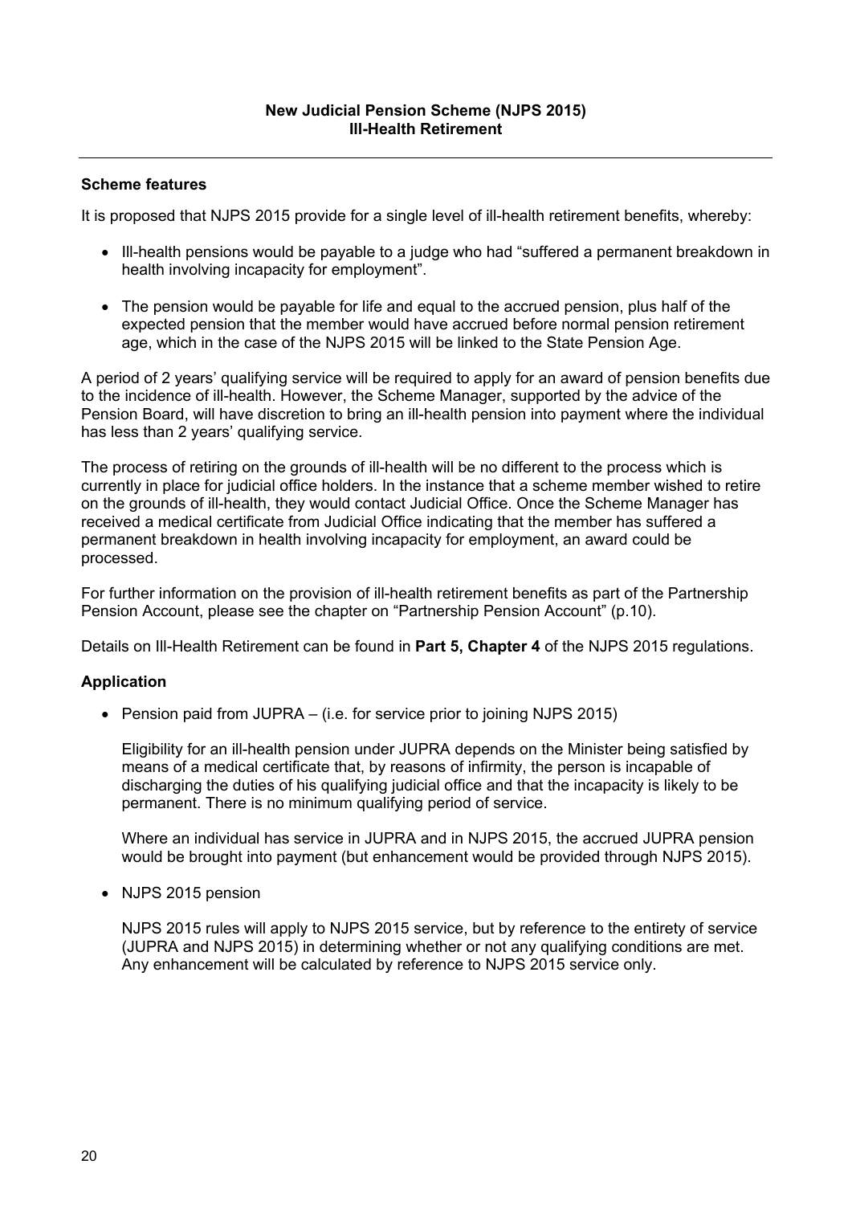**New Judicial Pension Scheme (NJPS 2015)**
**Ill-Health Retirement**

---

**Scheme features**

It is proposed that NJPS 2015 provide for a single level of ill-health retirement benefits, whereby:

- Ill-health pensions would be payable to a judge who had "suffered a permanent breakdown in health involving incapacity for employment".
- The pension would be payable for life and equal to the accrued pension, plus half of the expected pension that the member would have accrued before normal pension retirement age, which in the case of the NJPS 2015 will be linked to the State Pension Age.

A period of 2 years' qualifying service will be required to apply for an award of pension benefits due to the incidence of ill-health. However, the Scheme Manager, supported by the advice of the Pension Board, will have discretion to bring an ill-health pension into payment where the individual has less than 2 years' qualifying service.

The process of retiring on the grounds of ill-health will be no different to the process which is currently in place for judicial office holders. In the instance that a scheme member wished to retire on the grounds of ill-health, they would contact Judicial Office. Once the Scheme Manager has received a medical certificate from Judicial Office indicating that the member has suffered a permanent breakdown in health involving incapacity for employment, an award could be processed.

For further information on the provision of ill-health retirement benefits as part of the Partnership Pension Account, please see the chapter on "Partnership Pension Account" (p.10).

Details on Ill-Health Retirement can be found in **Part 5, Chapter 4** of the NJPS 2015 regulations.

**Application**

- Pension paid from JUPRA – (i.e. for service prior to joining NJPS 2015)

  Eligibility for an ill-health pension under JUPRA depends on the Minister being satisfied by means of a medical certificate that, by reasons of infirmity, the person is incapable of discharging the duties of his qualifying judicial office and that the incapacity is likely to be permanent. There is no minimum qualifying period of service.

  Where an individual has service in JUPRA and in NJPS 2015, the accrued JUPRA pension would be brought into payment (but enhancement would be provided through NJPS 2015).

- NJPS 2015 pension

  NJPS 2015 rules will apply to NJPS 2015 service, but by reference to the entirety of service (JUPRA and NJPS 2015) in determining whether or not any qualifying conditions are met. Any enhancement will be calculated by reference to NJPS 2015 service only.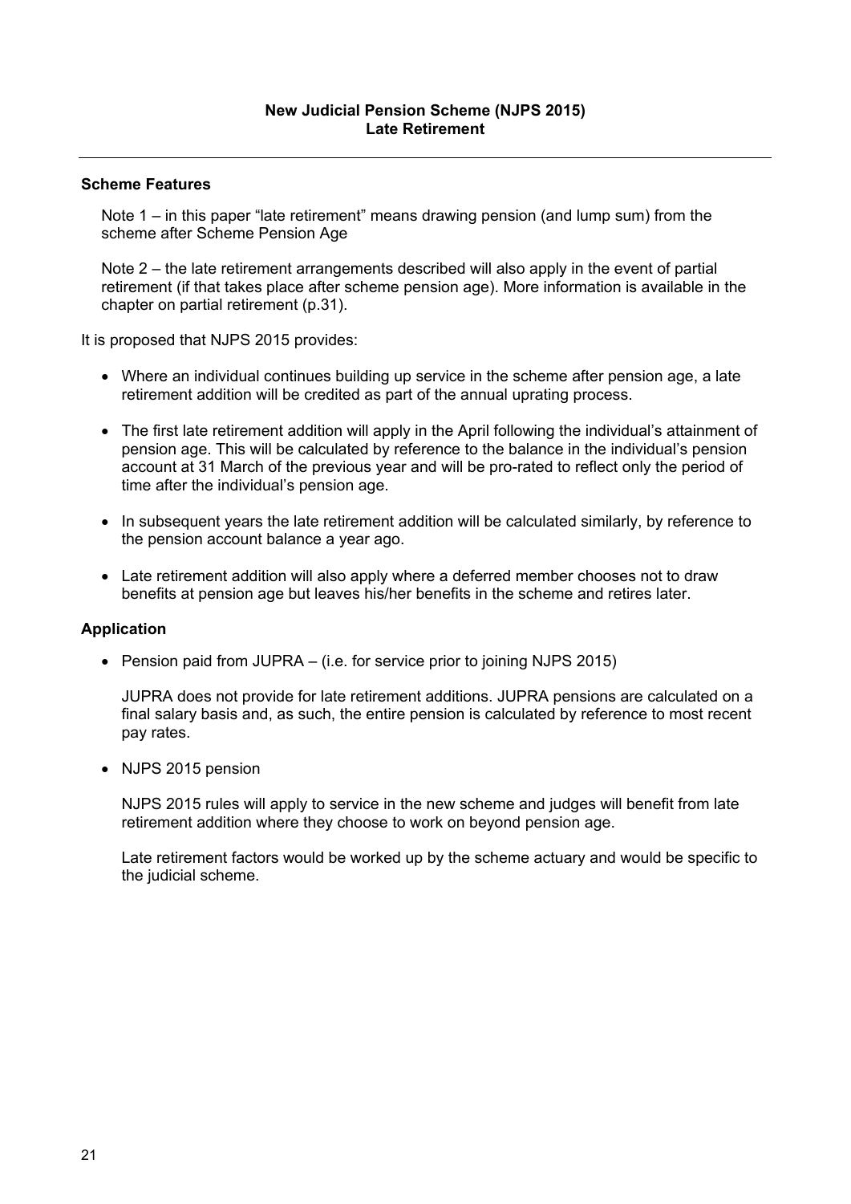**New Judicial Pension Scheme (NJPS 2015)**
**Late Retirement**

---

**Scheme Features**

Note 1 – in this paper "late retirement" means drawing pension (and lump sum) from the scheme after Scheme Pension Age

Note 2 – the late retirement arrangements described will also apply in the event of partial retirement (if that takes place after scheme pension age). More information is available in the chapter on partial retirement (p.31).

It is proposed that NJPS 2015 provides:

- Where an individual continues building up service in the scheme after pension age, a late retirement addition will be credited as part of the annual uprating process.
- The first late retirement addition will apply in the April following the individual's attainment of pension age. This will be calculated by reference to the balance in the individual's pension account at 31 March of the previous year and will be pro-rated to reflect only the period of time after the individual's pension age.
- In subsequent years the late retirement addition will be calculated similarly, by reference to the pension account balance a year ago.
- Late retirement addition will also apply where a deferred member chooses not to draw benefits at pension age but leaves his/her benefits in the scheme and retires later.

**Application**

- Pension paid from JUPRA – (i.e. for service prior to joining NJPS 2015)

  JUPRA does not provide for late retirement additions. JUPRA pensions are calculated on a final salary basis and, as such, the entire pension is calculated by reference to most recent pay rates.

- NJPS 2015 pension

  NJPS 2015 rules will apply to service in the new scheme and judges will benefit from late retirement addition where they choose to work on beyond pension age.

  Late retirement factors would be worked up by the scheme actuary and would be specific to the judicial scheme.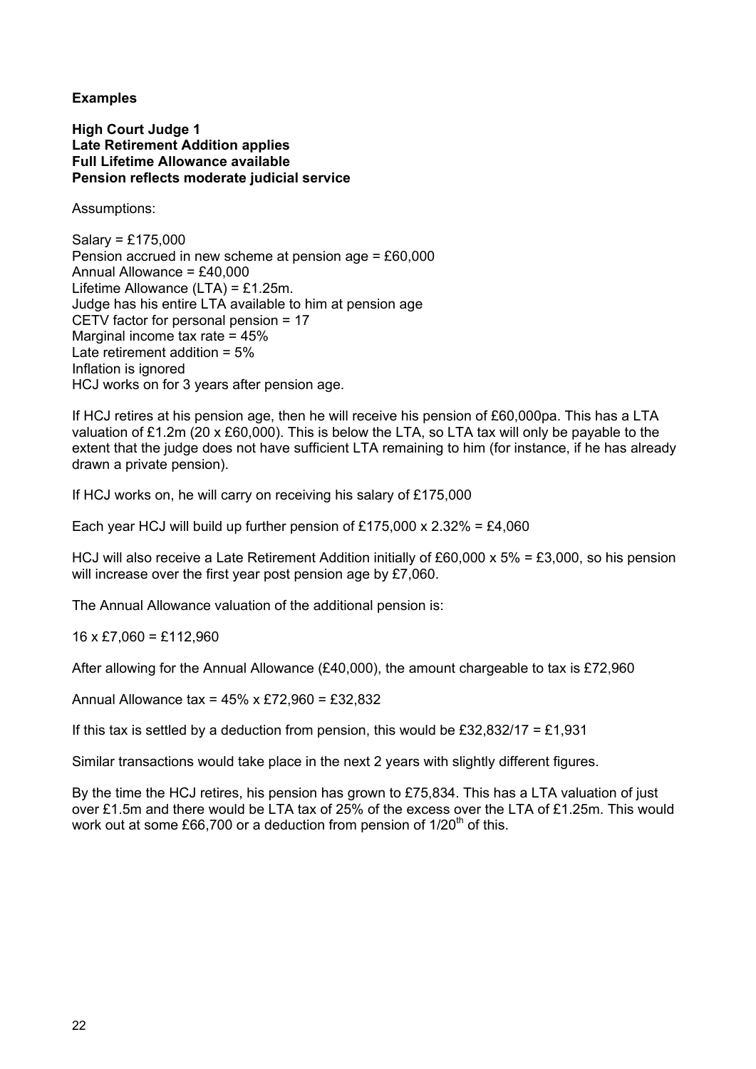**Examples**

**High Court Judge 1**
**Late Retirement Addition applies**
**Full Lifetime Allowance available**
**Pension reflects moderate judicial service**

Assumptions:

Salary = £175,000
Pension accrued in new scheme at pension age = £60,000
Annual Allowance = £40,000
Lifetime Allowance (LTA) = £1.25m.
Judge has his entire LTA available to him at pension age
CETV factor for personal pension = 17
Marginal income tax rate = 45%
Late retirement addition = 5%
Inflation is ignored
HCJ works on for 3 years after pension age.

If HCJ retires at his pension age, then he will receive his pension of £60,000pa. This has a LTA valuation of £1.2m (20 x £60,000). This is below the LTA, so LTA tax will only be payable to the extent that the judge does not have sufficient LTA remaining to him (for instance, if he has already drawn a private pension).

If HCJ works on, he will carry on receiving his salary of £175,000

Each year HCJ will build up further pension of £175,000 x 2.32% = £4,060

HCJ will also receive a Late Retirement Addition initially of £60,000 x 5% = £3,000, so his pension will increase over the first year post pension age by £7,060.

The Annual Allowance valuation of the additional pension is:

16 x £7,060 = £112,960

After allowing for the Annual Allowance (£40,000), the amount chargeable to tax is £72,960

Annual Allowance tax = 45% x £72,960 = £32,832

If this tax is settled by a deduction from pension, this would be £32,832/17 = £1,931

Similar transactions would take place in the next 2 years with slightly different figures.

By the time the HCJ retires, his pension has grown to £75,834. This has a LTA valuation of just over £1.5m and there would be LTA tax of 25% of the excess over the LTA of £1.25m. This would work out at some £66,700 or a deduction from pension of 1/20th of this.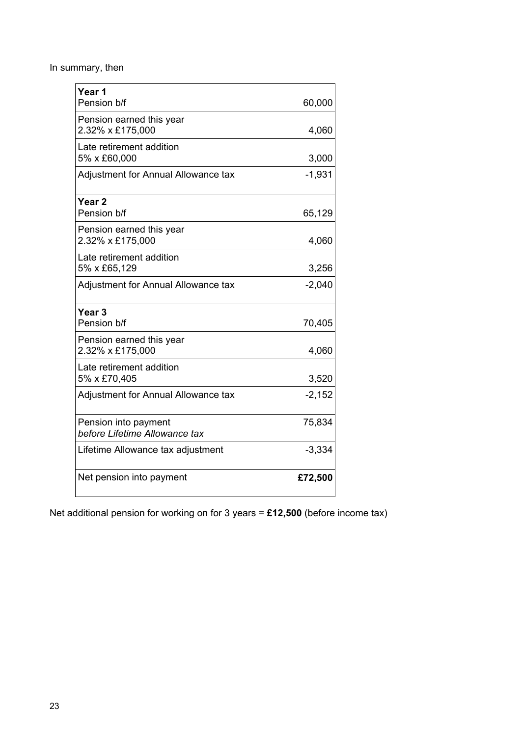In summary, then

| | |
|---|---|
| **Year 1**<br>Pension b/f | 60,000 |
| Pension earned this year<br>2.32% x £175,000 | 4,060 |
| Late retirement addition<br>5% x £60,000 | 3,000 |
| Adjustment for Annual Allowance tax | -1,931 |
| **Year 2**<br>Pension b/f | 65,129 |
| Pension earned this year<br>2.32% x £175,000 | 4,060 |
| Late retirement addition<br>5% x £65,129 | 3,256 |
| Adjustment for Annual Allowance tax | -2,040 |
| **Year 3**<br>Pension b/f | 70,405 |
| Pension earned this year<br>2.32% x £175,000 | 4,060 |
| Late retirement addition<br>5% x £70,405 | 3,520 |
| Adjustment for Annual Allowance tax | -2,152 |
| Pension into payment<br>*before Lifetime Allowance tax* | 75,834 |
| Lifetime Allowance tax adjustment | -3,334 |
| Net pension into payment | **£72,500** |

Net additional pension for working on for 3 years = **£12,500** (before income tax)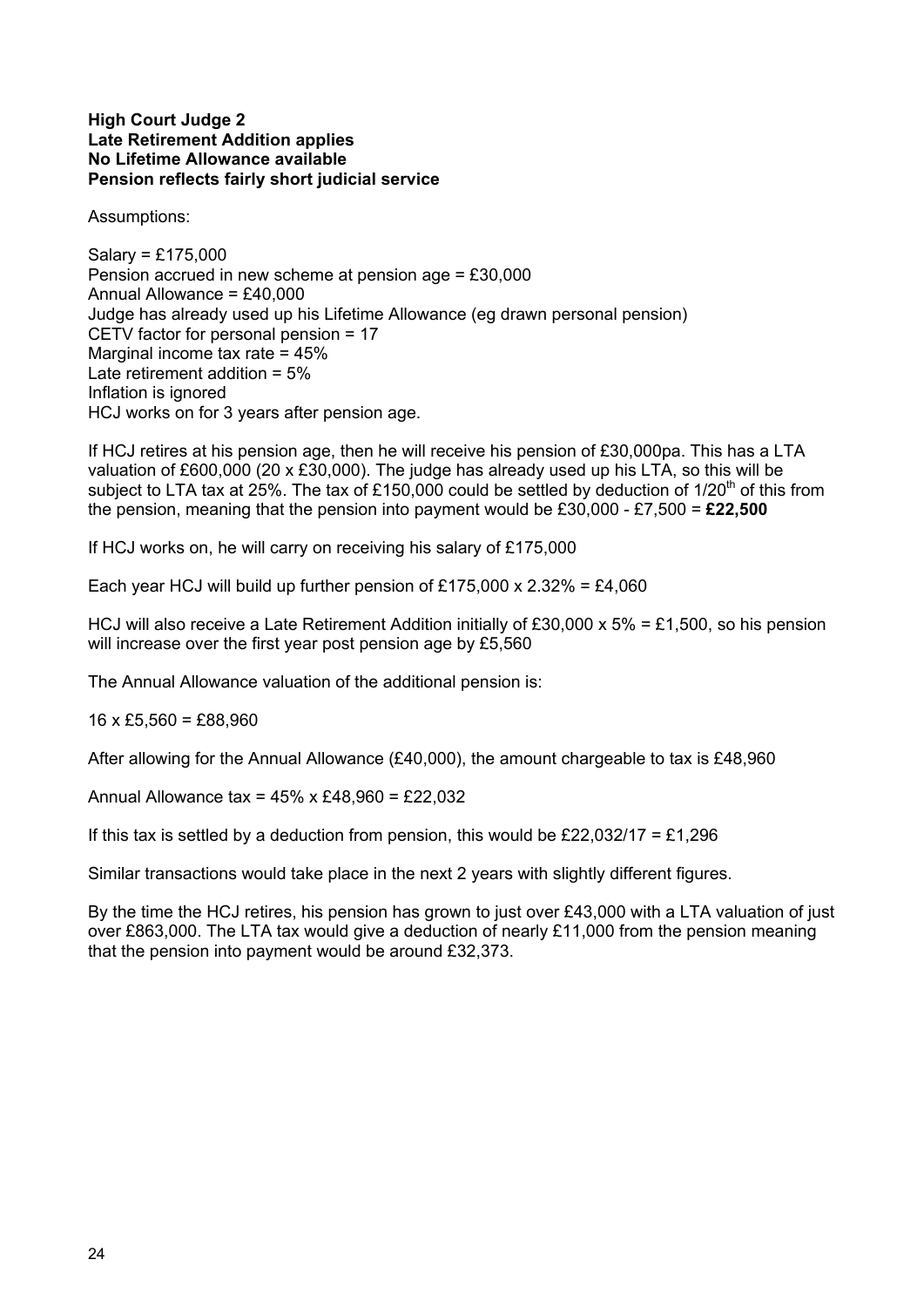**High Court Judge 2**
**Late Retirement Addition applies**
**No Lifetime Allowance available**
**Pension reflects fairly short judicial service**

Assumptions:

Salary = £175,000
Pension accrued in new scheme at pension age = £30,000
Annual Allowance = £40,000
Judge has already used up his Lifetime Allowance (eg drawn personal pension)
CETV factor for personal pension = 17
Marginal income tax rate = 45%
Late retirement addition = 5%
Inflation is ignored
HCJ works on for 3 years after pension age.

If HCJ retires at his pension age, then he will receive his pension of £30,000pa. This has a LTA valuation of £600,000 (20 x £30,000). The judge has already used up his LTA, so this will be subject to LTA tax at 25%. The tax of £150,000 could be settled by deduction of 1/20th of this from the pension, meaning that the pension into payment would be £30,000 - £7,500 = **£22,500**

If HCJ works on, he will carry on receiving his salary of £175,000

Each year HCJ will build up further pension of £175,000 x 2.32% = £4,060

HCJ will also receive a Late Retirement Addition initially of £30,000 x 5% = £1,500, so his pension will increase over the first year post pension age by £5,560

The Annual Allowance valuation of the additional pension is:

16 x £5,560 = £88,960

After allowing for the Annual Allowance (£40,000), the amount chargeable to tax is £48,960

Annual Allowance tax = 45% x £48,960 = £22,032

If this tax is settled by a deduction from pension, this would be £22,032/17 = £1,296

Similar transactions would take place in the next 2 years with slightly different figures.

By the time the HCJ retires, his pension has grown to just over £43,000 with a LTA valuation of just over £863,000. The LTA tax would give a deduction of nearly £11,000 from the pension meaning that the pension into payment would be around £32,373.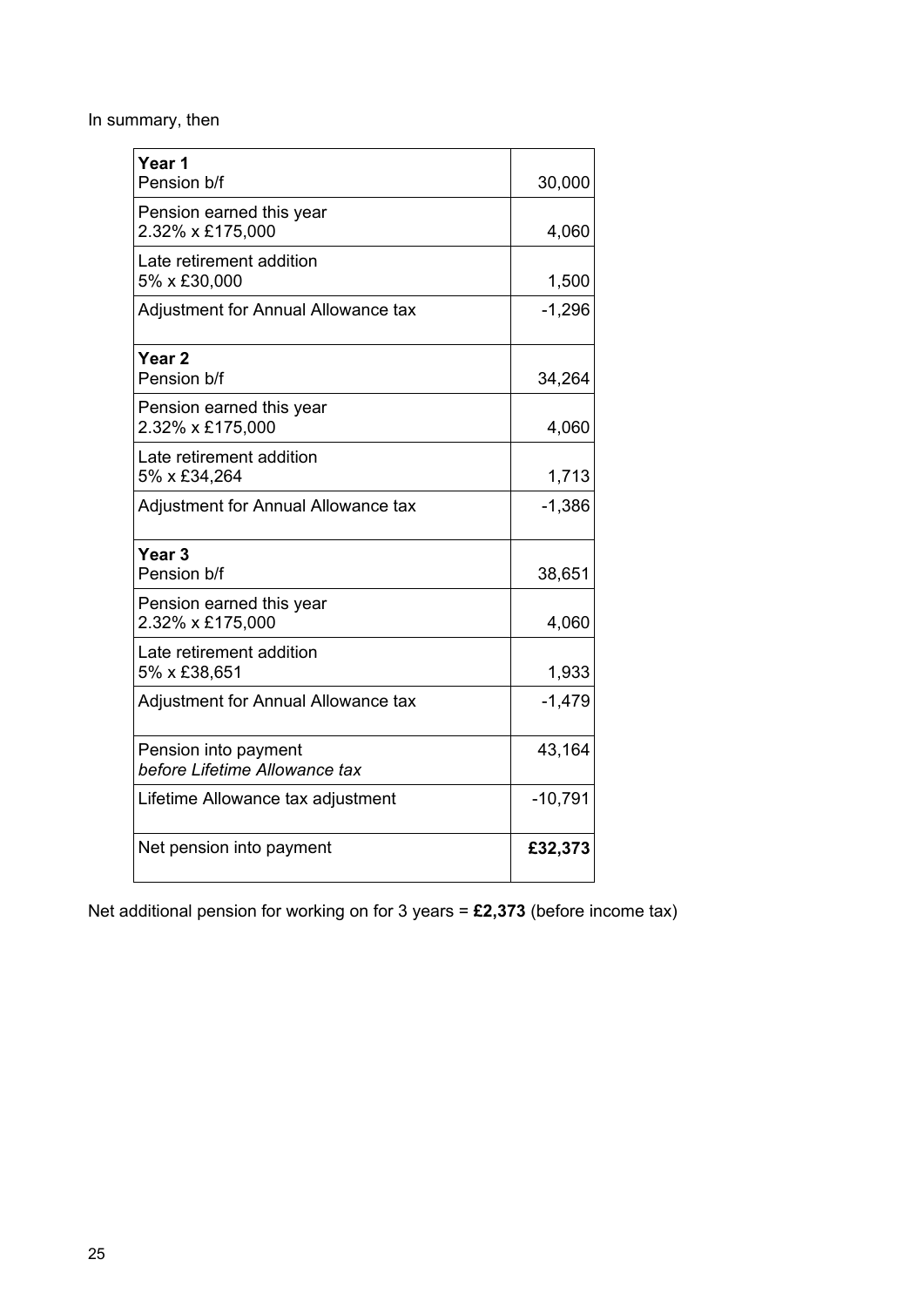In summary, then

| | |
|---|---|
| **Year 1**<br>Pension b/f | 30,000 |
| Pension earned this year<br>2.32% x £175,000 | 4,060 |
| Late retirement addition<br>5% x £30,000 | 1,500 |
| Adjustment for Annual Allowance tax | -1,296 |
| **Year 2**<br>Pension b/f | 34,264 |
| Pension earned this year<br>2.32% x £175,000 | 4,060 |
| Late retirement addition<br>5% x £34,264 | 1,713 |
| Adjustment for Annual Allowance tax | -1,386 |
| **Year 3**<br>Pension b/f | 38,651 |
| Pension earned this year<br>2.32% x £175,000 | 4,060 |
| Late retirement addition<br>5% x £38,651 | 1,933 |
| Adjustment for Annual Allowance tax | -1,479 |
| Pension into payment<br>*before Lifetime Allowance tax* | 43,164 |
| Lifetime Allowance tax adjustment | -10,791 |
| Net pension into payment | **£32,373** |

Net additional pension for working on for 3 years = **£2,373** (before income tax)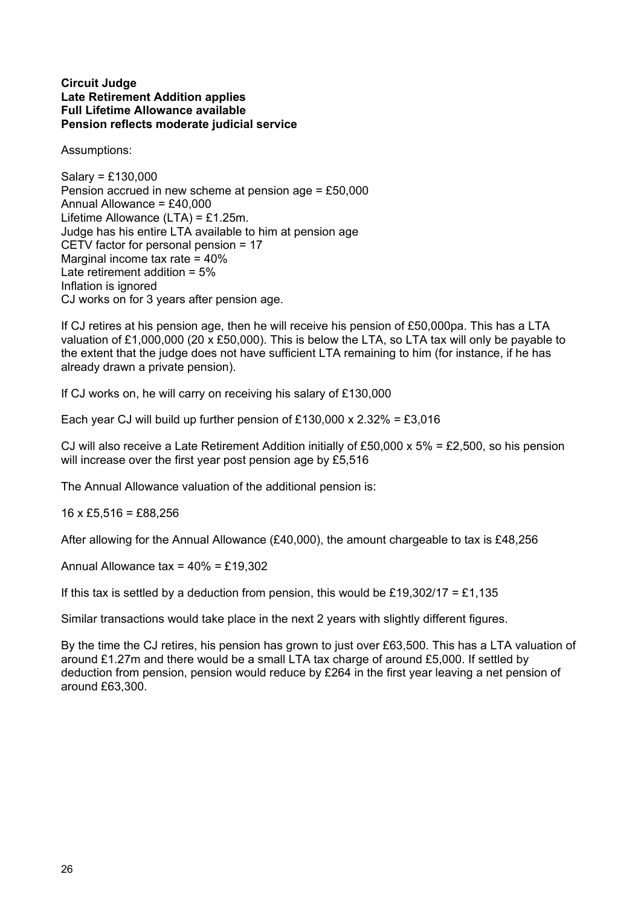**Circuit Judge**
**Late Retirement Addition applies**
**Full Lifetime Allowance available**
**Pension reflects moderate judicial service**

Assumptions:

Salary = £130,000
Pension accrued in new scheme at pension age = £50,000
Annual Allowance = £40,000
Lifetime Allowance (LTA) = £1.25m.
Judge has his entire LTA available to him at pension age
CETV factor for personal pension = 17
Marginal income tax rate = 40%
Late retirement addition = 5%
Inflation is ignored
CJ works on for 3 years after pension age.

If CJ retires at his pension age, then he will receive his pension of £50,000pa. This has a LTA valuation of £1,000,000 (20 x £50,000). This is below the LTA, so LTA tax will only be payable to the extent that the judge does not have sufficient LTA remaining to him (for instance, if he has already drawn a private pension).

If CJ works on, he will carry on receiving his salary of £130,000

Each year CJ will build up further pension of £130,000 x 2.32% = £3,016

CJ will also receive a Late Retirement Addition initially of £50,000 x 5% = £2,500, so his pension will increase over the first year post pension age by £5,516

The Annual Allowance valuation of the additional pension is:

16 x £5,516 = £88,256

After allowing for the Annual Allowance (£40,000), the amount chargeable to tax is £48,256

Annual Allowance tax = 40% = £19,302

If this tax is settled by a deduction from pension, this would be £19,302/17 = £1,135

Similar transactions would take place in the next 2 years with slightly different figures.

By the time the CJ retires, his pension has grown to just over £63,500. This has a LTA valuation of around £1.27m and there would be a small LTA tax charge of around £5,000. If settled by deduction from pension, pension would reduce by £264 in the first year leaving a net pension of around £63,300.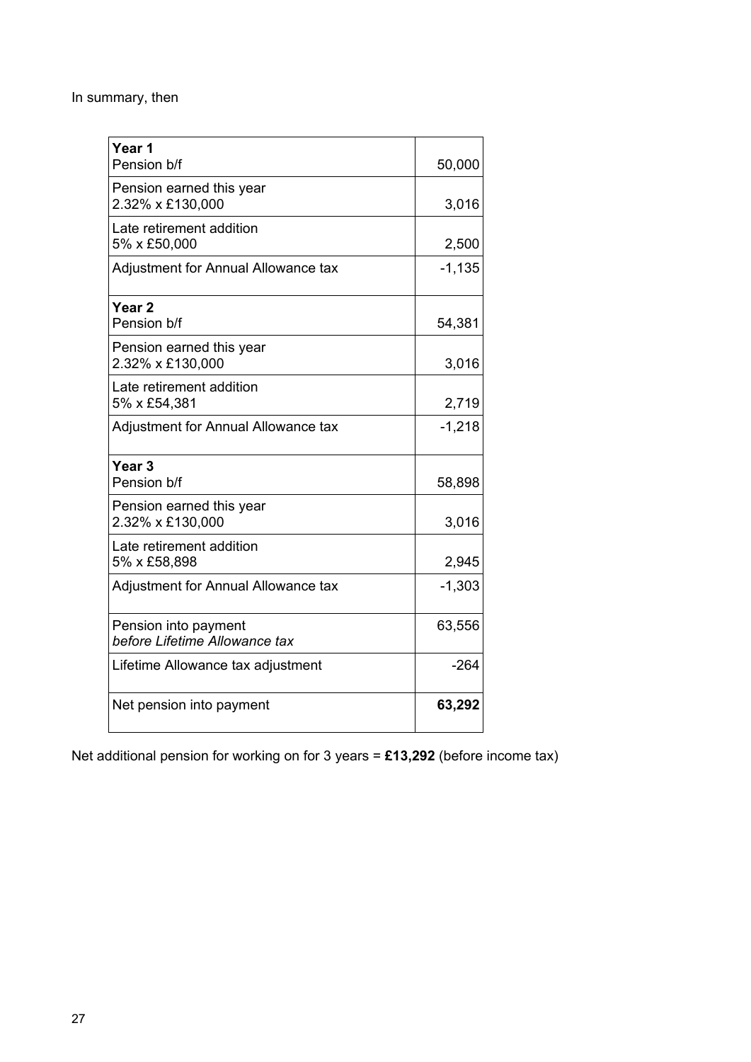In summary, then

| | |
|---|---|
| **Year 1**<br>Pension b/f | 50,000 |
| Pension earned this year<br>2.32% x £130,000 | 3,016 |
| Late retirement addition<br>5% x £50,000 | 2,500 |
| Adjustment for Annual Allowance tax | -1,135 |
| **Year 2**<br>Pension b/f | 54,381 |
| Pension earned this year<br>2.32% x £130,000 | 3,016 |
| Late retirement addition<br>5% x £54,381 | 2,719 |
| Adjustment for Annual Allowance tax | -1,218 |
| **Year 3**<br>Pension b/f | 58,898 |
| Pension earned this year<br>2.32% x £130,000 | 3,016 |
| Late retirement addition<br>5% x £58,898 | 2,945 |
| Adjustment for Annual Allowance tax | -1,303 |
| Pension into payment<br>*before Lifetime Allowance tax* | 63,556 |
| Lifetime Allowance tax adjustment | -264 |
| Net pension into payment | **63,292** |

Net additional pension for working on for 3 years = **£13,292** (before income tax)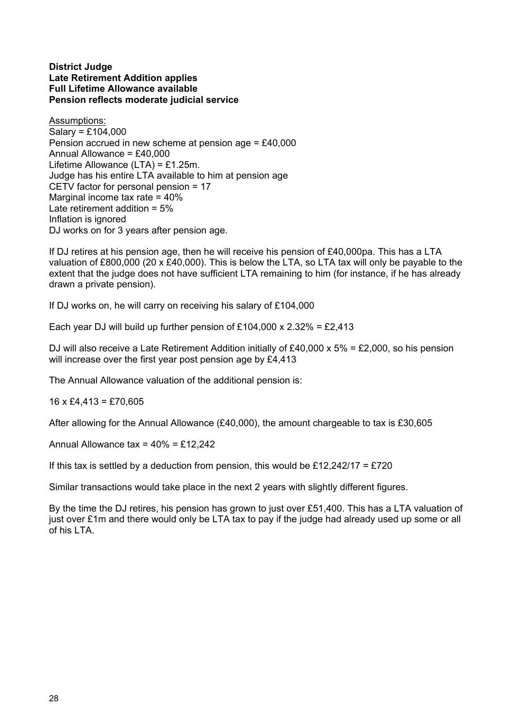**District Judge**
**Late Retirement Addition applies**
**Full Lifetime Allowance available**
**Pension reflects moderate judicial service**

Assumptions:
Salary = £104,000
Pension accrued in new scheme at pension age = £40,000
Annual Allowance = £40,000
Lifetime Allowance (LTA) = £1.25m.
Judge has his entire LTA available to him at pension age
CETV factor for personal pension = 17
Marginal income tax rate = 40%
Late retirement addition = 5%
Inflation is ignored
DJ works on for 3 years after pension age.

If DJ retires at his pension age, then he will receive his pension of £40,000pa. This has a LTA valuation of £800,000 (20 x £40,000). This is below the LTA, so LTA tax will only be payable to the extent that the judge does not have sufficient LTA remaining to him (for instance, if he has already drawn a private pension).

If DJ works on, he will carry on receiving his salary of £104,000

Each year DJ will build up further pension of £104,000 x 2.32% = £2,413

DJ will also receive a Late Retirement Addition initially of £40,000 x 5% = £2,000, so his pension will increase over the first year post pension age by £4,413

The Annual Allowance valuation of the additional pension is:

16 x £4,413 = £70,605

After allowing for the Annual Allowance (£40,000), the amount chargeable to tax is £30,605

Annual Allowance tax = 40% = £12,242

If this tax is settled by a deduction from pension, this would be £12,242/17 = £720

Similar transactions would take place in the next 2 years with slightly different figures.

By the time the DJ retires, his pension has grown to just over £51,400. This has a LTA valuation of just over £1m and there would only be LTA tax to pay if the judge had already used up some or all of his LTA.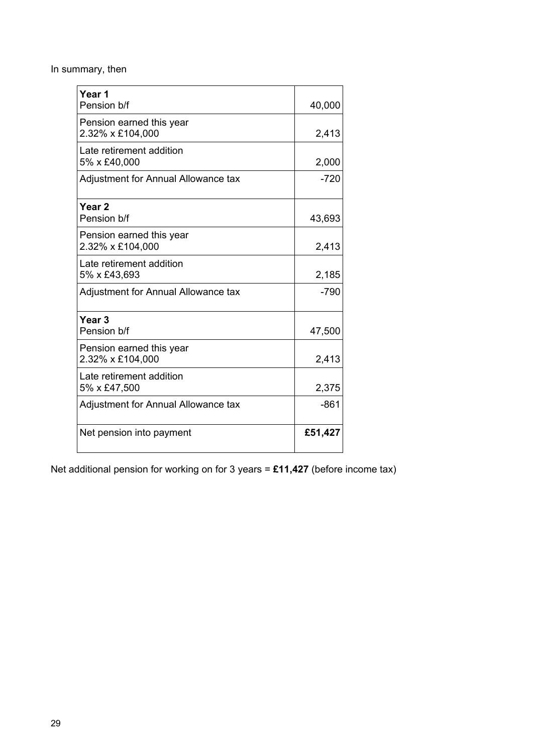In summary, then

| | |
|---|---|
| **Year 1**<br>Pension b/f | 40,000 |
| Pension earned this year<br>2.32% x £104,000 | 2,413 |
| Late retirement addition<br>5% x £40,000 | 2,000 |
| Adjustment for Annual Allowance tax | -720 |
| **Year 2**<br>Pension b/f | 43,693 |
| Pension earned this year<br>2.32% x £104,000 | 2,413 |
| Late retirement addition<br>5% x £43,693 | 2,185 |
| Adjustment for Annual Allowance tax | -790 |
| **Year 3**<br>Pension b/f | 47,500 |
| Pension earned this year<br>2.32% x £104,000 | 2,413 |
| Late retirement addition<br>5% x £47,500 | 2,375 |
| Adjustment for Annual Allowance tax | -861 |
| Net pension into payment | **£51,427** |

Net additional pension for working on for 3 years = **£11,427** (before income tax)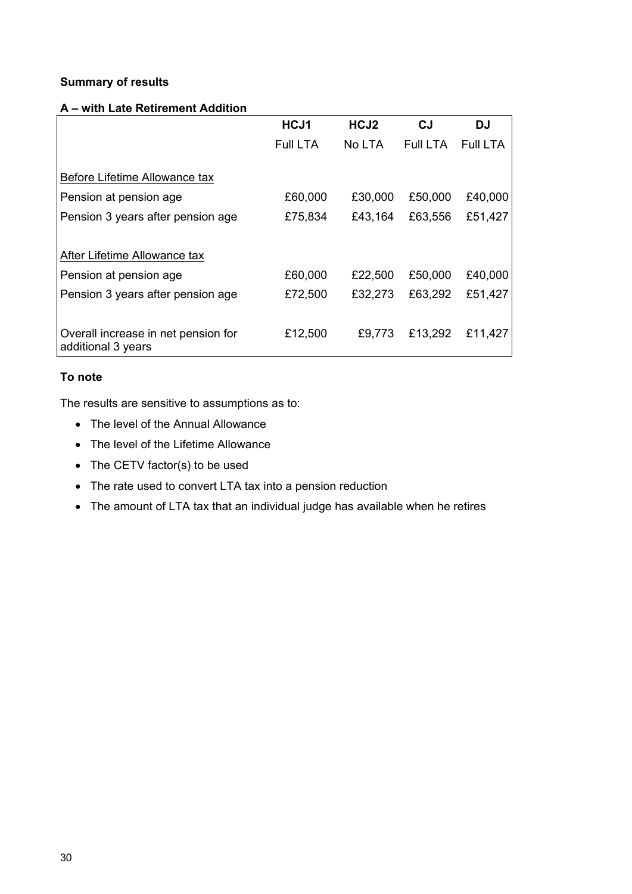**Summary of results**

**A – with Late Retirement Addition**

| | HCJ1 | HCJ2 | CJ | DJ |
|---|---|---|---|---|
| | Full LTA | No LTA | Full LTA | Full LTA |
| Before Lifetime Allowance tax | | | | |
| Pension at pension age | £60,000 | £30,000 | £50,000 | £40,000 |
| Pension 3 years after pension age | £75,834 | £43,164 | £63,556 | £51,427 |
| After Lifetime Allowance tax | | | | |
| Pension at pension age | £60,000 | £22,500 | £50,000 | £40,000 |
| Pension 3 years after pension age | £72,500 | £32,273 | £63,292 | £51,427 |
| Overall increase in net pension for additional 3 years | £12,500 | £9,773 | £13,292 | £11,427 |

**To note**

The results are sensitive to assumptions as to:

- The level of the Annual Allowance
- The level of the Lifetime Allowance
- The CETV factor(s) to be used
- The rate used to convert LTA tax into a pension reduction
- The amount of LTA tax that an individual judge has available when he retires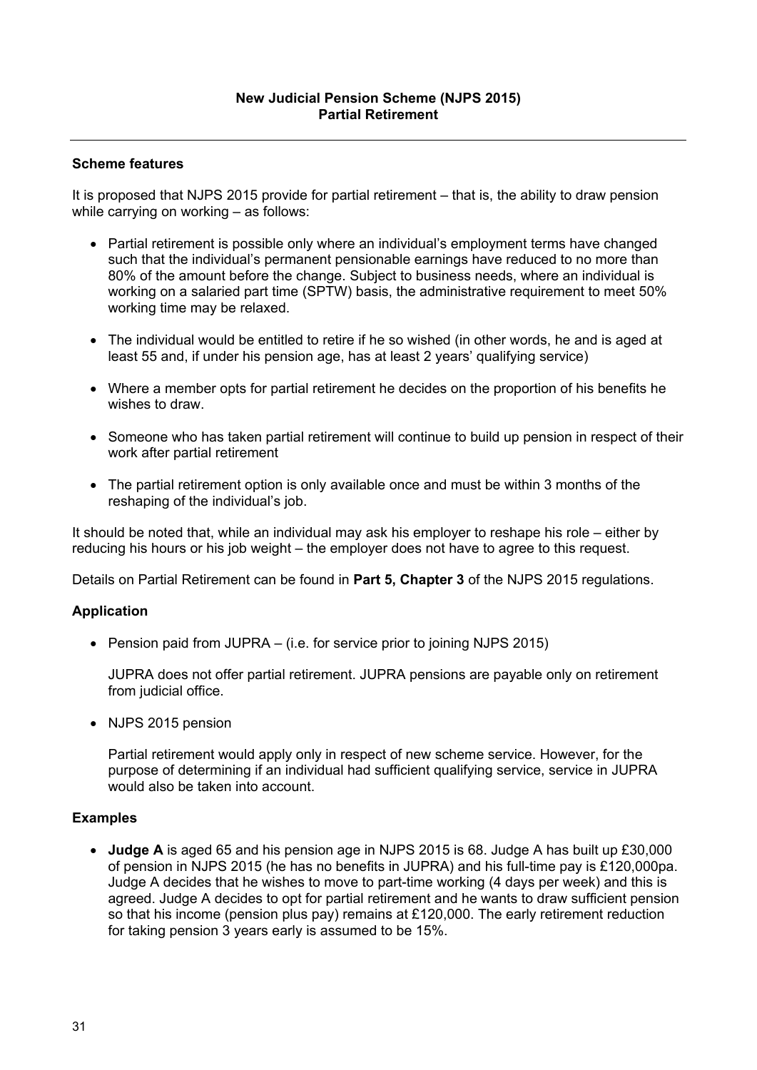**New Judicial Pension Scheme (NJPS 2015)**
**Partial Retirement**

---

**Scheme features**

It is proposed that NJPS 2015 provide for partial retirement – that is, the ability to draw pension while carrying on working – as follows:

- Partial retirement is possible only where an individual's employment terms have changed such that the individual's permanent pensionable earnings have reduced to no more than 80% of the amount before the change. Subject to business needs, where an individual is working on a salaried part time (SPTW) basis, the administrative requirement to meet 50% working time may be relaxed.
- The individual would be entitled to retire if he so wished (in other words, he and is aged at least 55 and, if under his pension age, has at least 2 years' qualifying service)
- Where a member opts for partial retirement he decides on the proportion of his benefits he wishes to draw.
- Someone who has taken partial retirement will continue to build up pension in respect of their work after partial retirement
- The partial retirement option is only available once and must be within 3 months of the reshaping of the individual's job.

It should be noted that, while an individual may ask his employer to reshape his role – either by reducing his hours or his job weight – the employer does not have to agree to this request.

Details on Partial Retirement can be found in **Part 5, Chapter 3** of the NJPS 2015 regulations.

**Application**

- Pension paid from JUPRA – (i.e. for service prior to joining NJPS 2015)

  JUPRA does not offer partial retirement. JUPRA pensions are payable only on retirement from judicial office.

- NJPS 2015 pension

  Partial retirement would apply only in respect of new scheme service. However, for the purpose of determining if an individual had sufficient qualifying service, service in JUPRA would also be taken into account.

**Examples**

- **Judge A** is aged 65 and his pension age in NJPS 2015 is 68. Judge A has built up £30,000 of pension in NJPS 2015 (he has no benefits in JUPRA) and his full-time pay is £120,000pa. Judge A decides that he wishes to move to part-time working (4 days per week) and this is agreed. Judge A decides to opt for partial retirement and he wants to draw sufficient pension so that his income (pension plus pay) remains at £120,000. The early retirement reduction for taking pension 3 years early is assumed to be 15%.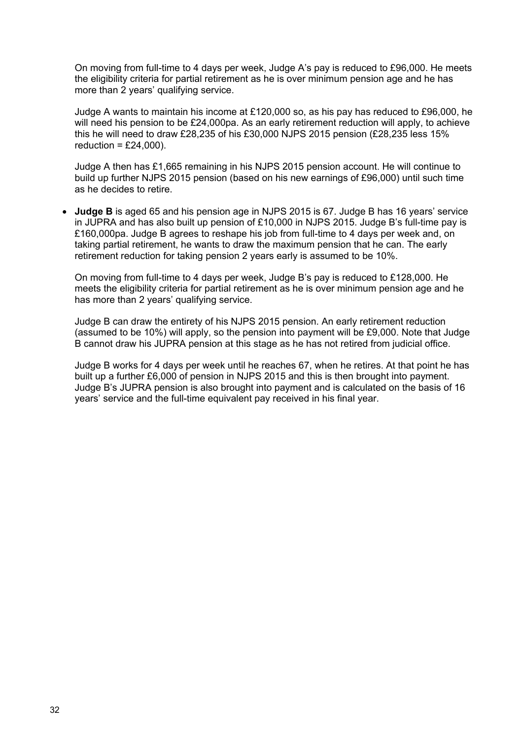On moving from full-time to 4 days per week, Judge A's pay is reduced to £96,000. He meets the eligibility criteria for partial retirement as he is over minimum pension age and he has more than 2 years' qualifying service.

Judge A wants to maintain his income at £120,000 so, as his pay has reduced to £96,000, he will need his pension to be £24,000pa. As an early retirement reduction will apply, to achieve this he will need to draw £28,235 of his £30,000 NJPS 2015 pension (£28,235 less 15% reduction = £24,000).

Judge A then has £1,665 remaining in his NJPS 2015 pension account. He will continue to build up further NJPS 2015 pension (based on his new earnings of £96,000) until such time as he decides to retire.

- **Judge B** is aged 65 and his pension age in NJPS 2015 is 67. Judge B has 16 years' service in JUPRA and has also built up pension of £10,000 in NJPS 2015. Judge B's full-time pay is £160,000pa. Judge B agrees to reshape his job from full-time to 4 days per week and, on taking partial retirement, he wants to draw the maximum pension that he can. The early retirement reduction for taking pension 2 years early is assumed to be 10%.

  On moving from full-time to 4 days per week, Judge B's pay is reduced to £128,000. He meets the eligibility criteria for partial retirement as he is over minimum pension age and he has more than 2 years' qualifying service.

  Judge B can draw the entirety of his NJPS 2015 pension. An early retirement reduction (assumed to be 10%) will apply, so the pension into payment will be £9,000. Note that Judge B cannot draw his JUPRA pension at this stage as he has not retired from judicial office.

  Judge B works for 4 days per week until he reaches 67, when he retires. At that point he has built up a further £6,000 of pension in NJPS 2015 and this is then brought into payment. Judge B's JUPRA pension is also brought into payment and is calculated on the basis of 16 years' service and the full-time equivalent pay received in his final year.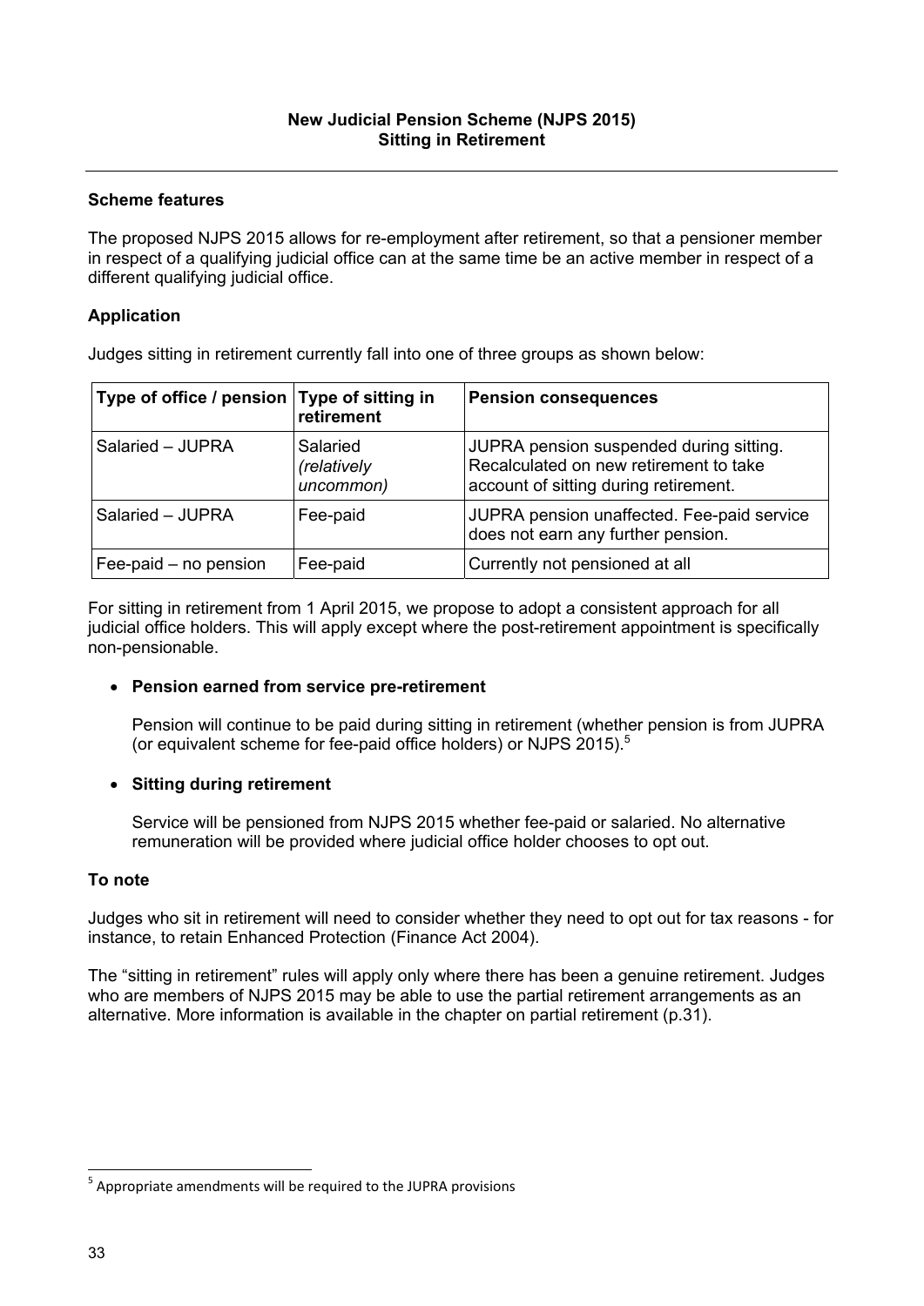**New Judicial Pension Scheme (NJPS 2015)**
**Sitting in Retirement**

---

### Scheme features

The proposed NJPS 2015 allows for re-employment after retirement, so that a pensioner member in respect of a qualifying judicial office can at the same time be an active member in respect of a different qualifying judicial office.

### Application

Judges sitting in retirement currently fall into one of three groups as shown below:

| Type of office / pension | Type of sitting in retirement | Pension consequences |
|---|---|---|
| Salaried – JUPRA | Salaried *(relatively uncommon)* | JUPRA pension suspended during sitting. Recalculated on new retirement to take account of sitting during retirement. |
| Salaried – JUPRA | Fee-paid | JUPRA pension unaffected. Fee-paid service does not earn any further pension. |
| Fee-paid – no pension | Fee-paid | Currently not pensioned at all |

For sitting in retirement from 1 April 2015, we propose to adopt a consistent approach for all judicial office holders. This will apply except where the post-retirement appointment is specifically non-pensionable.

- **Pension earned from service pre-retirement**

  Pension will continue to be paid during sitting in retirement (whether pension is from JUPRA (or equivalent scheme for fee-paid office holders) or NJPS 2015).[5]

- **Sitting during retirement**

  Service will be pensioned from NJPS 2015 whether fee-paid or salaried. No alternative remuneration will be provided where judicial office holder chooses to opt out.

### To note

Judges who sit in retirement will need to consider whether they need to opt out for tax reasons - for instance, to retain Enhanced Protection (Finance Act 2004).

The "sitting in retirement" rules will apply only where there has been a genuine retirement. Judges who are members of NJPS 2015 may be able to use the partial retirement arrangements as an alternative. More information is available in the chapter on partial retirement (p.31).

---

[5] Appropriate amendments will be required to the JUPRA provisions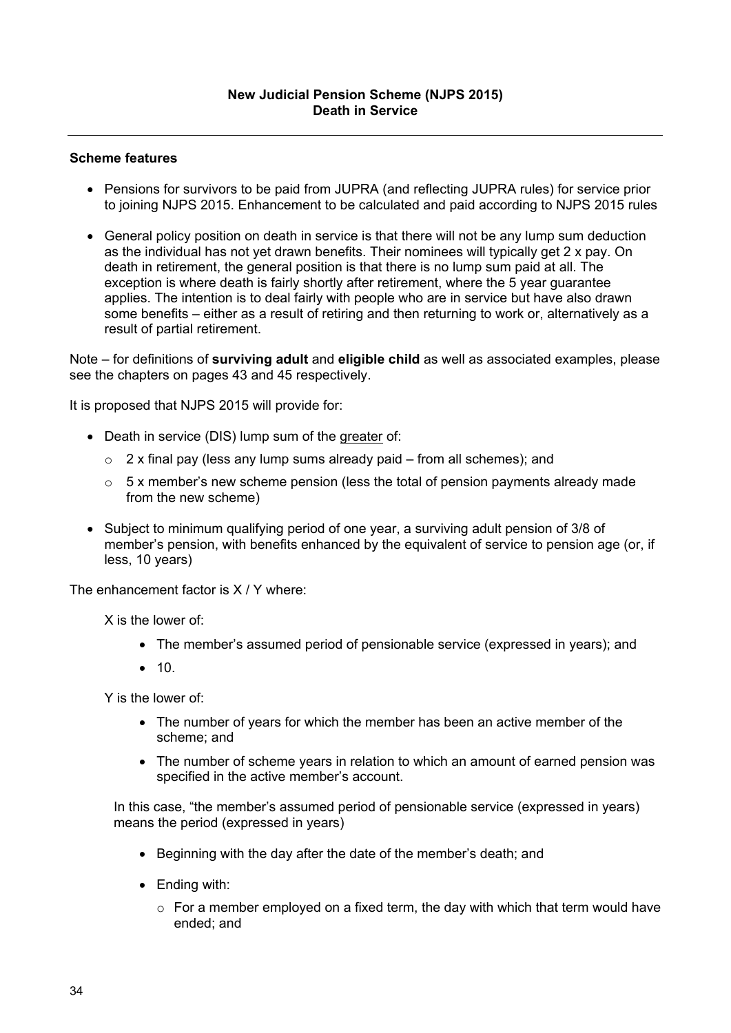**New Judicial Pension Scheme (NJPS 2015)**
**Death in Service**

---

**Scheme features**

- Pensions for survivors to be paid from JUPRA (and reflecting JUPRA rules) for service prior to joining NJPS 2015. Enhancement to be calculated and paid according to NJPS 2015 rules
- General policy position on death in service is that there will not be any lump sum deduction as the individual has not yet drawn benefits. Their nominees will typically get 2 x pay. On death in retirement, the general position is that there is no lump sum paid at all. The exception is where death is fairly shortly after retirement, where the 5 year guarantee applies. The intention is to deal fairly with people who are in service but have also drawn some benefits – either as a result of retiring and then returning to work or, alternatively as a result of partial retirement.

Note – for definitions of **surviving adult** and **eligible child** as well as associated examples, please see the chapters on pages 43 and 45 respectively.

It is proposed that NJPS 2015 will provide for:

- Death in service (DIS) lump sum of the greater of:
  - 2 x final pay (less any lump sums already paid – from all schemes); and
  - 5 x member's new scheme pension (less the total of pension payments already made from the new scheme)
- Subject to minimum qualifying period of one year, a surviving adult pension of 3/8 of member's pension, with benefits enhanced by the equivalent of service to pension age (or, if less, 10 years)

The enhancement factor is X / Y where:

X is the lower of:

- The member's assumed period of pensionable service (expressed in years); and
- 10.

Y is the lower of:

- The number of years for which the member has been an active member of the scheme; and
- The number of scheme years in relation to which an amount of earned pension was specified in the active member's account.

In this case, "the member's assumed period of pensionable service (expressed in years) means the period (expressed in years)

- Beginning with the day after the date of the member's death; and
- Ending with:
  - For a member employed on a fixed term, the day with which that term would have ended; and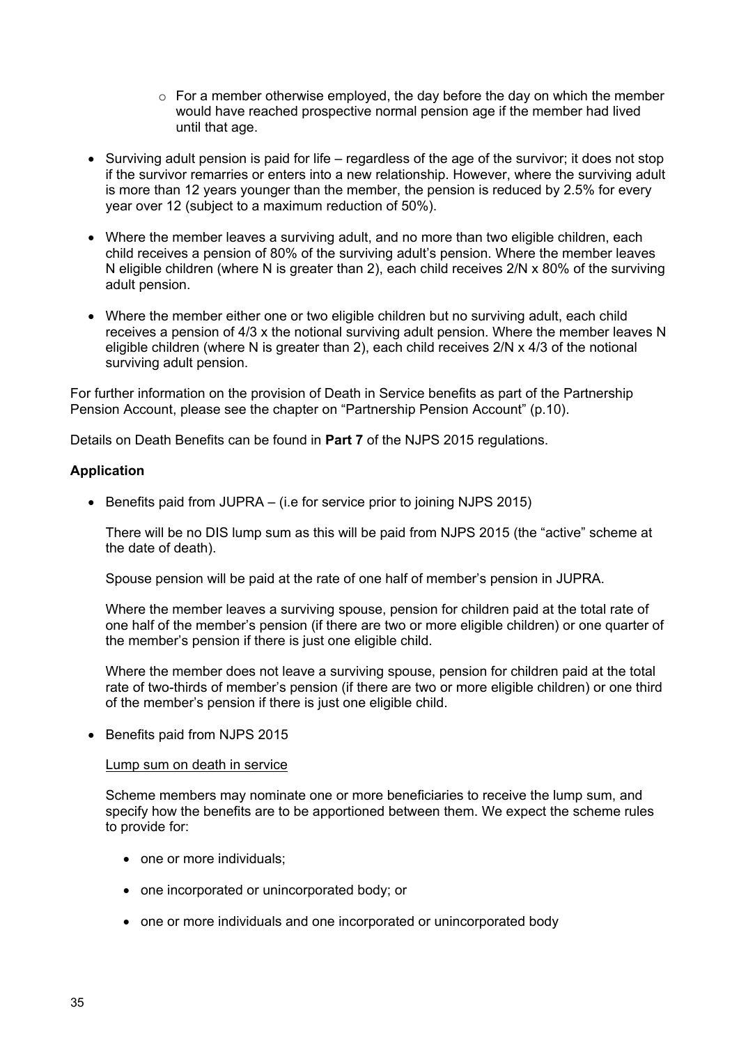- For a member otherwise employed, the day before the day on which the member would have reached prospective normal pension age if the member had lived until that age.

- Surviving adult pension is paid for life – regardless of the age of the survivor; it does not stop if the survivor remarries or enters into a new relationship. However, where the surviving adult is more than 12 years younger than the member, the pension is reduced by 2.5% for every year over 12 (subject to a maximum reduction of 50%).

- Where the member leaves a surviving adult, and no more than two eligible children, each child receives a pension of 80% of the surviving adult's pension. Where the member leaves N eligible children (where N is greater than 2), each child receives 2/N x 80% of the surviving adult pension.

- Where the member either one or two eligible children but no surviving adult, each child receives a pension of 4/3 x the notional surviving adult pension. Where the member leaves N eligible children (where N is greater than 2), each child receives 2/N x 4/3 of the notional surviving adult pension.

For further information on the provision of Death in Service benefits as part of the Partnership Pension Account, please see the chapter on "Partnership Pension Account" (p.10).

Details on Death Benefits can be found in **Part 7** of the NJPS 2015 regulations.

**Application**

- Benefits paid from JUPRA – (i.e for service prior to joining NJPS 2015)

  There will be no DIS lump sum as this will be paid from NJPS 2015 (the "active" scheme at the date of death).

  Spouse pension will be paid at the rate of one half of member's pension in JUPRA.

  Where the member leaves a surviving spouse, pension for children paid at the total rate of one half of the member's pension (if there are two or more eligible children) or one quarter of the member's pension if there is just one eligible child.

  Where the member does not leave a surviving spouse, pension for children paid at the total rate of two-thirds of member's pension (if there are two or more eligible children) or one third of the member's pension if there is just one eligible child.

- Benefits paid from NJPS 2015

  <u>Lump sum on death in service</u>

  Scheme members may nominate one or more beneficiaries to receive the lump sum, and specify how the benefits are to be apportioned between them. We expect the scheme rules to provide for:

  - one or more individuals;
  - one incorporated or unincorporated body; or
  - one or more individuals and one incorporated or unincorporated body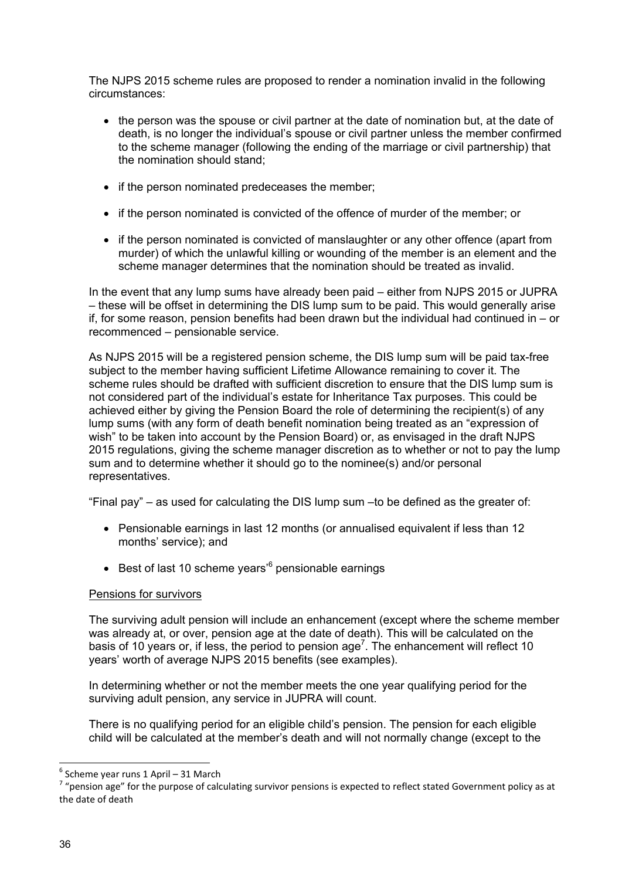The NJPS 2015 scheme rules are proposed to render a nomination invalid in the following circumstances:

- the person was the spouse or civil partner at the date of nomination but, at the date of death, is no longer the individual's spouse or civil partner unless the member confirmed to the scheme manager (following the ending of the marriage or civil partnership) that the nomination should stand;
- if the person nominated predeceases the member;
- if the person nominated is convicted of the offence of murder of the member; or
- if the person nominated is convicted of manslaughter or any other offence (apart from murder) of which the unlawful killing or wounding of the member is an element and the scheme manager determines that the nomination should be treated as invalid.

In the event that any lump sums have already been paid – either from NJPS 2015 or JUPRA – these will be offset in determining the DIS lump sum to be paid. This would generally arise if, for some reason, pension benefits had been drawn but the individual had continued in – or recommenced – pensionable service.

As NJPS 2015 will be a registered pension scheme, the DIS lump sum will be paid tax-free subject to the member having sufficient Lifetime Allowance remaining to cover it. The scheme rules should be drafted with sufficient discretion to ensure that the DIS lump sum is not considered part of the individual's estate for Inheritance Tax purposes. This could be achieved either by giving the Pension Board the role of determining the recipient(s) of any lump sums (with any form of death benefit nomination being treated as an "expression of wish" to be taken into account by the Pension Board) or, as envisaged in the draft NJPS 2015 regulations, giving the scheme manager discretion as to whether or not to pay the lump sum and to determine whether it should go to the nominee(s) and/or personal representatives.

"Final pay" – as used for calculating the DIS lump sum –to be defined as the greater of:

- Pensionable earnings in last 12 months (or annualised equivalent if less than 12 months' service); and
- Best of last 10 scheme years'[6] pensionable earnings

Pensions for survivors

The surviving adult pension will include an enhancement (except where the scheme member was already at, or over, pension age at the date of death). This will be calculated on the basis of 10 years or, if less, the period to pension age[7]. The enhancement will reflect 10 years' worth of average NJPS 2015 benefits (see examples).

In determining whether or not the member meets the one year qualifying period for the surviving adult pension, any service in JUPRA will count.

There is no qualifying period for an eligible child's pension. The pension for each eligible child will be calculated at the member's death and will not normally change (except to the

[6] Scheme year runs 1 April – 31 March

[7] "pension age" for the purpose of calculating survivor pensions is expected to reflect stated Government policy as at the date of death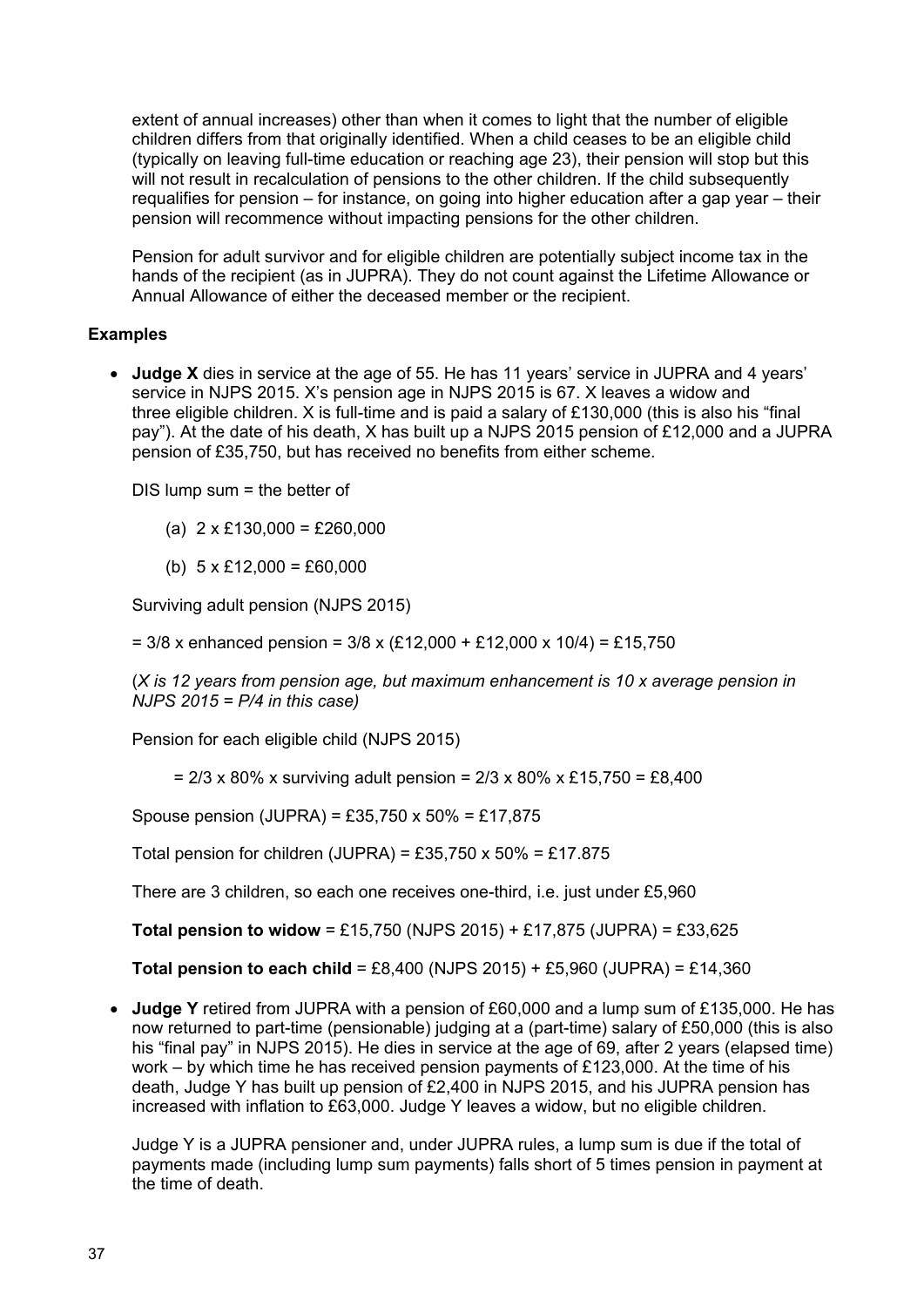extent of annual increases) other than when it comes to light that the number of eligible children differs from that originally identified. When a child ceases to be an eligible child (typically on leaving full-time education or reaching age 23), their pension will stop but this will not result in recalculation of pensions to the other children. If the child subsequently requalifies for pension – for instance, on going into higher education after a gap year – their pension will recommence without impacting pensions for the other children.

Pension for adult survivor and for eligible children are potentially subject income tax in the hands of the recipient (as in JUPRA). They do not count against the Lifetime Allowance or Annual Allowance of either the deceased member or the recipient.

**Examples**

- **Judge X** dies in service at the age of 55. He has 11 years' service in JUPRA and 4 years' service in NJPS 2015. X's pension age in NJPS 2015 is 67. X leaves a widow and three eligible children. X is full-time and is paid a salary of £130,000 (this is also his "final pay"). At the date of his death, X has built up a NJPS 2015 pension of £12,000 and a JUPRA pension of £35,750, but has received no benefits from either scheme.

  DIS lump sum = the better of

  (a) 2 x £130,000 = £260,000

  (b) 5 x £12,000 = £60,000

  Surviving adult pension (NJPS 2015)

  = 3/8 x enhanced pension = 3/8 x (£12,000 + £12,000 x 10/4) = £15,750

  (*X is 12 years from pension age, but maximum enhancement is 10 x average pension in NJPS 2015 = P/4 in this case)*

  Pension for each eligible child (NJPS 2015)

  = 2/3 x 80% x surviving adult pension = 2/3 x 80% x £15,750 = £8,400

  Spouse pension (JUPRA) = £35,750 x 50% = £17,875

  Total pension for children (JUPRA) = £35,750 x 50% = £17.875

  There are 3 children, so each one receives one-third, i.e. just under £5,960

  **Total pension to widow** = £15,750 (NJPS 2015) + £17,875 (JUPRA) = £33,625

  **Total pension to each child** = £8,400 (NJPS 2015) + £5,960 (JUPRA) = £14,360

- **Judge Y** retired from JUPRA with a pension of £60,000 and a lump sum of £135,000. He has now returned to part-time (pensionable) judging at a (part-time) salary of £50,000 (this is also his "final pay" in NJPS 2015). He dies in service at the age of 69, after 2 years (elapsed time) work – by which time he has received pension payments of £123,000. At the time of his death, Judge Y has built up pension of £2,400 in NJPS 2015, and his JUPRA pension has increased with inflation to £63,000. Judge Y leaves a widow, but no eligible children.

  Judge Y is a JUPRA pensioner and, under JUPRA rules, a lump sum is due if the total of payments made (including lump sum payments) falls short of 5 times pension in payment at the time of death.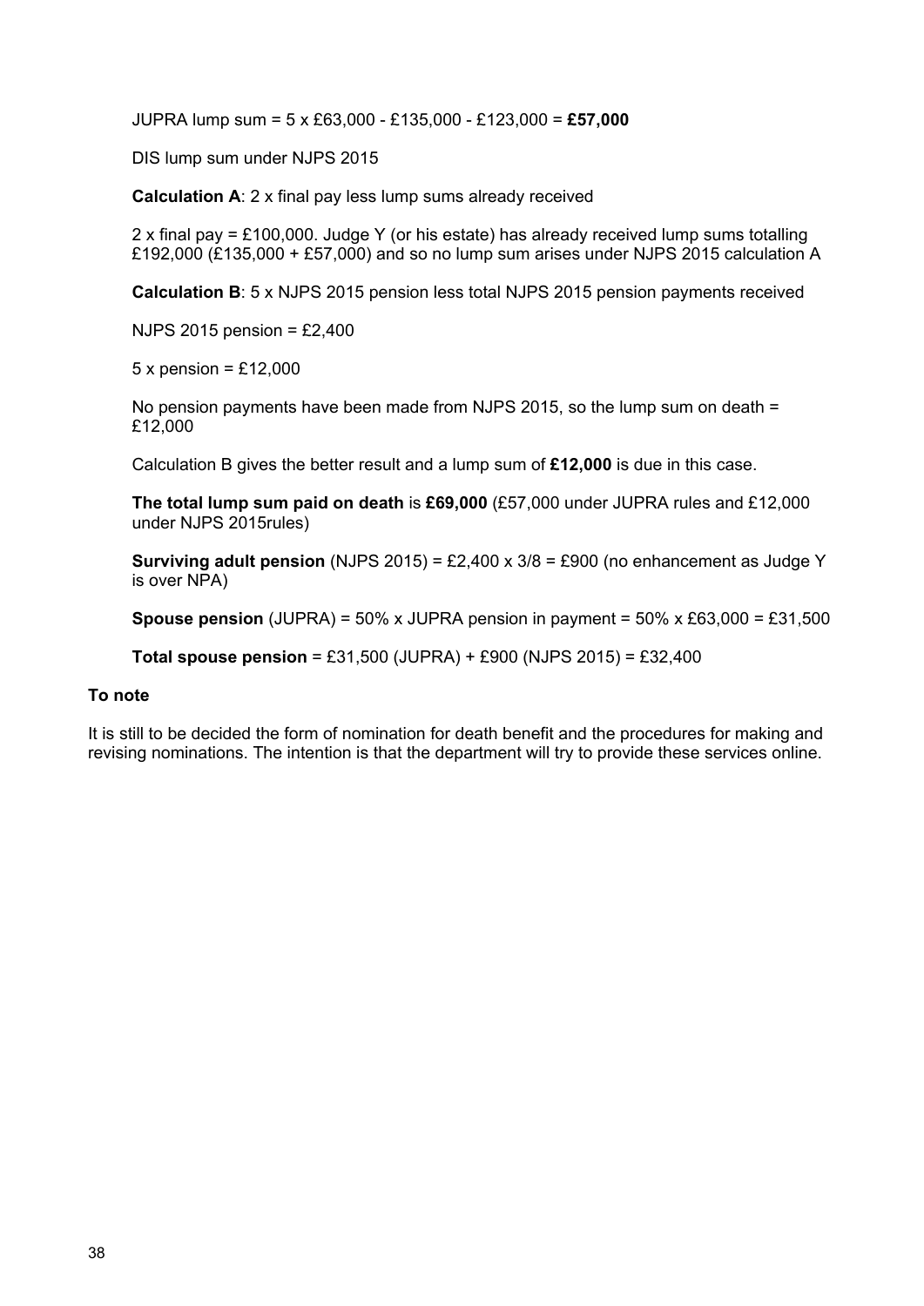JUPRA lump sum = 5 x £63,000 - £135,000 - £123,000 = **£57,000**

DIS lump sum under NJPS 2015

**Calculation A**: 2 x final pay less lump sums already received

2 x final pay = £100,000. Judge Y (or his estate) has already received lump sums totalling £192,000 (£135,000 + £57,000) and so no lump sum arises under NJPS 2015 calculation A

**Calculation B**: 5 x NJPS 2015 pension less total NJPS 2015 pension payments received

NJPS 2015 pension = £2,400

5 x pension = £12,000

No pension payments have been made from NJPS 2015, so the lump sum on death = £12,000

Calculation B gives the better result and a lump sum of **£12,000** is due in this case.

**The total lump sum paid on death** is **£69,000** (£57,000 under JUPRA rules and £12,000 under NJPS 2015rules)

**Surviving adult pension** (NJPS 2015) = £2,400 x 3/8 = £900 (no enhancement as Judge Y is over NPA)

**Spouse pension** (JUPRA) = 50% x JUPRA pension in payment = 50% x £63,000 = £31,500

**Total spouse pension** = £31,500 (JUPRA) + £900 (NJPS 2015) = £32,400

**To note**

It is still to be decided the form of nomination for death benefit and the procedures for making and revising nominations. The intention is that the department will try to provide these services online.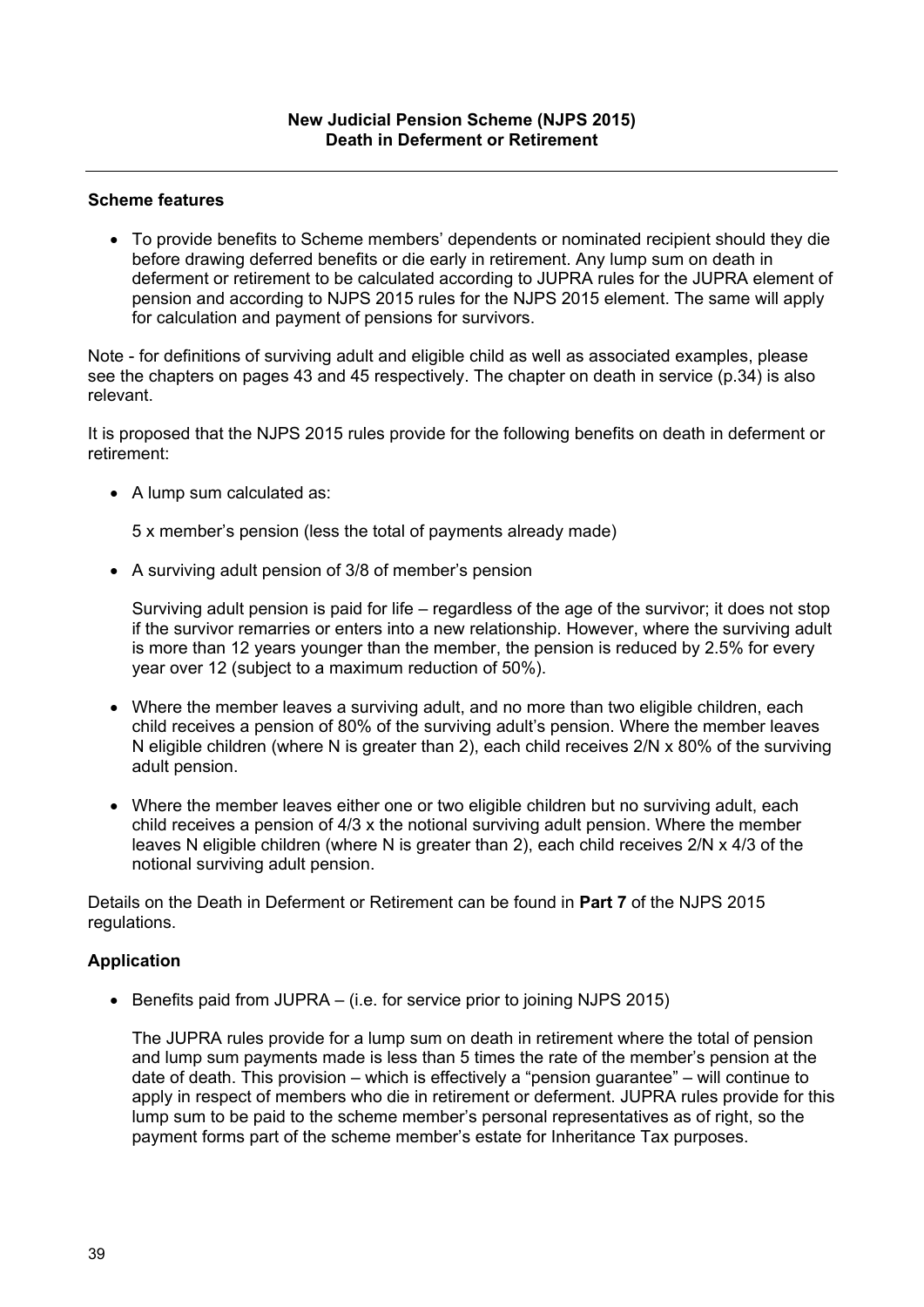**New Judicial Pension Scheme (NJPS 2015)**
**Death in Deferment or Retirement**

---

**Scheme features**

- To provide benefits to Scheme members' dependents or nominated recipient should they die before drawing deferred benefits or die early in retirement. Any lump sum on death in deferment or retirement to be calculated according to JUPRA rules for the JUPRA element of pension and according to NJPS 2015 rules for the NJPS 2015 element. The same will apply for calculation and payment of pensions for survivors.

Note - for definitions of surviving adult and eligible child as well as associated examples, please see the chapters on pages 43 and 45 respectively. The chapter on death in service (p.34) is also relevant.

It is proposed that the NJPS 2015 rules provide for the following benefits on death in deferment or retirement:

- A lump sum calculated as:

  5 x member's pension (less the total of payments already made)

- A surviving adult pension of 3/8 of member's pension

  Surviving adult pension is paid for life – regardless of the age of the survivor; it does not stop if the survivor remarries or enters into a new relationship. However, where the surviving adult is more than 12 years younger than the member, the pension is reduced by 2.5% for every year over 12 (subject to a maximum reduction of 50%).

- Where the member leaves a surviving adult, and no more than two eligible children, each child receives a pension of 80% of the surviving adult's pension. Where the member leaves N eligible children (where N is greater than 2), each child receives 2/N x 80% of the surviving adult pension.

- Where the member leaves either one or two eligible children but no surviving adult, each child receives a pension of 4/3 x the notional surviving adult pension. Where the member leaves N eligible children (where N is greater than 2), each child receives 2/N x 4/3 of the notional surviving adult pension.

Details on the Death in Deferment or Retirement can be found in **Part 7** of the NJPS 2015 regulations.

**Application**

- Benefits paid from JUPRA – (i.e. for service prior to joining NJPS 2015)

  The JUPRA rules provide for a lump sum on death in retirement where the total of pension and lump sum payments made is less than 5 times the rate of the member's pension at the date of death. This provision – which is effectively a "pension guarantee" – will continue to apply in respect of members who die in retirement or deferment. JUPRA rules provide for this lump sum to be paid to the scheme member's personal representatives as of right, so the payment forms part of the scheme member's estate for Inheritance Tax purposes.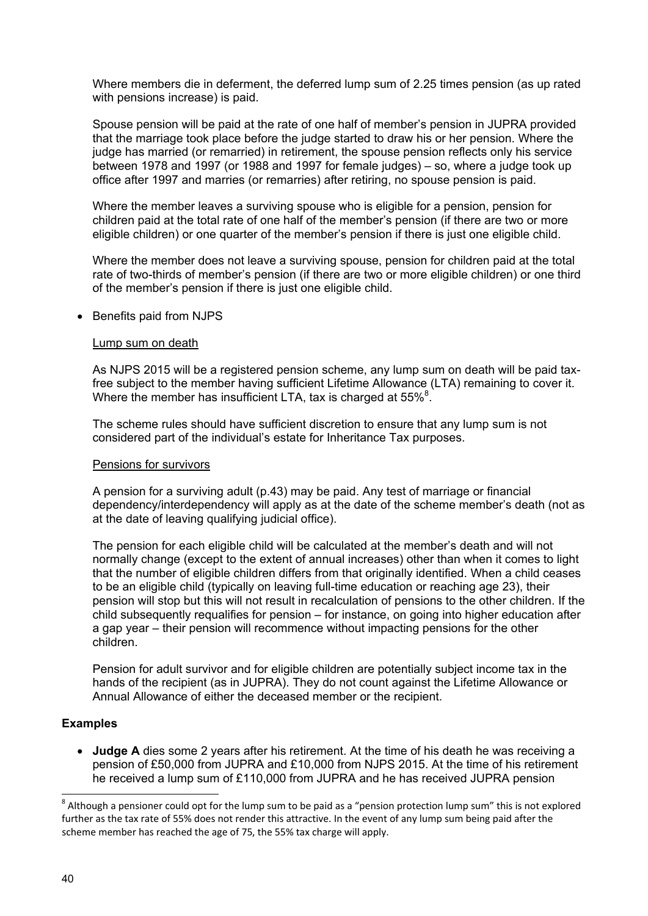Where members die in deferment, the deferred lump sum of 2.25 times pension (as up rated with pensions increase) is paid.

Spouse pension will be paid at the rate of one half of member's pension in JUPRA provided that the marriage took place before the judge started to draw his or her pension. Where the judge has married (or remarried) in retirement, the spouse pension reflects only his service between 1978 and 1997 (or 1988 and 1997 for female judges) – so, where a judge took up office after 1997 and marries (or remarries) after retiring, no spouse pension is paid.

Where the member leaves a surviving spouse who is eligible for a pension, pension for children paid at the total rate of one half of the member's pension (if there are two or more eligible children) or one quarter of the member's pension if there is just one eligible child.

Where the member does not leave a surviving spouse, pension for children paid at the total rate of two-thirds of member's pension (if there are two or more eligible children) or one third of the member's pension if there is just one eligible child.

- Benefits paid from NJPS

<u>Lump sum on death</u>

As NJPS 2015 will be a registered pension scheme, any lump sum on death will be paid tax-free subject to the member having sufficient Lifetime Allowance (LTA) remaining to cover it. Where the member has insufficient LTA, tax is charged at 55%[8].

The scheme rules should have sufficient discretion to ensure that any lump sum is not considered part of the individual's estate for Inheritance Tax purposes.

<u>Pensions for survivors</u>

A pension for a surviving adult (p.43) may be paid. Any test of marriage or financial dependency/interdependency will apply as at the date of the scheme member's death (not as at the date of leaving qualifying judicial office).

The pension for each eligible child will be calculated at the member's death and will not normally change (except to the extent of annual increases) other than when it comes to light that the number of eligible children differs from that originally identified. When a child ceases to be an eligible child (typically on leaving full-time education or reaching age 23), their pension will stop but this will not result in recalculation of pensions to the other children. If the child subsequently requalifies for pension – for instance, on going into higher education after a gap year – their pension will recommence without impacting pensions for the other children.

Pension for adult survivor and for eligible children are potentially subject income tax in the hands of the recipient (as in JUPRA). They do not count against the Lifetime Allowance or Annual Allowance of either the deceased member or the recipient.

**Examples**

- **Judge A** dies some 2 years after his retirement. At the time of his death he was receiving a pension of £50,000 from JUPRA and £10,000 from NJPS 2015. At the time of his retirement he received a lump sum of £110,000 from JUPRA and he has received JUPRA pension

[8] Although a pensioner could opt for the lump sum to be paid as a "pension protection lump sum" this is not explored further as the tax rate of 55% does not render this attractive. In the event of any lump sum being paid after the scheme member has reached the age of 75, the 55% tax charge will apply.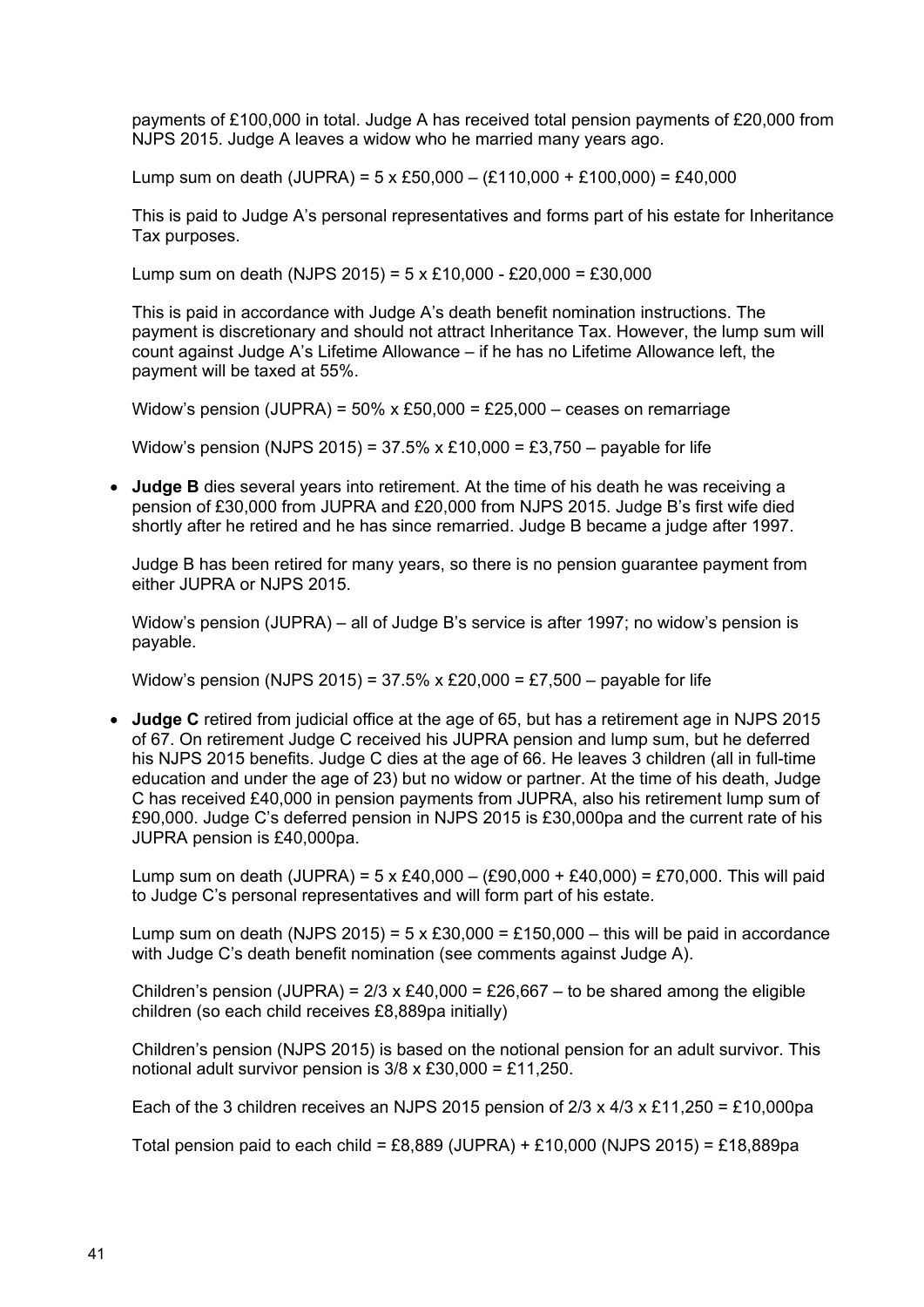payments of £100,000 in total. Judge A has received total pension payments of £20,000 from NJPS 2015. Judge A leaves a widow who he married many years ago.

Lump sum on death (JUPRA) = 5 x £50,000 – (£110,000 + £100,000) = £40,000

This is paid to Judge A's personal representatives and forms part of his estate for Inheritance Tax purposes.

Lump sum on death (NJPS 2015) = 5 x £10,000 - £20,000 = £30,000

This is paid in accordance with Judge A's death benefit nomination instructions. The payment is discretionary and should not attract Inheritance Tax. However, the lump sum will count against Judge A's Lifetime Allowance – if he has no Lifetime Allowance left, the payment will be taxed at 55%.

Widow's pension (JUPRA) = 50% x £50,000 = £25,000 – ceases on remarriage

Widow's pension (NJPS 2015) = 37.5% x £10,000 = £3,750 – payable for life

- **Judge B** dies several years into retirement. At the time of his death he was receiving a pension of £30,000 from JUPRA and £20,000 from NJPS 2015. Judge B's first wife died shortly after he retired and he has since remarried. Judge B became a judge after 1997.

  Judge B has been retired for many years, so there is no pension guarantee payment from either JUPRA or NJPS 2015.

  Widow's pension (JUPRA) – all of Judge B's service is after 1997; no widow's pension is payable.

  Widow's pension (NJPS 2015) = 37.5% x £20,000 = £7,500 – payable for life

- **Judge C** retired from judicial office at the age of 65, but has a retirement age in NJPS 2015 of 67. On retirement Judge C received his JUPRA pension and lump sum, but he deferred his NJPS 2015 benefits. Judge C dies at the age of 66. He leaves 3 children (all in full-time education and under the age of 23) but no widow or partner. At the time of his death, Judge C has received £40,000 in pension payments from JUPRA, also his retirement lump sum of £90,000. Judge C's deferred pension in NJPS 2015 is £30,000pa and the current rate of his JUPRA pension is £40,000pa.

  Lump sum on death (JUPRA) = 5 x £40,000 – (£90,000 + £40,000) = £70,000. This will paid to Judge C's personal representatives and will form part of his estate.

  Lump sum on death (NJPS 2015) = 5 x £30,000 = £150,000 – this will be paid in accordance with Judge C's death benefit nomination (see comments against Judge A).

  Children's pension (JUPRA) = 2/3 x £40,000 = £26,667 – to be shared among the eligible children (so each child receives £8,889pa initially)

  Children's pension (NJPS 2015) is based on the notional pension for an adult survivor. This notional adult survivor pension is 3/8 x £30,000 = £11,250.

  Each of the 3 children receives an NJPS 2015 pension of 2/3 x 4/3 x £11,250 = £10,000pa

  Total pension paid to each child = £8,889 (JUPRA) + £10,000 (NJPS 2015) = £18,889pa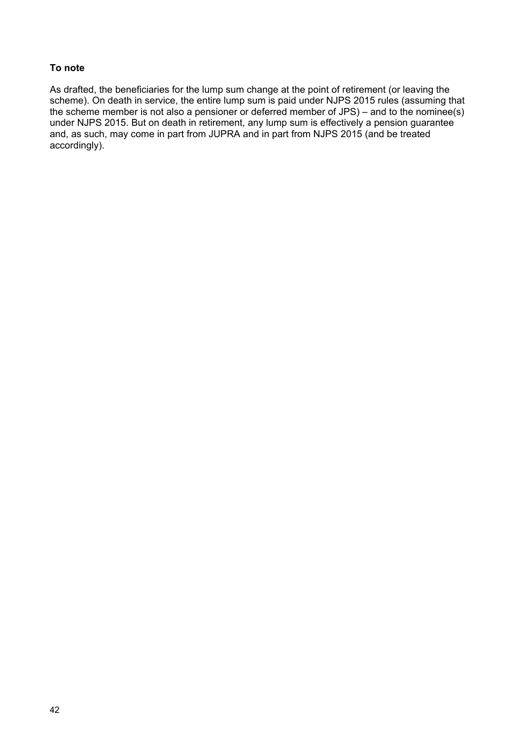**To note**

As drafted, the beneficiaries for the lump sum change at the point of retirement (or leaving the scheme). On death in service, the entire lump sum is paid under NJPS 2015 rules (assuming that the scheme member is not also a pensioner or deferred member of JPS) – and to the nominee(s) under NJPS 2015. But on death in retirement, any lump sum is effectively a pension guarantee and, as such, may come in part from JUPRA and in part from NJPS 2015 (and be treated accordingly).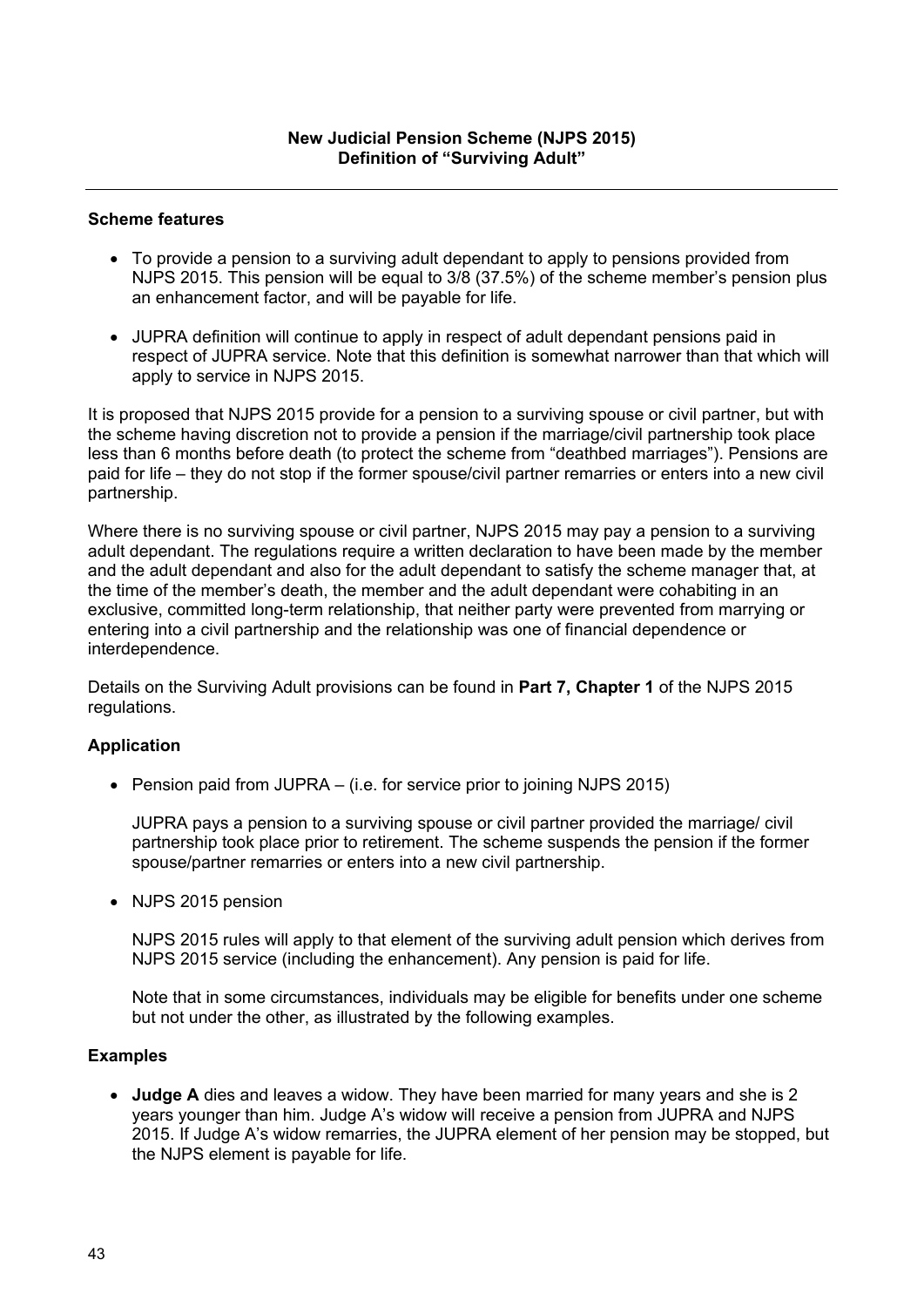**New Judicial Pension Scheme (NJPS 2015)**
**Definition of "Surviving Adult"**

---

### Scheme features

- To provide a pension to a surviving adult dependant to apply to pensions provided from NJPS 2015. This pension will be equal to 3/8 (37.5%) of the scheme member's pension plus an enhancement factor, and will be payable for life.
- JUPRA definition will continue to apply in respect of adult dependant pensions paid in respect of JUPRA service. Note that this definition is somewhat narrower than that which will apply to service in NJPS 2015.

It is proposed that NJPS 2015 provide for a pension to a surviving spouse or civil partner, but with the scheme having discretion not to provide a pension if the marriage/civil partnership took place less than 6 months before death (to protect the scheme from "deathbed marriages"). Pensions are paid for life – they do not stop if the former spouse/civil partner remarries or enters into a new civil partnership.

Where there is no surviving spouse or civil partner, NJPS 2015 may pay a pension to a surviving adult dependant. The regulations require a written declaration to have been made by the member and the adult dependant and also for the adult dependant to satisfy the scheme manager that, at the time of the member's death, the member and the adult dependant were cohabiting in an exclusive, committed long-term relationship, that neither party were prevented from marrying or entering into a civil partnership and the relationship was one of financial dependence or interdependence.

Details on the Surviving Adult provisions can be found in **Part 7, Chapter 1** of the NJPS 2015 regulations.

### Application

- Pension paid from JUPRA – (i.e. for service prior to joining NJPS 2015)

  JUPRA pays a pension to a surviving spouse or civil partner provided the marriage/ civil partnership took place prior to retirement. The scheme suspends the pension if the former spouse/partner remarries or enters into a new civil partnership.

- NJPS 2015 pension

  NJPS 2015 rules will apply to that element of the surviving adult pension which derives from NJPS 2015 service (including the enhancement). Any pension is paid for life.

  Note that in some circumstances, individuals may be eligible for benefits under one scheme but not under the other, as illustrated by the following examples.

### Examples

- **Judge A** dies and leaves a widow. They have been married for many years and she is 2 years younger than him. Judge A's widow will receive a pension from JUPRA and NJPS 2015. If Judge A's widow remarries, the JUPRA element of her pension may be stopped, but the NJPS element is payable for life.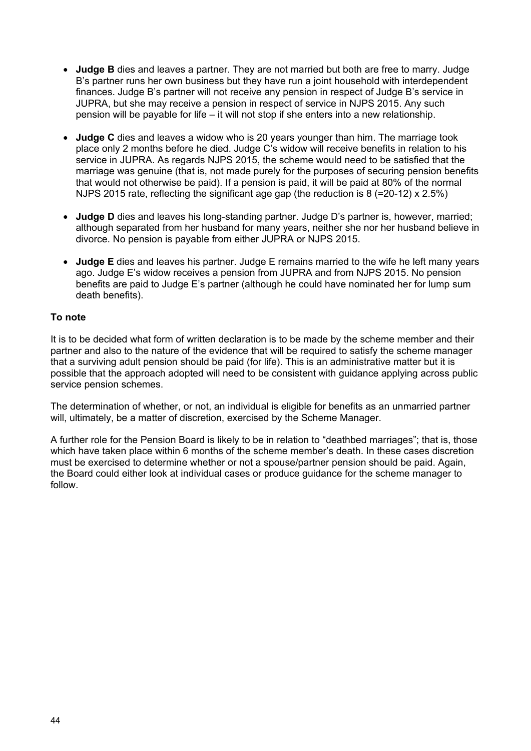- **Judge B** dies and leaves a partner. They are not married but both are free to marry. Judge B's partner runs her own business but they have run a joint household with interdependent finances. Judge B's partner will not receive any pension in respect of Judge B's service in JUPRA, but she may receive a pension in respect of service in NJPS 2015. Any such pension will be payable for life – it will not stop if she enters into a new relationship.

- **Judge C** dies and leaves a widow who is 20 years younger than him. The marriage took place only 2 months before he died. Judge C's widow will receive benefits in relation to his service in JUPRA. As regards NJPS 2015, the scheme would need to be satisfied that the marriage was genuine (that is, not made purely for the purposes of securing pension benefits that would not otherwise be paid). If a pension is paid, it will be paid at 80% of the normal NJPS 2015 rate, reflecting the significant age gap (the reduction is 8 (=20-12) x 2.5%)

- **Judge D** dies and leaves his long-standing partner. Judge D's partner is, however, married; although separated from her husband for many years, neither she nor her husband believe in divorce. No pension is payable from either JUPRA or NJPS 2015.

- **Judge E** dies and leaves his partner. Judge E remains married to the wife he left many years ago. Judge E's widow receives a pension from JUPRA and from NJPS 2015. No pension benefits are paid to Judge E's partner (although he could have nominated her for lump sum death benefits).

**To note**

It is to be decided what form of written declaration is to be made by the scheme member and their partner and also to the nature of the evidence that will be required to satisfy the scheme manager that a surviving adult pension should be paid (for life). This is an administrative matter but it is possible that the approach adopted will need to be consistent with guidance applying across public service pension schemes.

The determination of whether, or not, an individual is eligible for benefits as an unmarried partner will, ultimately, be a matter of discretion, exercised by the Scheme Manager.

A further role for the Pension Board is likely to be in relation to "deathbed marriages"; that is, those which have taken place within 6 months of the scheme member's death. In these cases discretion must be exercised to determine whether or not a spouse/partner pension should be paid. Again, the Board could either look at individual cases or produce guidance for the scheme manager to follow.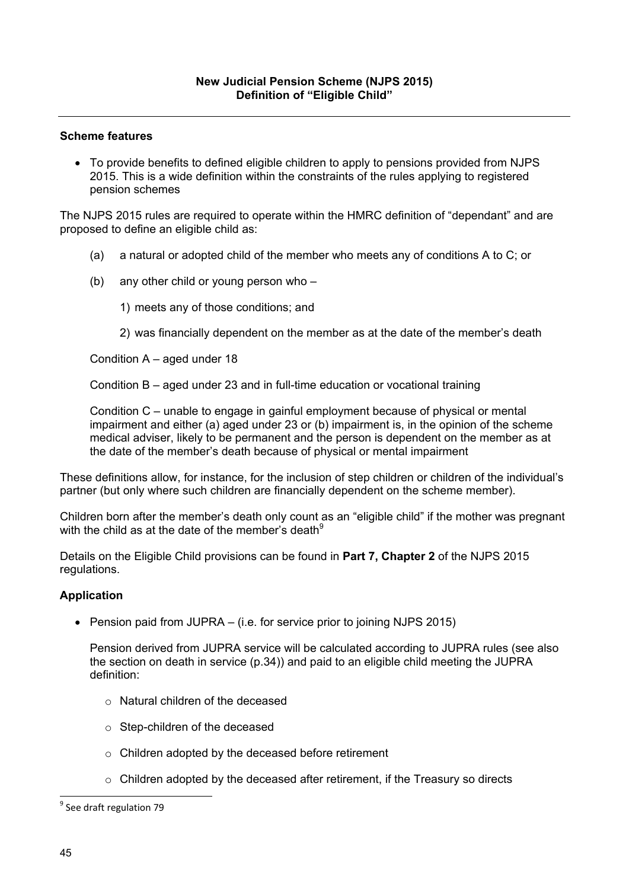**New Judicial Pension Scheme (NJPS 2015)**
**Definition of "Eligible Child"**

---

**Scheme features**

- To provide benefits to defined eligible children to apply to pensions provided from NJPS 2015. This is a wide definition within the constraints of the rules applying to registered pension schemes

The NJPS 2015 rules are required to operate within the HMRC definition of "dependant" and are proposed to define an eligible child as:

(a) a natural or adopted child of the member who meets any of conditions A to C; or

(b) any other child or young person who –

1) meets any of those conditions; and

2) was financially dependent on the member as at the date of the member's death

Condition A – aged under 18

Condition B – aged under 23 and in full-time education or vocational training

Condition C – unable to engage in gainful employment because of physical or mental impairment and either (a) aged under 23 or (b) impairment is, in the opinion of the scheme medical adviser, likely to be permanent and the person is dependent on the member as at the date of the member's death because of physical or mental impairment

These definitions allow, for instance, for the inclusion of step children or children of the individual's partner (but only where such children are financially dependent on the scheme member).

Children born after the member's death only count as an "eligible child" if the mother was pregnant with the child as at the date of the member's death[9]

Details on the Eligible Child provisions can be found in **Part 7, Chapter 2** of the NJPS 2015 regulations.

**Application**

- Pension paid from JUPRA – (i.e. for service prior to joining NJPS 2015)

  Pension derived from JUPRA service will be calculated according to JUPRA rules (see also the section on death in service (p.34)) and paid to an eligible child meeting the JUPRA definition:

  - Natural children of the deceased
  - Step-children of the deceased
  - Children adopted by the deceased before retirement
  - Children adopted by the deceased after retirement, if the Treasury so directs

[9] See draft regulation 79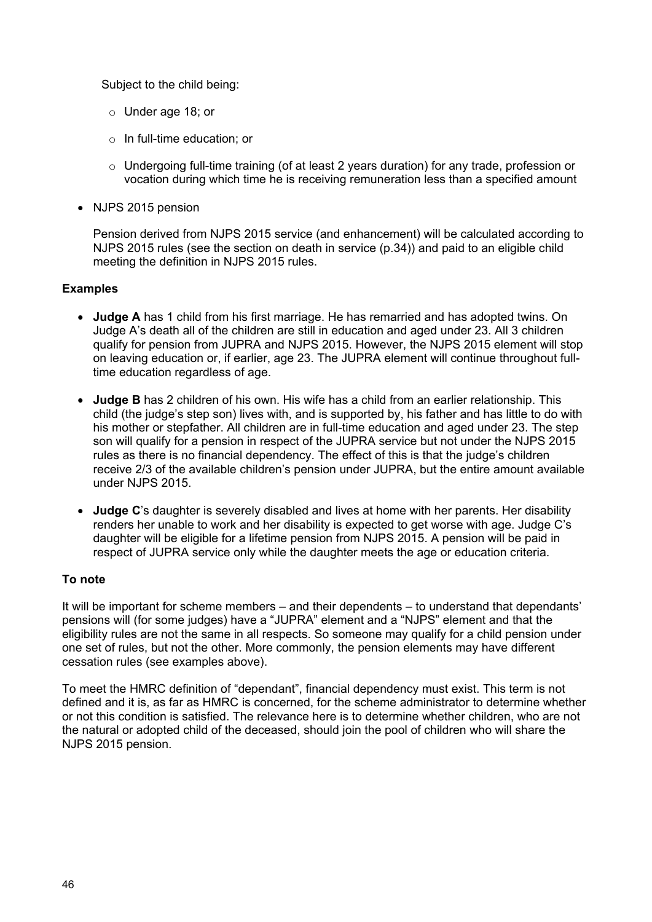Subject to the child being:

- Under age 18; or
- In full-time education; or
- Undergoing full-time training (of at least 2 years duration) for any trade, profession or vocation during which time he is receiving remuneration less than a specified amount

- NJPS 2015 pension

  Pension derived from NJPS 2015 service (and enhancement) will be calculated according to NJPS 2015 rules (see the section on death in service (p.34)) and paid to an eligible child meeting the definition in NJPS 2015 rules.

**Examples**

- **Judge A** has 1 child from his first marriage. He has remarried and has adopted twins. On Judge A's death all of the children are still in education and aged under 23. All 3 children qualify for pension from JUPRA and NJPS 2015. However, the NJPS 2015 element will stop on leaving education or, if earlier, age 23. The JUPRA element will continue throughout full-time education regardless of age.
- **Judge B** has 2 children of his own. His wife has a child from an earlier relationship. This child (the judge's step son) lives with, and is supported by, his father and has little to do with his mother or stepfather. All children are in full-time education and aged under 23. The step son will qualify for a pension in respect of the JUPRA service but not under the NJPS 2015 rules as there is no financial dependency. The effect of this is that the judge's children receive 2/3 of the available children's pension under JUPRA, but the entire amount available under NJPS 2015.
- **Judge C**'s daughter is severely disabled and lives at home with her parents. Her disability renders her unable to work and her disability is expected to get worse with age. Judge C's daughter will be eligible for a lifetime pension from NJPS 2015. A pension will be paid in respect of JUPRA service only while the daughter meets the age or education criteria.

**To note**

It will be important for scheme members – and their dependents – to understand that dependants' pensions will (for some judges) have a "JUPRA" element and a "NJPS" element and that the eligibility rules are not the same in all respects. So someone may qualify for a child pension under one set of rules, but not the other. More commonly, the pension elements may have different cessation rules (see examples above).

To meet the HMRC definition of "dependant", financial dependency must exist. This term is not defined and it is, as far as HMRC is concerned, for the scheme administrator to determine whether or not this condition is satisfied. The relevance here is to determine whether children, who are not the natural or adopted child of the deceased, should join the pool of children who will share the NJPS 2015 pension.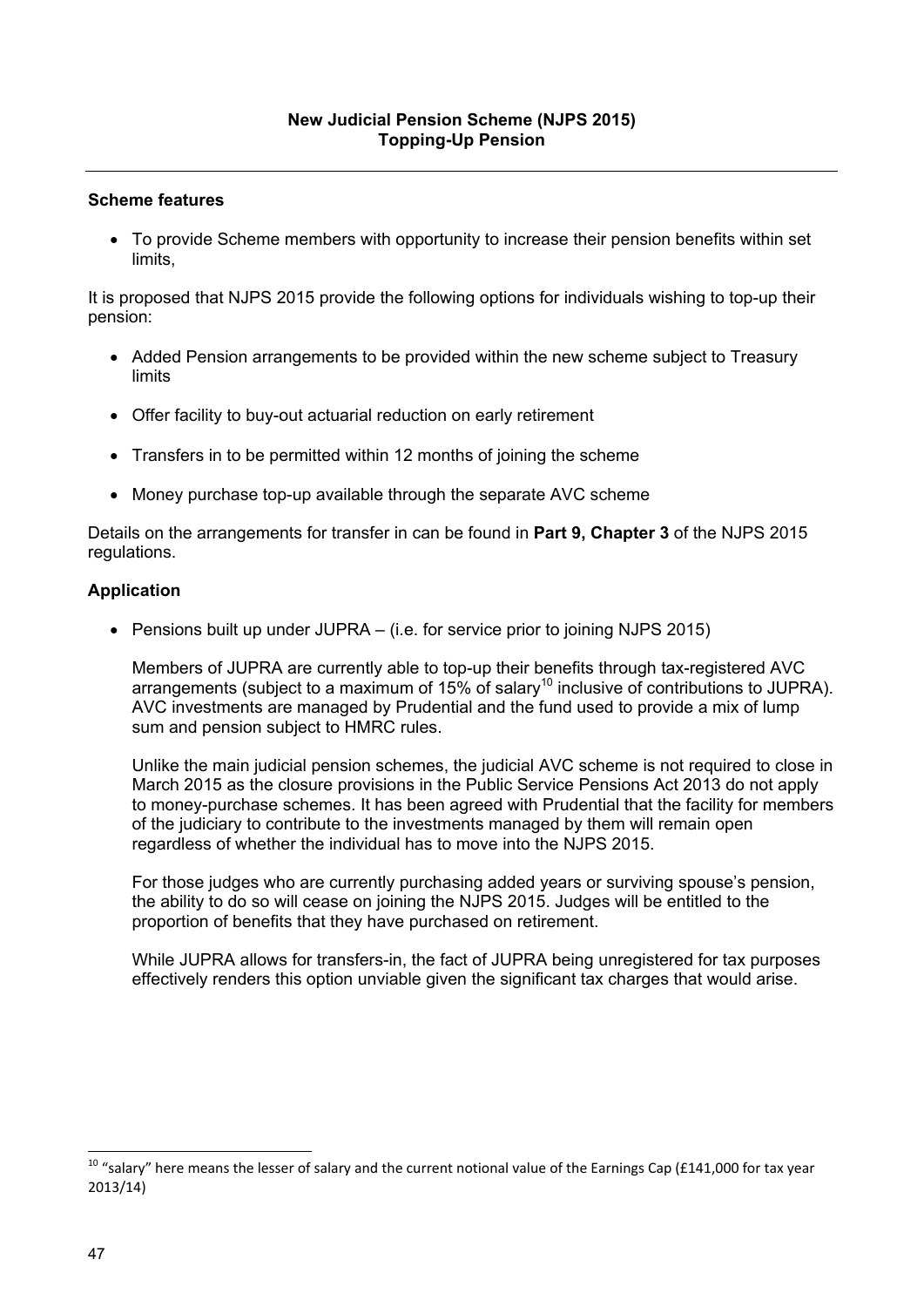**New Judicial Pension Scheme (NJPS 2015)**
**Topping-Up Pension**

---

**Scheme features**

- To provide Scheme members with opportunity to increase their pension benefits within set limits,

It is proposed that NJPS 2015 provide the following options for individuals wishing to top-up their pension:

- Added Pension arrangements to be provided within the new scheme subject to Treasury limits
- Offer facility to buy-out actuarial reduction on early retirement
- Transfers in to be permitted within 12 months of joining the scheme
- Money purchase top-up available through the separate AVC scheme

Details on the arrangements for transfer in can be found in **Part 9, Chapter 3** of the NJPS 2015 regulations.

**Application**

- Pensions built up under JUPRA – (i.e. for service prior to joining NJPS 2015)

  Members of JUPRA are currently able to top-up their benefits through tax-registered AVC arrangements (subject to a maximum of 15% of salary[10] inclusive of contributions to JUPRA). AVC investments are managed by Prudential and the fund used to provide a mix of lump sum and pension subject to HMRC rules.

  Unlike the main judicial pension schemes, the judicial AVC scheme is not required to close in March 2015 as the closure provisions in the Public Service Pensions Act 2013 do not apply to money-purchase schemes. It has been agreed with Prudential that the facility for members of the judiciary to contribute to the investments managed by them will remain open regardless of whether the individual has to move into the NJPS 2015.

  For those judges who are currently purchasing added years or surviving spouse's pension, the ability to do so will cease on joining the NJPS 2015. Judges will be entitled to the proportion of benefits that they have purchased on retirement.

  While JUPRA allows for transfers-in, the fact of JUPRA being unregistered for tax purposes effectively renders this option unviable given the significant tax charges that would arise.

---

[10] "salary" here means the lesser of salary and the current notional value of the Earnings Cap (£141,000 for tax year 2013/14)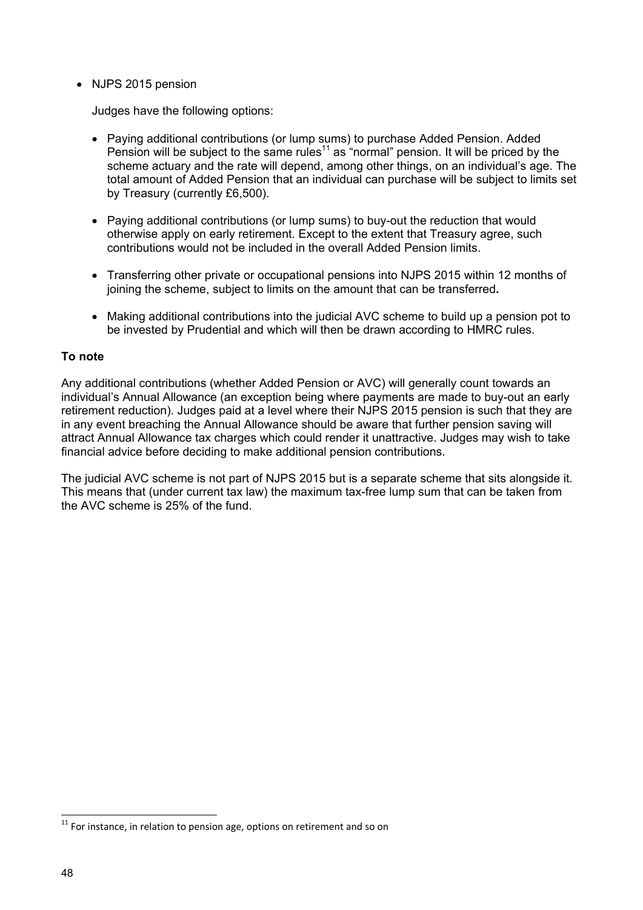- NJPS 2015 pension

  Judges have the following options:

  - Paying additional contributions (or lump sums) to purchase Added Pension. Added Pension will be subject to the same rules[11] as "normal" pension. It will be priced by the scheme actuary and the rate will depend, among other things, on an individual's age. The total amount of Added Pension that an individual can purchase will be subject to limits set by Treasury (currently £6,500).

  - Paying additional contributions (or lump sums) to buy-out the reduction that would otherwise apply on early retirement. Except to the extent that Treasury agree, such contributions would not be included in the overall Added Pension limits.

  - Transferring other private or occupational pensions into NJPS 2015 within 12 months of joining the scheme, subject to limits on the amount that can be transferred**.**

  - Making additional contributions into the judicial AVC scheme to build up a pension pot to be invested by Prudential and which will then be drawn according to HMRC rules.

**To note**

Any additional contributions (whether Added Pension or AVC) will generally count towards an individual's Annual Allowance (an exception being where payments are made to buy-out an early retirement reduction). Judges paid at a level where their NJPS 2015 pension is such that they are in any event breaching the Annual Allowance should be aware that further pension saving will attract Annual Allowance tax charges which could render it unattractive. Judges may wish to take financial advice before deciding to make additional pension contributions.

The judicial AVC scheme is not part of NJPS 2015 but is a separate scheme that sits alongside it. This means that (under current tax law) the maximum tax-free lump sum that can be taken from the AVC scheme is 25% of the fund.

[11] For instance, in relation to pension age, options on retirement and so on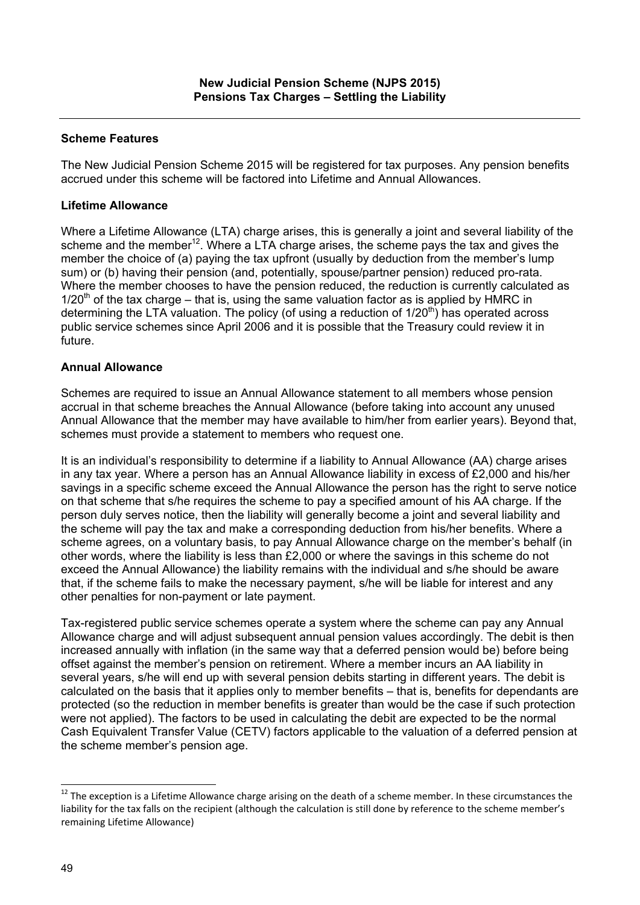**New Judicial Pension Scheme (NJPS 2015)**
**Pensions Tax Charges – Settling the Liability**

### Scheme Features

The New Judicial Pension Scheme 2015 will be registered for tax purposes. Any pension benefits accrued under this scheme will be factored into Lifetime and Annual Allowances.

### Lifetime Allowance

Where a Lifetime Allowance (LTA) charge arises, this is generally a joint and several liability of the scheme and the member[12]. Where a LTA charge arises, the scheme pays the tax and gives the member the choice of (a) paying the tax upfront (usually by deduction from the member's lump sum) or (b) having their pension (and, potentially, spouse/partner pension) reduced pro-rata. Where the member chooses to have the pension reduced, the reduction is currently calculated as $1/20^{th}$ of the tax charge – that is, using the same valuation factor as is applied by HMRC in determining the LTA valuation. The policy (of using a reduction of $1/20^{th}$) has operated across public service schemes since April 2006 and it is possible that the Treasury could review it in future.

### Annual Allowance

Schemes are required to issue an Annual Allowance statement to all members whose pension accrual in that scheme breaches the Annual Allowance (before taking into account any unused Annual Allowance that the member may have available to him/her from earlier years). Beyond that, schemes must provide a statement to members who request one.

It is an individual's responsibility to determine if a liability to Annual Allowance (AA) charge arises in any tax year. Where a person has an Annual Allowance liability in excess of £2,000 and his/her savings in a specific scheme exceed the Annual Allowance the person has the right to serve notice on that scheme that s/he requires the scheme to pay a specified amount of his AA charge. If the person duly serves notice, then the liability will generally become a joint and several liability and the scheme will pay the tax and make a corresponding deduction from his/her benefits. Where a scheme agrees, on a voluntary basis, to pay Annual Allowance charge on the member's behalf (in other words, where the liability is less than £2,000 or where the savings in this scheme do not exceed the Annual Allowance) the liability remains with the individual and s/he should be aware that, if the scheme fails to make the necessary payment, s/he will be liable for interest and any other penalties for non-payment or late payment.

Tax-registered public service schemes operate a system where the scheme can pay any Annual Allowance charge and will adjust subsequent annual pension values accordingly. The debit is then increased annually with inflation (in the same way that a deferred pension would be) before being offset against the member's pension on retirement. Where a member incurs an AA liability in several years, s/he will end up with several pension debits starting in different years. The debit is calculated on the basis that it applies only to member benefits – that is, benefits for dependants are protected (so the reduction in member benefits is greater than would be the case if such protection were not applied). The factors to be used in calculating the debit are expected to be the normal Cash Equivalent Transfer Value (CETV) factors applicable to the valuation of a deferred pension at the scheme member's pension age.

---

[12] The exception is a Lifetime Allowance charge arising on the death of a scheme member. In these circumstances the liability for the tax falls on the recipient (although the calculation is still done by reference to the scheme member's remaining Lifetime Allowance)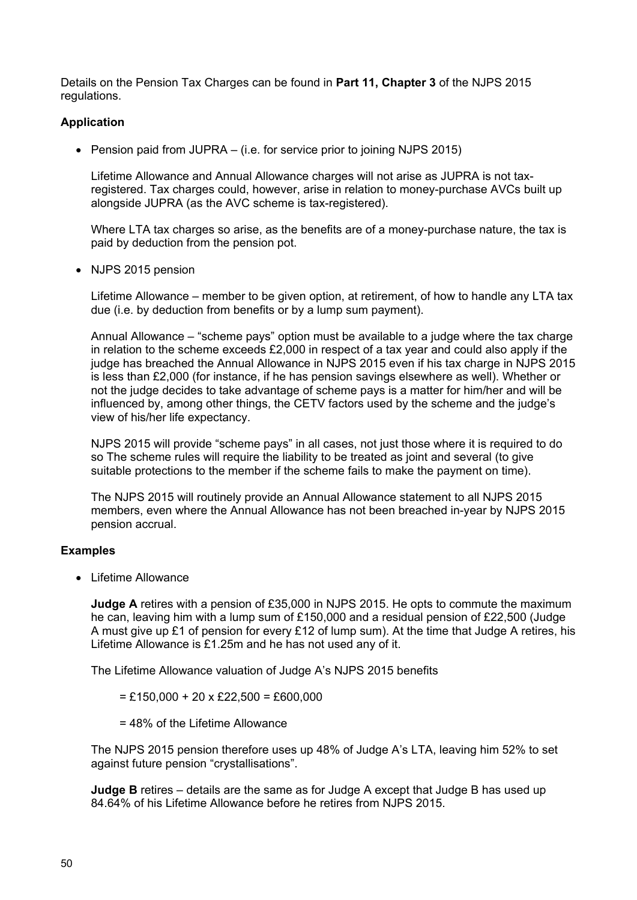Details on the Pension Tax Charges can be found in **Part 11, Chapter 3** of the NJPS 2015 regulations.

**Application**

- Pension paid from JUPRA – (i.e. for service prior to joining NJPS 2015)

  Lifetime Allowance and Annual Allowance charges will not arise as JUPRA is not tax-registered. Tax charges could, however, arise in relation to money-purchase AVCs built up alongside JUPRA (as the AVC scheme is tax-registered).

  Where LTA tax charges so arise, as the benefits are of a money-purchase nature, the tax is paid by deduction from the pension pot.

- NJPS 2015 pension

  Lifetime Allowance – member to be given option, at retirement, of how to handle any LTA tax due (i.e. by deduction from benefits or by a lump sum payment).

  Annual Allowance – "scheme pays" option must be available to a judge where the tax charge in relation to the scheme exceeds £2,000 in respect of a tax year and could also apply if the judge has breached the Annual Allowance in NJPS 2015 even if his tax charge in NJPS 2015 is less than £2,000 (for instance, if he has pension savings elsewhere as well). Whether or not the judge decides to take advantage of scheme pays is a matter for him/her and will be influenced by, among other things, the CETV factors used by the scheme and the judge's view of his/her life expectancy.

  NJPS 2015 will provide "scheme pays" in all cases, not just those where it is required to do so The scheme rules will require the liability to be treated as joint and several (to give suitable protections to the member if the scheme fails to make the payment on time).

  The NJPS 2015 will routinely provide an Annual Allowance statement to all NJPS 2015 members, even where the Annual Allowance has not been breached in-year by NJPS 2015 pension accrual.

**Examples**

- Lifetime Allowance

  **Judge A** retires with a pension of £35,000 in NJPS 2015. He opts to commute the maximum he can, leaving him with a lump sum of £150,000 and a residual pension of £22,500 (Judge A must give up £1 of pension for every £12 of lump sum). At the time that Judge A retires, his Lifetime Allowance is £1.25m and he has not used any of it.

  The Lifetime Allowance valuation of Judge A's NJPS 2015 benefits

  = £150,000 + 20 x £22,500 = £600,000

  = 48% of the Lifetime Allowance

  The NJPS 2015 pension therefore uses up 48% of Judge A's LTA, leaving him 52% to set against future pension "crystallisations".

  **Judge B** retires – details are the same as for Judge A except that Judge B has used up 84.64% of his Lifetime Allowance before he retires from NJPS 2015.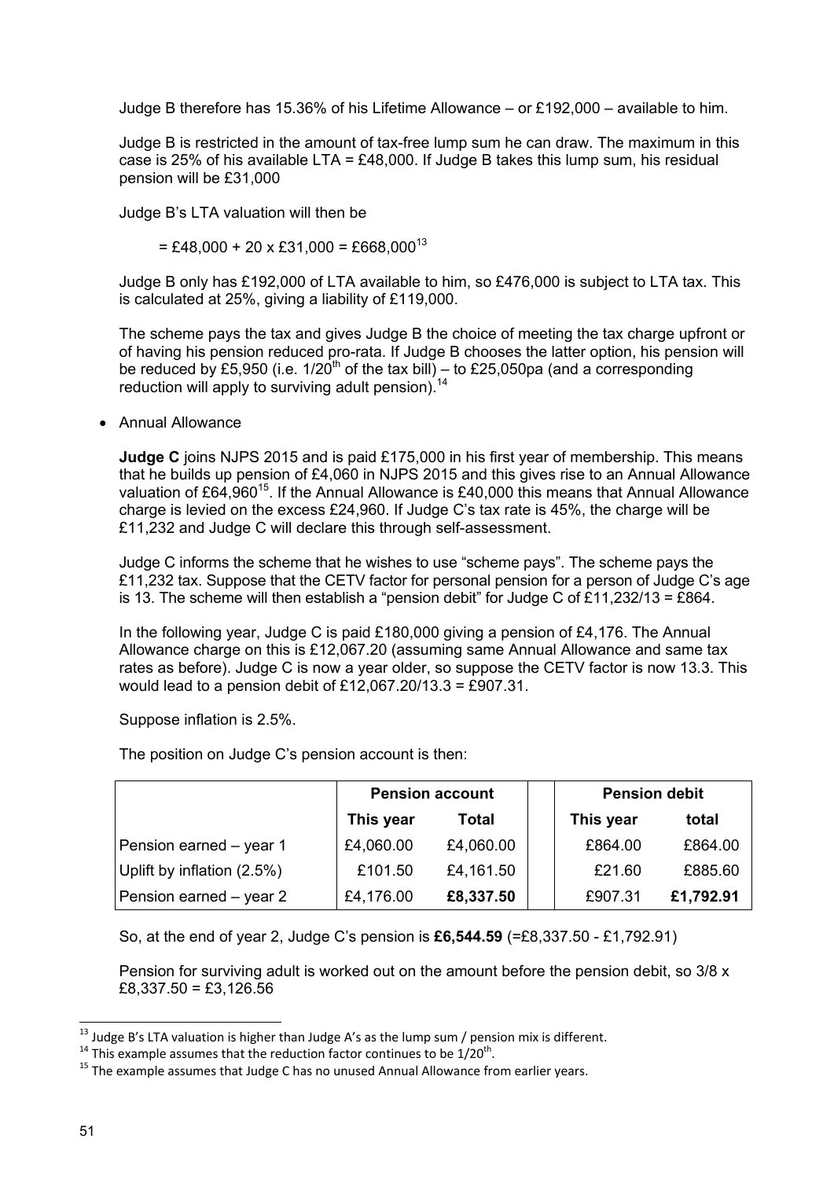Judge B therefore has 15.36% of his Lifetime Allowance – or £192,000 – available to him.

Judge B is restricted in the amount of tax-free lump sum he can draw. The maximum in this case is 25% of his available LTA = £48,000. If Judge B takes this lump sum, his residual pension will be £31,000

Judge B's LTA valuation will then be

= £48,000 + 20 x £31,000 = £668,000[13]

Judge B only has £192,000 of LTA available to him, so £476,000 is subject to LTA tax. This is calculated at 25%, giving a liability of £119,000.

The scheme pays the tax and gives Judge B the choice of meeting the tax charge upfront or of having his pension reduced pro-rata. If Judge B chooses the latter option, his pension will be reduced by £5,950 (i.e. 1/20th of the tax bill) – to £25,050pa (and a corresponding reduction will apply to surviving adult pension).[14]

- Annual Allowance

**Judge C** joins NJPS 2015 and is paid £175,000 in his first year of membership. This means that he builds up pension of £4,060 in NJPS 2015 and this gives rise to an Annual Allowance valuation of £64,960[15]. If the Annual Allowance is £40,000 this means that Annual Allowance charge is levied on the excess £24,960. If Judge C's tax rate is 45%, the charge will be £11,232 and Judge C will declare this through self-assessment.

Judge C informs the scheme that he wishes to use "scheme pays". The scheme pays the £11,232 tax. Suppose that the CETV factor for personal pension for a person of Judge C's age is 13. The scheme will then establish a "pension debit" for Judge C of £11,232/13 = £864.

In the following year, Judge C is paid £180,000 giving a pension of £4,176. The Annual Allowance charge on this is £12,067.20 (assuming same Annual Allowance and same tax rates as before). Judge C is now a year older, so suppose the CETV factor is now 13.3. This would lead to a pension debit of £12,067.20/13.3 = £907.31.

Suppose inflation is 2.5%.

The position on Judge C's pension account is then:

| | **Pension account** | | | **Pension debit** | |
|---|---|---|---|---|---|
| | **This year** | **Total** | | **This year** | **total** |
| Pension earned – year 1 | £4,060.00 | £4,060.00 | | £864.00 | £864.00 |
| Uplift by inflation (2.5%) | £101.50 | £4,161.50 | | £21.60 | £885.60 |
| Pension earned – year 2 | £4,176.00 | **£8,337.50** | | £907.31 | **£1,792.91** |

So, at the end of year 2, Judge C's pension is **£6,544.59** (=£8,337.50 - £1,792.91)

Pension for surviving adult is worked out on the amount before the pension debit, so 3/8 x £8,337.50 = £3,126.56

---

[13] Judge B's LTA valuation is higher than Judge A's as the lump sum / pension mix is different.

[14] This example assumes that the reduction factor continues to be 1/20th.

[15] The example assumes that Judge C has no unused Annual Allowance from earlier years.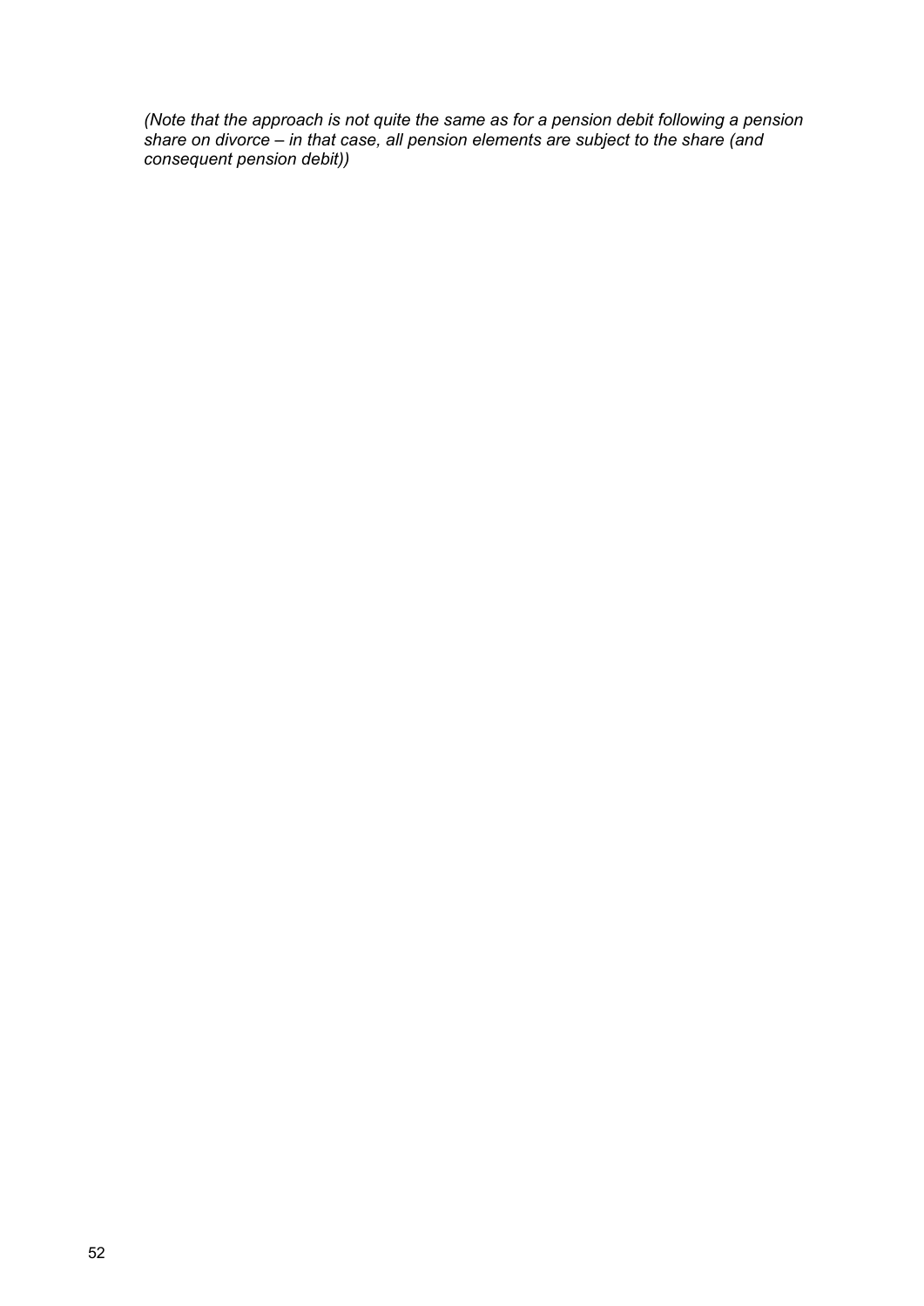*(Note that the approach is not quite the same as for a pension debit following a pension share on divorce – in that case, all pension elements are subject to the share (and consequent pension debit))*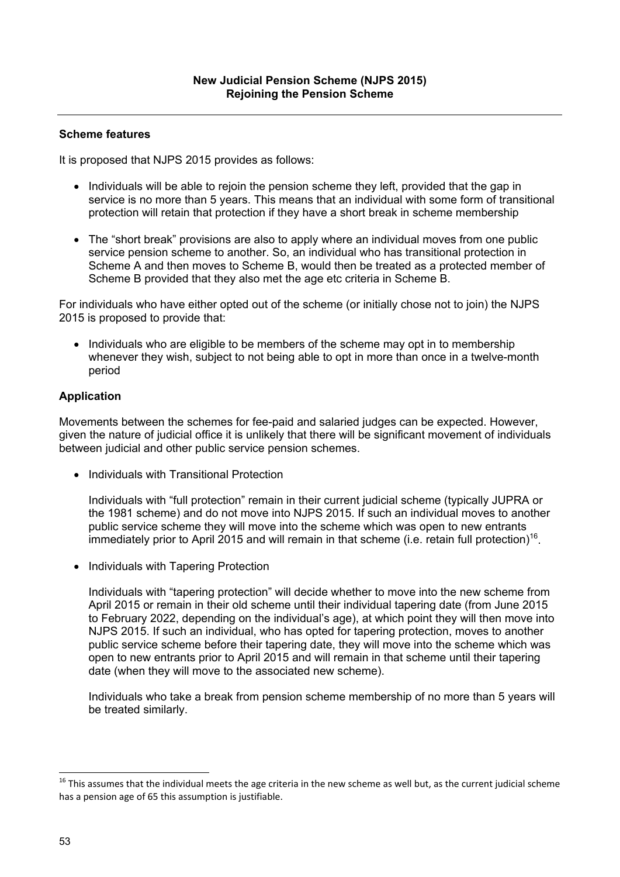**New Judicial Pension Scheme (NJPS 2015)**
**Rejoining the Pension Scheme**

---

### Scheme features

It is proposed that NJPS 2015 provides as follows:

- Individuals will be able to rejoin the pension scheme they left, provided that the gap in service is no more than 5 years. This means that an individual with some form of transitional protection will retain that protection if they have a short break in scheme membership

- The "short break" provisions are also to apply where an individual moves from one public service pension scheme to another. So, an individual who has transitional protection in Scheme A and then moves to Scheme B, would then be treated as a protected member of Scheme B provided that they also met the age etc criteria in Scheme B.

For individuals who have either opted out of the scheme (or initially chose not to join) the NJPS 2015 is proposed to provide that:

- Individuals who are eligible to be members of the scheme may opt in to membership whenever they wish, subject to not being able to opt in more than once in a twelve-month period

### Application

Movements between the schemes for fee-paid and salaried judges can be expected. However, given the nature of judicial office it is unlikely that there will be significant movement of individuals between judicial and other public service pension schemes.

- Individuals with Transitional Protection

  Individuals with "full protection" remain in their current judicial scheme (typically JUPRA or the 1981 scheme) and do not move into NJPS 2015. If such an individual moves to another public service scheme they will move into the scheme which was open to new entrants immediately prior to April 2015 and will remain in that scheme (i.e. retain full protection)[16].

- Individuals with Tapering Protection

  Individuals with "tapering protection" will decide whether to move into the new scheme from April 2015 or remain in their old scheme until their individual tapering date (from June 2015 to February 2022, depending on the individual's age), at which point they will then move into NJPS 2015. If such an individual, who has opted for tapering protection, moves to another public service scheme before their tapering date, they will move into the scheme which was open to new entrants prior to April 2015 and will remain in that scheme until their tapering date (when they will move to the associated new scheme).

  Individuals who take a break from pension scheme membership of no more than 5 years will be treated similarly.

---

[16] This assumes that the individual meets the age criteria in the new scheme as well but, as the current judicial scheme has a pension age of 65 this assumption is justifiable.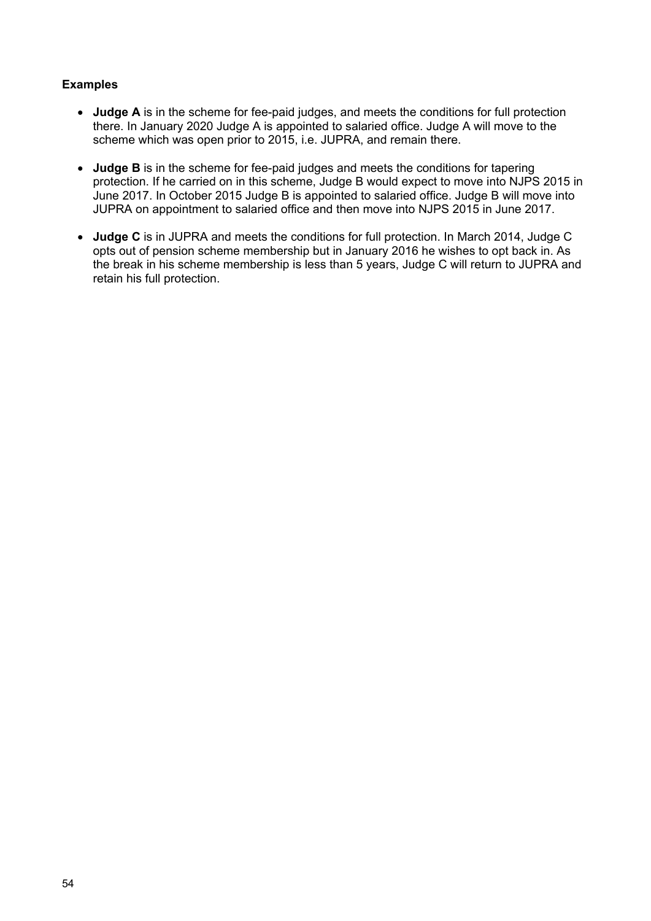**Examples**

- **Judge A** is in the scheme for fee-paid judges, and meets the conditions for full protection there. In January 2020 Judge A is appointed to salaried office. Judge A will move to the scheme which was open prior to 2015, i.e. JUPRA, and remain there.

- **Judge B** is in the scheme for fee-paid judges and meets the conditions for tapering protection. If he carried on in this scheme, Judge B would expect to move into NJPS 2015 in June 2017. In October 2015 Judge B is appointed to salaried office. Judge B will move into JUPRA on appointment to salaried office and then move into NJPS 2015 in June 2017.

- **Judge C** is in JUPRA and meets the conditions for full protection. In March 2014, Judge C opts out of pension scheme membership but in January 2016 he wishes to opt back in. As the break in his scheme membership is less than 5 years, Judge C will return to JUPRA and retain his full protection.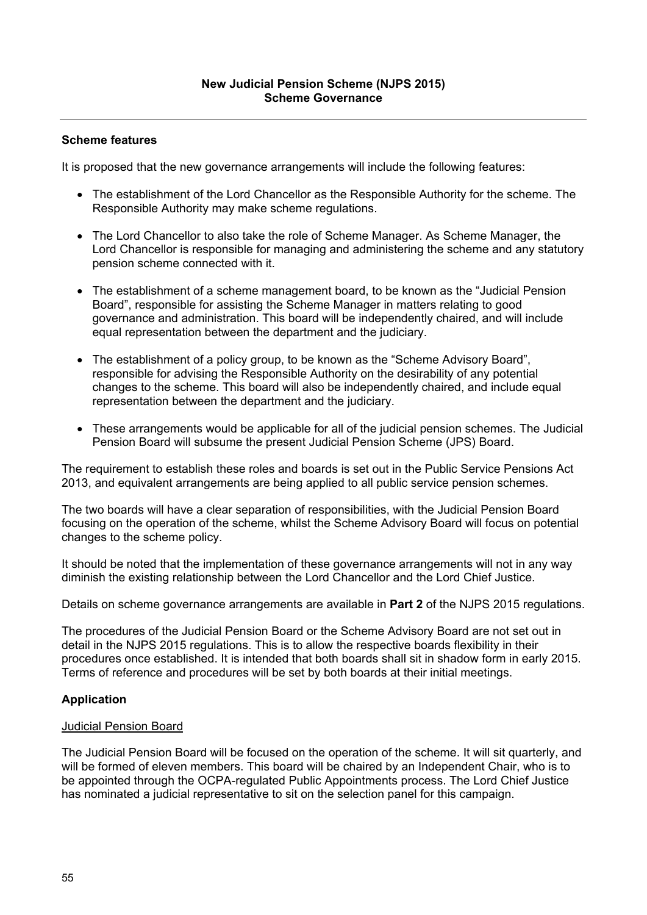# New Judicial Pension Scheme (NJPS 2015)
# Scheme Governance

---

## Scheme features

It is proposed that the new governance arrangements will include the following features:

- The establishment of the Lord Chancellor as the Responsible Authority for the scheme. The Responsible Authority may make scheme regulations.
- The Lord Chancellor to also take the role of Scheme Manager. As Scheme Manager, the Lord Chancellor is responsible for managing and administering the scheme and any statutory pension scheme connected with it.
- The establishment of a scheme management board, to be known as the "Judicial Pension Board", responsible for assisting the Scheme Manager in matters relating to good governance and administration. This board will be independently chaired, and will include equal representation between the department and the judiciary.
- The establishment of a policy group, to be known as the "Scheme Advisory Board", responsible for advising the Responsible Authority on the desirability of any potential changes to the scheme. This board will also be independently chaired, and include equal representation between the department and the judiciary.
- These arrangements would be applicable for all of the judicial pension schemes. The Judicial Pension Board will subsume the present Judicial Pension Scheme (JPS) Board.

The requirement to establish these roles and boards is set out in the Public Service Pensions Act 2013, and equivalent arrangements are being applied to all public service pension schemes.

The two boards will have a clear separation of responsibilities, with the Judicial Pension Board focusing on the operation of the scheme, whilst the Scheme Advisory Board will focus on potential changes to the scheme policy.

It should be noted that the implementation of these governance arrangements will not in any way diminish the existing relationship between the Lord Chancellor and the Lord Chief Justice.

Details on scheme governance arrangements are available in **Part 2** of the NJPS 2015 regulations.

The procedures of the Judicial Pension Board or the Scheme Advisory Board are not set out in detail in the NJPS 2015 regulations. This is to allow the respective boards flexibility in their procedures once established. It is intended that both boards shall sit in shadow form in early 2015. Terms of reference and procedures will be set by both boards at their initial meetings.

## Application

### Judicial Pension Board

The Judicial Pension Board will be focused on the operation of the scheme. It will sit quarterly, and will be formed of eleven members. This board will be chaired by an Independent Chair, who is to be appointed through the OCPA-regulated Public Appointments process. The Lord Chief Justice has nominated a judicial representative to sit on the selection panel for this campaign.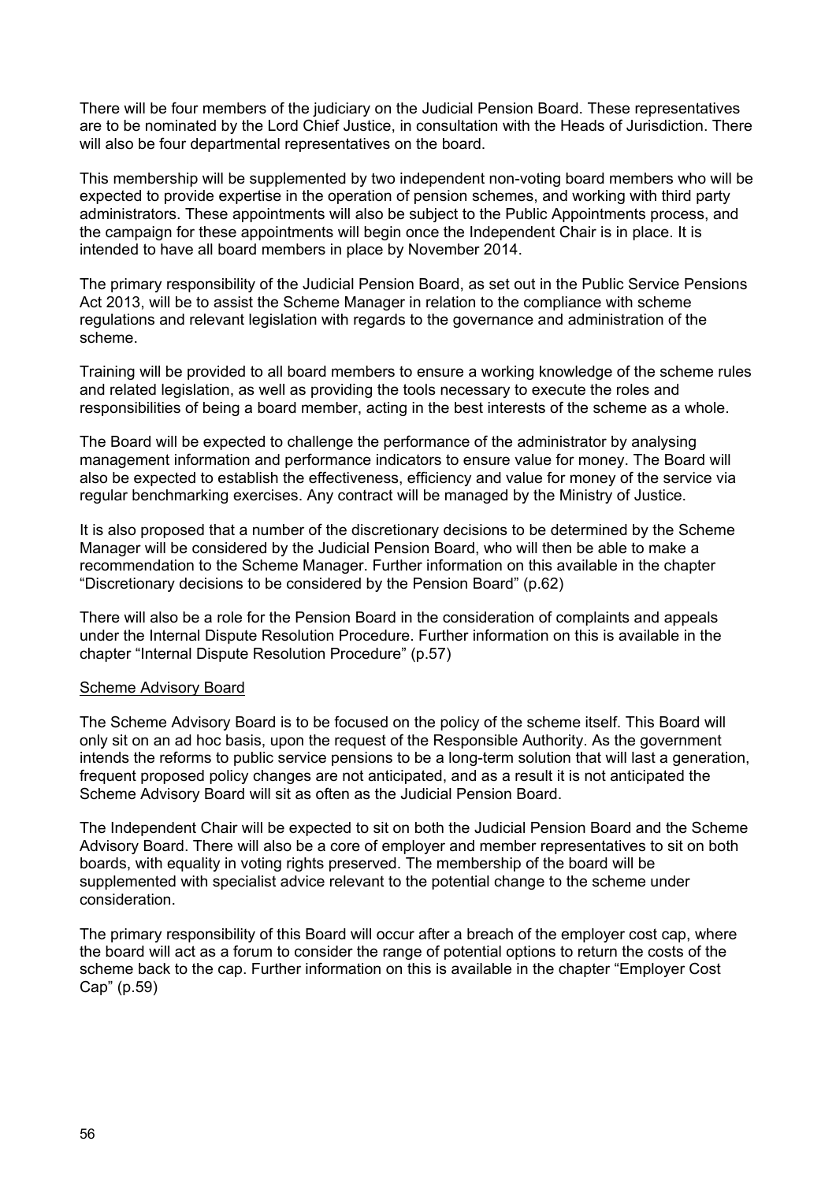There will be four members of the judiciary on the Judicial Pension Board. These representatives are to be nominated by the Lord Chief Justice, in consultation with the Heads of Jurisdiction. There will also be four departmental representatives on the board.

This membership will be supplemented by two independent non-voting board members who will be expected to provide expertise in the operation of pension schemes, and working with third party administrators. These appointments will also be subject to the Public Appointments process, and the campaign for these appointments will begin once the Independent Chair is in place. It is intended to have all board members in place by November 2014.

The primary responsibility of the Judicial Pension Board, as set out in the Public Service Pensions Act 2013, will be to assist the Scheme Manager in relation to the compliance with scheme regulations and relevant legislation with regards to the governance and administration of the scheme.

Training will be provided to all board members to ensure a working knowledge of the scheme rules and related legislation, as well as providing the tools necessary to execute the roles and responsibilities of being a board member, acting in the best interests of the scheme as a whole.

The Board will be expected to challenge the performance of the administrator by analysing management information and performance indicators to ensure value for money. The Board will also be expected to establish the effectiveness, efficiency and value for money of the service via regular benchmarking exercises. Any contract will be managed by the Ministry of Justice.

It is also proposed that a number of the discretionary decisions to be determined by the Scheme Manager will be considered by the Judicial Pension Board, who will then be able to make a recommendation to the Scheme Manager. Further information on this available in the chapter "Discretionary decisions to be considered by the Pension Board" (p.62)

There will also be a role for the Pension Board in the consideration of complaints and appeals under the Internal Dispute Resolution Procedure. Further information on this is available in the chapter "Internal Dispute Resolution Procedure" (p.57)

<u>Scheme Advisory Board</u>

The Scheme Advisory Board is to be focused on the policy of the scheme itself. This Board will only sit on an ad hoc basis, upon the request of the Responsible Authority. As the government intends the reforms to public service pensions to be a long-term solution that will last a generation, frequent proposed policy changes are not anticipated, and as a result it is not anticipated the Scheme Advisory Board will sit as often as the Judicial Pension Board.

The Independent Chair will be expected to sit on both the Judicial Pension Board and the Scheme Advisory Board. There will also be a core of employer and member representatives to sit on both boards, with equality in voting rights preserved. The membership of the board will be supplemented with specialist advice relevant to the potential change to the scheme under consideration.

The primary responsibility of this Board will occur after a breach of the employer cost cap, where the board will act as a forum to consider the range of potential options to return the costs of the scheme back to the cap. Further information on this is available in the chapter "Employer Cost Cap" (p.59)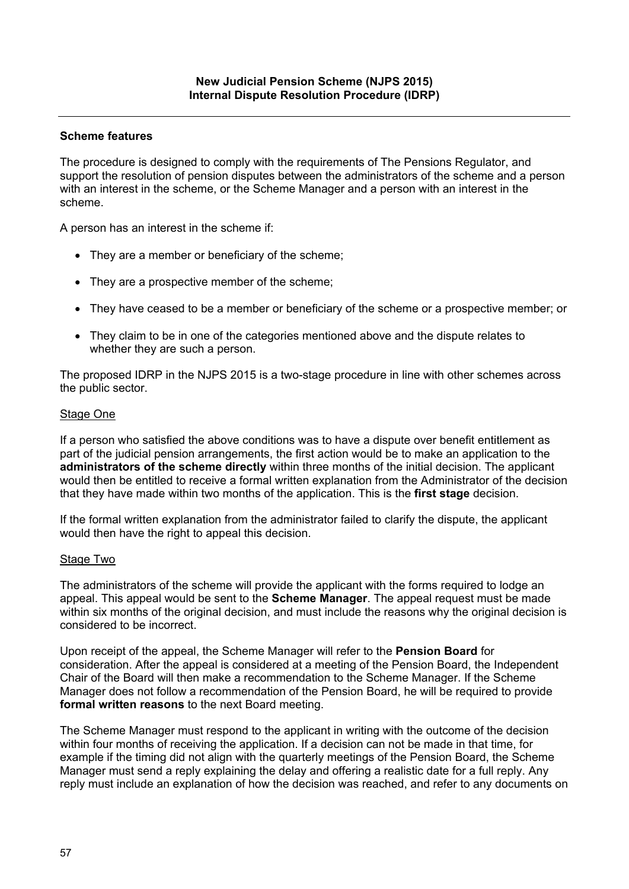**New Judicial Pension Scheme (NJPS 2015)**
**Internal Dispute Resolution Procedure (IDRP)**

---

**Scheme features**

The procedure is designed to comply with the requirements of The Pensions Regulator, and support the resolution of pension disputes between the administrators of the scheme and a person with an interest in the scheme, or the Scheme Manager and a person with an interest in the scheme.

A person has an interest in the scheme if:

- They are a member or beneficiary of the scheme;
- They are a prospective member of the scheme;
- They have ceased to be a member or beneficiary of the scheme or a prospective member; or
- They claim to be in one of the categories mentioned above and the dispute relates to whether they are such a person.

The proposed IDRP in the NJPS 2015 is a two-stage procedure in line with other schemes across the public sector.

Stage One

If a person who satisfied the above conditions was to have a dispute over benefit entitlement as part of the judicial pension arrangements, the first action would be to make an application to the **administrators of the scheme directly** within three months of the initial decision. The applicant would then be entitled to receive a formal written explanation from the Administrator of the decision that they have made within two months of the application. This is the **first stage** decision.

If the formal written explanation from the administrator failed to clarify the dispute, the applicant would then have the right to appeal this decision.

Stage Two

The administrators of the scheme will provide the applicant with the forms required to lodge an appeal. This appeal would be sent to the **Scheme Manager**. The appeal request must be made within six months of the original decision, and must include the reasons why the original decision is considered to be incorrect.

Upon receipt of the appeal, the Scheme Manager will refer to the **Pension Board** for consideration. After the appeal is considered at a meeting of the Pension Board, the Independent Chair of the Board will then make a recommendation to the Scheme Manager. If the Scheme Manager does not follow a recommendation of the Pension Board, he will be required to provide **formal written reasons** to the next Board meeting.

The Scheme Manager must respond to the applicant in writing with the outcome of the decision within four months of receiving the application. If a decision can not be made in that time, for example if the timing did not align with the quarterly meetings of the Pension Board, the Scheme Manager must send a reply explaining the delay and offering a realistic date for a full reply. Any reply must include an explanation of how the decision was reached, and refer to any documents on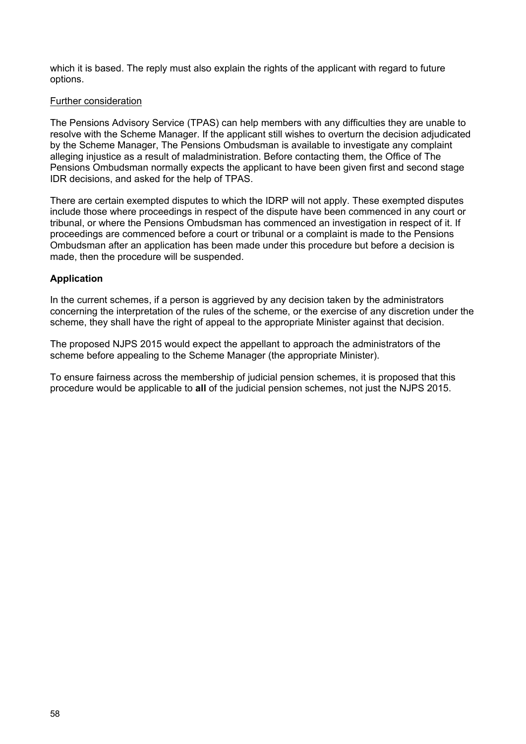which it is based. The reply must also explain the rights of the applicant with regard to future options.

Further consideration

The Pensions Advisory Service (TPAS) can help members with any difficulties they are unable to resolve with the Scheme Manager. If the applicant still wishes to overturn the decision adjudicated by the Scheme Manager, The Pensions Ombudsman is available to investigate any complaint alleging injustice as a result of maladministration. Before contacting them, the Office of The Pensions Ombudsman normally expects the applicant to have been given first and second stage IDR decisions, and asked for the help of TPAS.

There are certain exempted disputes to which the IDRP will not apply. These exempted disputes include those where proceedings in respect of the dispute have been commenced in any court or tribunal, or where the Pensions Ombudsman has commenced an investigation in respect of it. If proceedings are commenced before a court or tribunal or a complaint is made to the Pensions Ombudsman after an application has been made under this procedure but before a decision is made, then the procedure will be suspended.

**Application**

In the current schemes, if a person is aggrieved by any decision taken by the administrators concerning the interpretation of the rules of the scheme, or the exercise of any discretion under the scheme, they shall have the right of appeal to the appropriate Minister against that decision.

The proposed NJPS 2015 would expect the appellant to approach the administrators of the scheme before appealing to the Scheme Manager (the appropriate Minister).

To ensure fairness across the membership of judicial pension schemes, it is proposed that this procedure would be applicable to **all** of the judicial pension schemes, not just the NJPS 2015.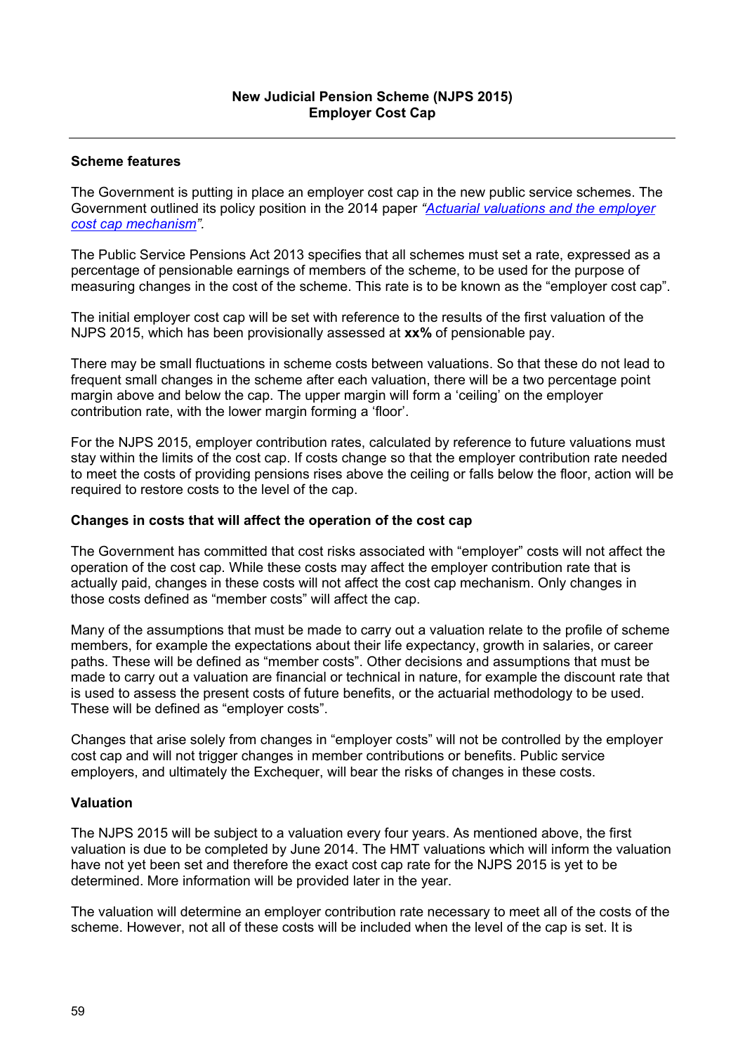**New Judicial Pension Scheme (NJPS 2015)**
**Employer Cost Cap**

---

**Scheme features**

The Government is putting in place an employer cost cap in the new public service schemes. The Government outlined its policy position in the 2014 paper *"[Actuarial valuations and the employer cost cap mechanism](#)"*.

The Public Service Pensions Act 2013 specifies that all schemes must set a rate, expressed as a percentage of pensionable earnings of members of the scheme, to be used for the purpose of measuring changes in the cost of the scheme. This rate is to be known as the "employer cost cap".

The initial employer cost cap will be set with reference to the results of the first valuation of the NJPS 2015, which has been provisionally assessed at **xx%** of pensionable pay.

There may be small fluctuations in scheme costs between valuations. So that these do not lead to frequent small changes in the scheme after each valuation, there will be a two percentage point margin above and below the cap. The upper margin will form a 'ceiling' on the employer contribution rate, with the lower margin forming a 'floor'.

For the NJPS 2015, employer contribution rates, calculated by reference to future valuations must stay within the limits of the cost cap. If costs change so that the employer contribution rate needed to meet the costs of providing pensions rises above the ceiling or falls below the floor, action will be required to restore costs to the level of the cap.

**Changes in costs that will affect the operation of the cost cap**

The Government has committed that cost risks associated with "employer" costs will not affect the operation of the cost cap. While these costs may affect the employer contribution rate that is actually paid, changes in these costs will not affect the cost cap mechanism. Only changes in those costs defined as "member costs" will affect the cap.

Many of the assumptions that must be made to carry out a valuation relate to the profile of scheme members, for example the expectations about their life expectancy, growth in salaries, or career paths. These will be defined as "member costs". Other decisions and assumptions that must be made to carry out a valuation are financial or technical in nature, for example the discount rate that is used to assess the present costs of future benefits, or the actuarial methodology to be used. These will be defined as "employer costs".

Changes that arise solely from changes in "employer costs" will not be controlled by the employer cost cap and will not trigger changes in member contributions or benefits. Public service employers, and ultimately the Exchequer, will bear the risks of changes in these costs.

**Valuation**

The NJPS 2015 will be subject to a valuation every four years. As mentioned above, the first valuation is due to be completed by June 2014. The HMT valuations which will inform the valuation have not yet been set and therefore the exact cost cap rate for the NJPS 2015 is yet to be determined. More information will be provided later in the year.

The valuation will determine an employer contribution rate necessary to meet all of the costs of the scheme. However, not all of these costs will be included when the level of the cap is set. It is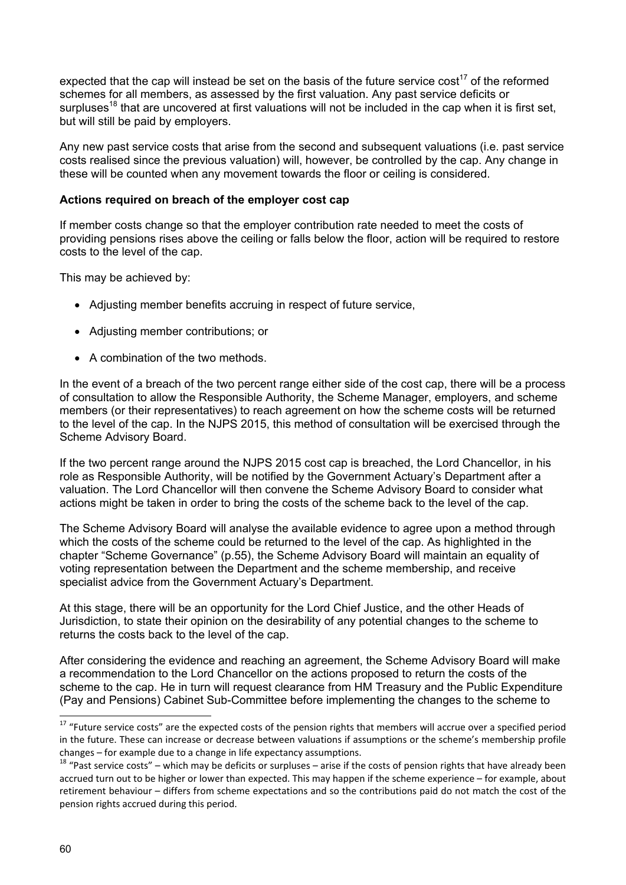expected that the cap will instead be set on the basis of the future service cost[17] of the reformed schemes for all members, as assessed by the first valuation. Any past service deficits or surpluses[18] that are uncovered at first valuations will not be included in the cap when it is first set, but will still be paid by employers.

Any new past service costs that arise from the second and subsequent valuations (i.e. past service costs realised since the previous valuation) will, however, be controlled by the cap. Any change in these will be counted when any movement towards the floor or ceiling is considered.

**Actions required on breach of the employer cost cap**

If member costs change so that the employer contribution rate needed to meet the costs of providing pensions rises above the ceiling or falls below the floor, action will be required to restore costs to the level of the cap.

This may be achieved by:

- Adjusting member benefits accruing in respect of future service,
- Adjusting member contributions; or
- A combination of the two methods.

In the event of a breach of the two percent range either side of the cost cap, there will be a process of consultation to allow the Responsible Authority, the Scheme Manager, employers, and scheme members (or their representatives) to reach agreement on how the scheme costs will be returned to the level of the cap. In the NJPS 2015, this method of consultation will be exercised through the Scheme Advisory Board.

If the two percent range around the NJPS 2015 cost cap is breached, the Lord Chancellor, in his role as Responsible Authority, will be notified by the Government Actuary's Department after a valuation. The Lord Chancellor will then convene the Scheme Advisory Board to consider what actions might be taken in order to bring the costs of the scheme back to the level of the cap.

The Scheme Advisory Board will analyse the available evidence to agree upon a method through which the costs of the scheme could be returned to the level of the cap. As highlighted in the chapter "Scheme Governance" (p.55), the Scheme Advisory Board will maintain an equality of voting representation between the Department and the scheme membership, and receive specialist advice from the Government Actuary's Department.

At this stage, there will be an opportunity for the Lord Chief Justice, and the other Heads of Jurisdiction, to state their opinion on the desirability of any potential changes to the scheme to returns the costs back to the level of the cap.

After considering the evidence and reaching an agreement, the Scheme Advisory Board will make a recommendation to the Lord Chancellor on the actions proposed to return the costs of the scheme to the cap. He in turn will request clearance from HM Treasury and the Public Expenditure (Pay and Pensions) Cabinet Sub-Committee before implementing the changes to the scheme to

---

[17] "Future service costs" are the expected costs of the pension rights that members will accrue over a specified period in the future. These can increase or decrease between valuations if assumptions or the scheme's membership profile changes – for example due to a change in life expectancy assumptions.

[18] "Past service costs" – which may be deficits or surpluses – arise if the costs of pension rights that have already been accrued turn out to be higher or lower than expected. This may happen if the scheme experience – for example, about retirement behaviour – differs from scheme expectations and so the contributions paid do not match the cost of the pension rights accrued during this period.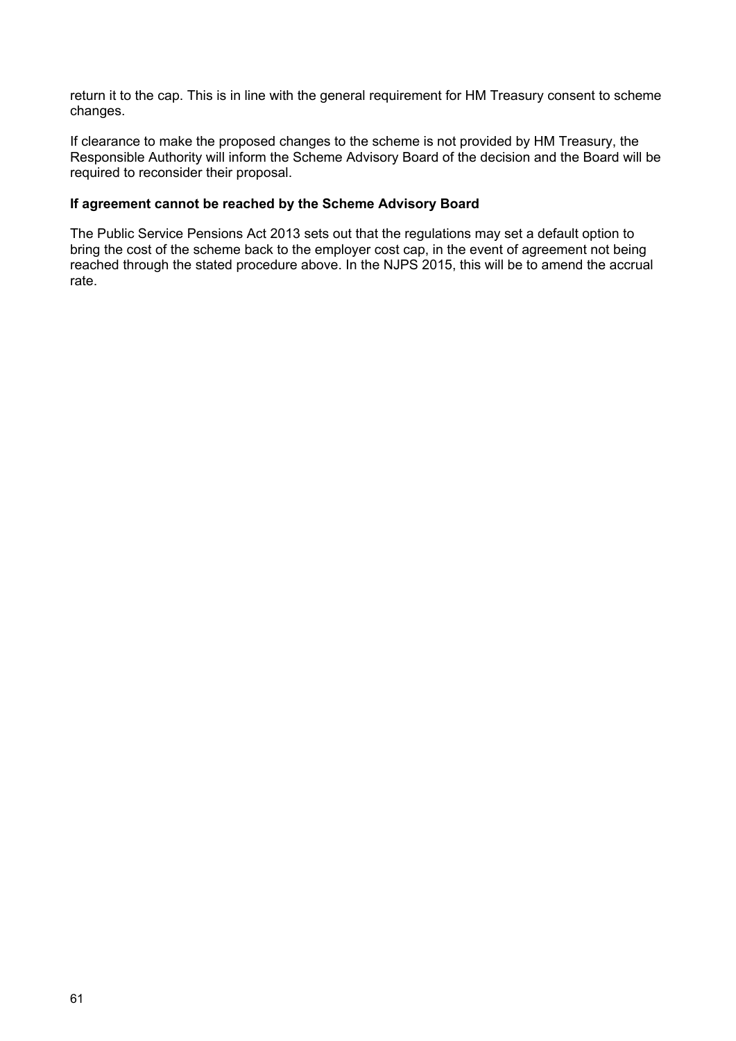return it to the cap. This is in line with the general requirement for HM Treasury consent to scheme changes.

If clearance to make the proposed changes to the scheme is not provided by HM Treasury, the Responsible Authority will inform the Scheme Advisory Board of the decision and the Board will be required to reconsider their proposal.

**If agreement cannot be reached by the Scheme Advisory Board**

The Public Service Pensions Act 2013 sets out that the regulations may set a default option to bring the cost of the scheme back to the employer cost cap, in the event of agreement not being reached through the stated procedure above. In the NJPS 2015, this will be to amend the accrual rate.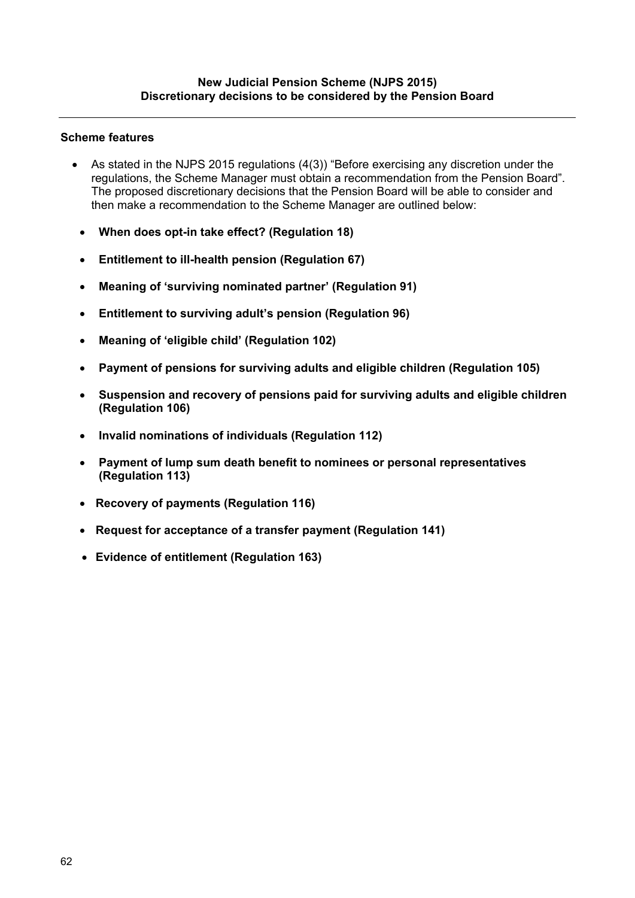**New Judicial Pension Scheme (NJPS 2015)**
**Discretionary decisions to be considered by the Pension Board**

---

**Scheme features**

- As stated in the NJPS 2015 regulations (4(3)) "Before exercising any discretion under the regulations, the Scheme Manager must obtain a recommendation from the Pension Board". The proposed discretionary decisions that the Pension Board will be able to consider and then make a recommendation to the Scheme Manager are outlined below:

  - **When does opt-in take effect? (Regulation 18)**
  - **Entitlement to ill-health pension (Regulation 67)**
  - **Meaning of 'surviving nominated partner' (Regulation 91)**
  - **Entitlement to surviving adult's pension (Regulation 96)**
  - **Meaning of 'eligible child' (Regulation 102)**
  - **Payment of pensions for surviving adults and eligible children (Regulation 105)**
  - **Suspension and recovery of pensions paid for surviving adults and eligible children (Regulation 106)**
  - **Invalid nominations of individuals (Regulation 112)**
  - **Payment of lump sum death benefit to nominees or personal representatives (Regulation 113)**
  - **Recovery of payments (Regulation 116)**
  - **Request for acceptance of a transfer payment (Regulation 141)**
  - **Evidence of entitlement (Regulation 163)**